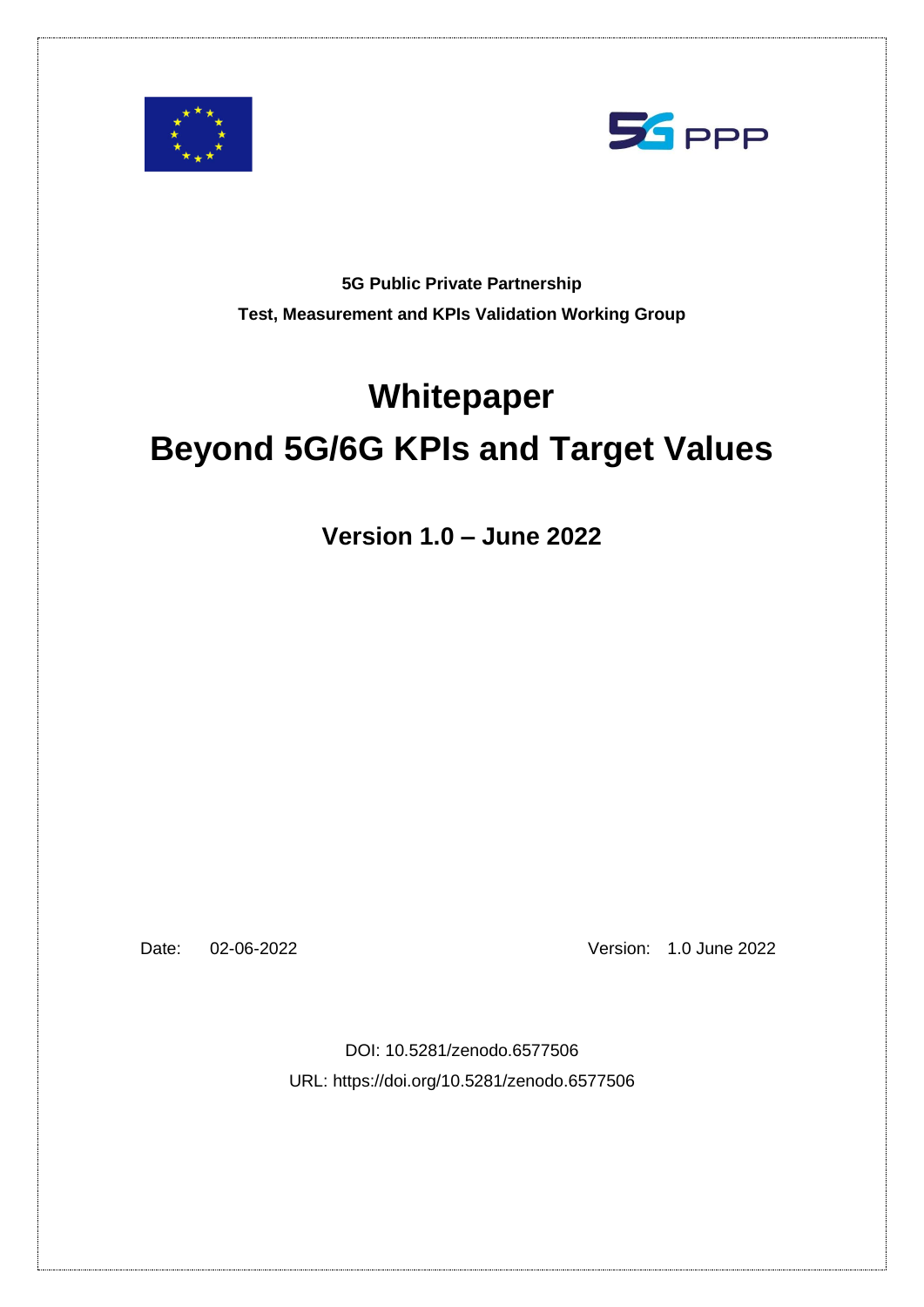**5G Public Private Partnership**

**Test, Measurement and KPIs Validation Working Group**

# Whitepaper

# Beyond 5G/6G KPIs and Target Values

## Version 1.0 – June 2022

Date: 02-06-2022

Version: 1.0 June 2022

DOI: 10.5281/zenodo.6577506

URL: https://doi.org/10.5281/zenodo.6577506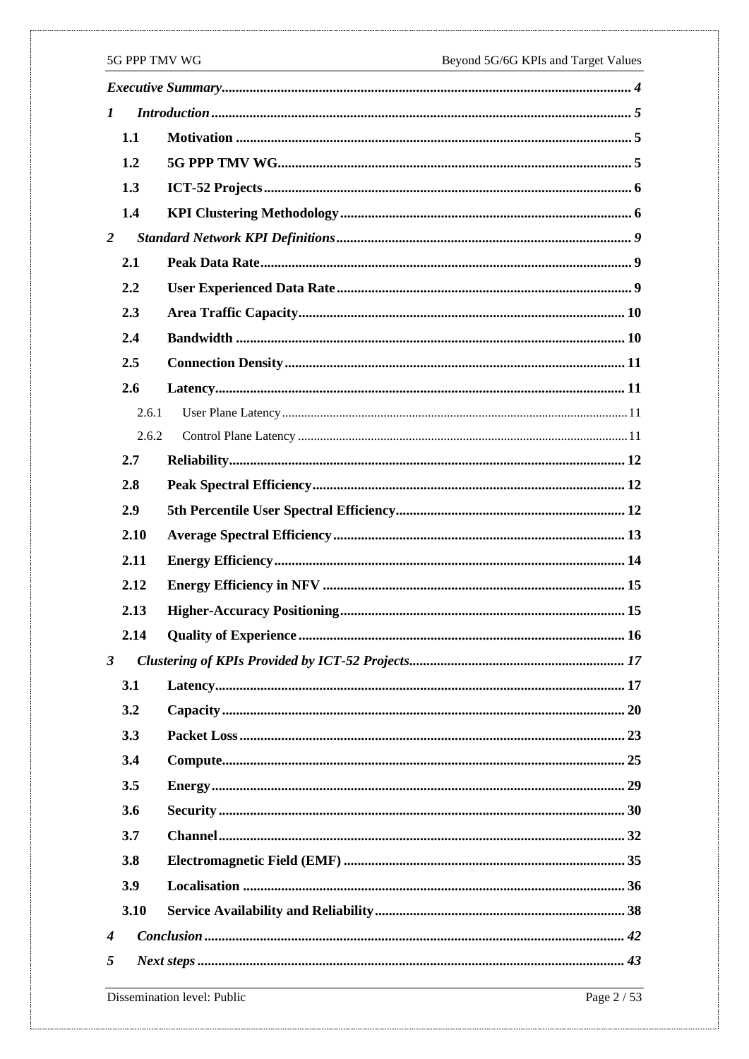*Executive Summary* .......... 4

*1 Introduction* .......... 5

**1.1 Motivation** .......... 5

**1.2 5G PPP TMV WG** .......... 5

**1.3 ICT-52 Projects** .......... 6

**1.4 KPI Clustering Methodology** .......... 6

*2 Standard Network KPI Definitions* .......... 9

**2.1 Peak Data Rate** .......... 9

**2.2 User Experienced Data Rate** .......... 9

**2.3 Area Traffic Capacity** .......... 10

**2.4 Bandwidth** .......... 10

**2.5 Connection Density** .......... 11

**2.6 Latency** .......... 11

2.6.1 User Plane Latency .......... 11

2.6.2 Control Plane Latency .......... 11

**2.7 Reliability** .......... 12

**2.8 Peak Spectral Efficiency** .......... 12

**2.9 5th Percentile User Spectral Efficiency** .......... 12

**2.10 Average Spectral Efficiency** .......... 13

**2.11 Energy Efficiency** .......... 14

**2.12 Energy Efficiency in NFV** .......... 15

**2.13 Higher-Accuracy Positioning** .......... 15

**2.14 Quality of Experience** .......... 16

*3 Clustering of KPIs Provided by ICT-52 Projects* .......... 17

**3.1 Latency** .......... 17

**3.2 Capacity** .......... 20

**3.3 Packet Loss** .......... 23

**3.4 Compute** .......... 25

**3.5 Energy** .......... 29

**3.6 Security** .......... 30

**3.7 Channel** .......... 32

**3.8 Electromagnetic Field (EMF)** .......... 35

**3.9 Localisation** .......... 36

**3.10 Service Availability and Reliability** .......... 38

*4 Conclusion* .......... 42

*5 Next steps* .......... 43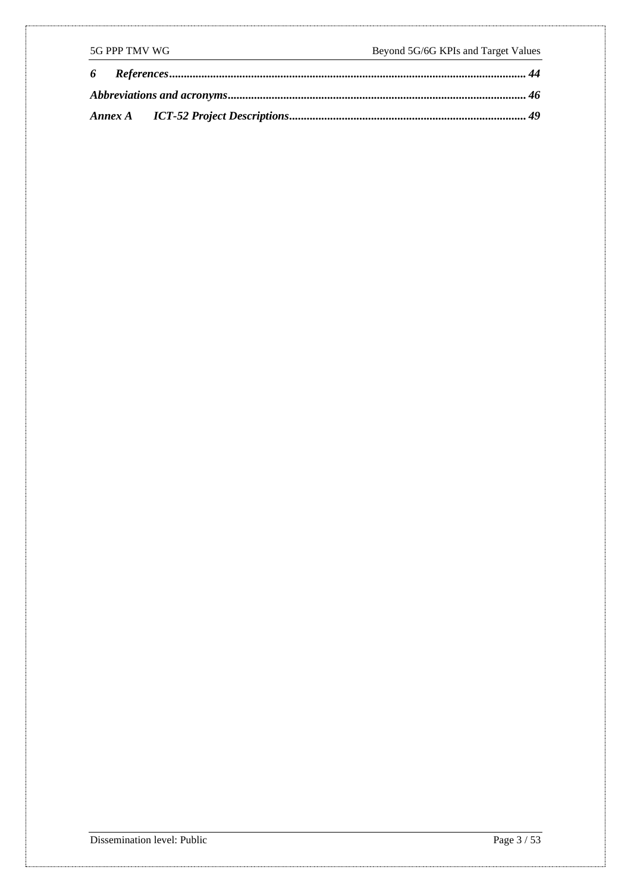*6 References................................................................................................................... 44*

*Abbreviations and acronyms.................................................................................................. 46*

*Annex A ICT-52 Project Descriptions................................................................................. 49*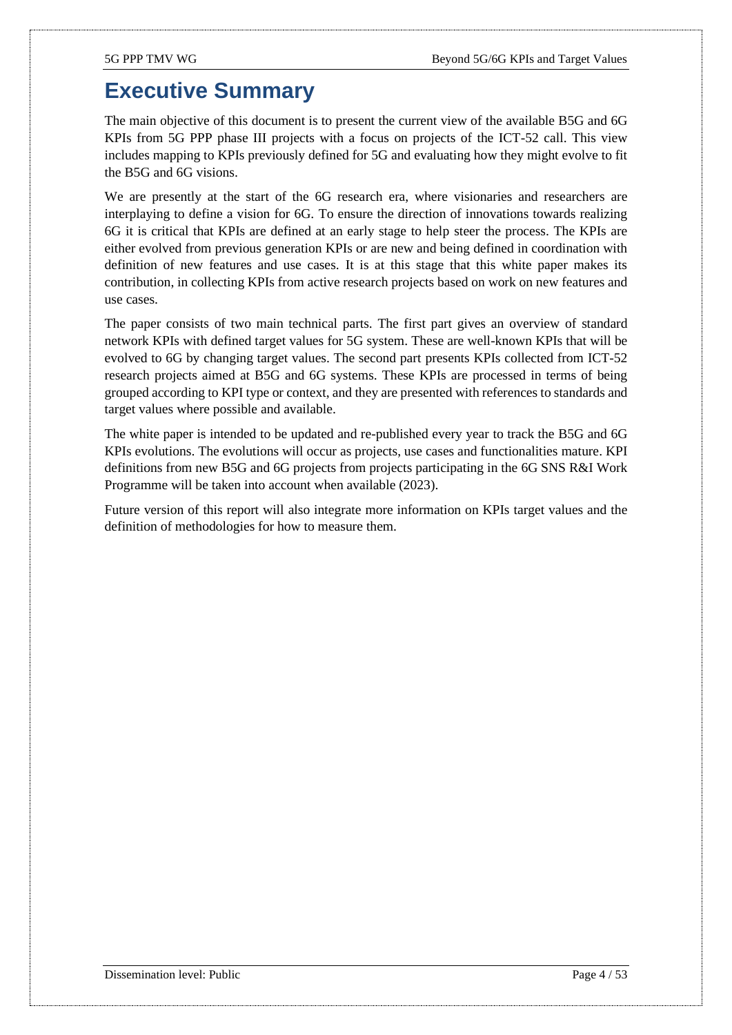# Executive Summary

The main objective of this document is to present the current view of the available B5G and 6G KPIs from 5G PPP phase III projects with a focus on projects of the ICT-52 call. This view includes mapping to KPIs previously defined for 5G and evaluating how they might evolve to fit the B5G and 6G visions.

We are presently at the start of the 6G research era, where visionaries and researchers are interplaying to define a vision for 6G. To ensure the direction of innovations towards realizing 6G it is critical that KPIs are defined at an early stage to help steer the process. The KPIs are either evolved from previous generation KPIs or are new and being defined in coordination with definition of new features and use cases. It is at this stage that this white paper makes its contribution, in collecting KPIs from active research projects based on work on new features and use cases.

The paper consists of two main technical parts. The first part gives an overview of standard network KPIs with defined target values for 5G system. These are well-known KPIs that will be evolved to 6G by changing target values. The second part presents KPIs collected from ICT-52 research projects aimed at B5G and 6G systems. These KPIs are processed in terms of being grouped according to KPI type or context, and they are presented with references to standards and target values where possible and available.

The white paper is intended to be updated and re-published every year to track the B5G and 6G KPIs evolutions. The evolutions will occur as projects, use cases and functionalities mature. KPI definitions from new B5G and 6G projects from projects participating in the 6G SNS R&I Work Programme will be taken into account when available (2023).

Future version of this report will also integrate more information on KPIs target values and the definition of methodologies for how to measure them.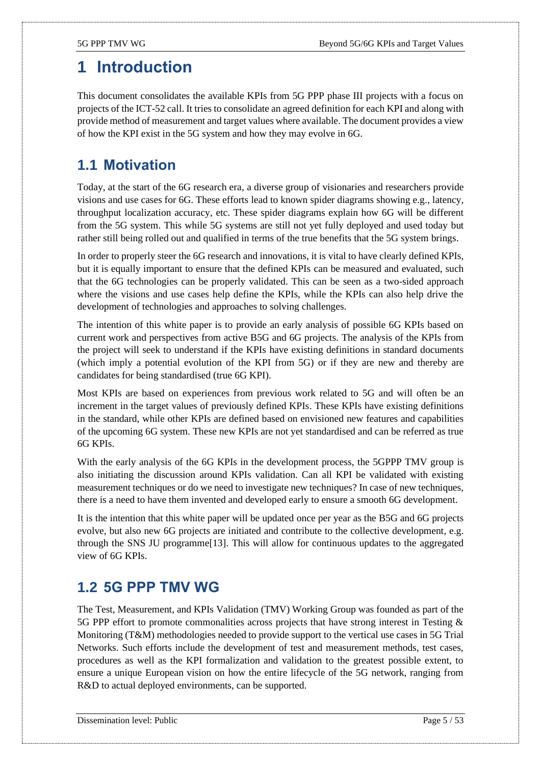# 1 Introduction

This document consolidates the available KPIs from 5G PPP phase III projects with a focus on projects of the ICT-52 call. It tries to consolidate an agreed definition for each KPI and along with provide method of measurement and target values where available. The document provides a view of how the KPI exist in the 5G system and how they may evolve in 6G.

## 1.1 Motivation

Today, at the start of the 6G research era, a diverse group of visionaries and researchers provide visions and use cases for 6G. These efforts lead to known spider diagrams showing e.g., latency, throughput localization accuracy, etc. These spider diagrams explain how 6G will be different from the 5G system. This while 5G systems are still not yet fully deployed and used today but rather still being rolled out and qualified in terms of the true benefits that the 5G system brings.

In order to properly steer the 6G research and innovations, it is vital to have clearly defined KPIs, but it is equally important to ensure that the defined KPIs can be measured and evaluated, such that the 6G technologies can be properly validated. This can be seen as a two-sided approach where the visions and use cases help define the KPIs, while the KPIs can also help drive the development of technologies and approaches to solving challenges.

The intention of this white paper is to provide an early analysis of possible 6G KPIs based on current work and perspectives from active B5G and 6G projects. The analysis of the KPIs from the project will seek to understand if the KPIs have existing definitions in standard documents (which imply a potential evolution of the KPI from 5G) or if they are new and thereby are candidates for being standardised (true 6G KPI).

Most KPIs are based on experiences from previous work related to 5G and will often be an increment in the target values of previously defined KPIs. These KPIs have existing definitions in the standard, while other KPIs are defined based on envisioned new features and capabilities of the upcoming 6G system. These new KPIs are not yet standardised and can be referred as true 6G KPIs.

With the early analysis of the 6G KPIs in the development process, the 5GPPP TMV group is also initiating the discussion around KPIs validation. Can all KPI be validated with existing measurement techniques or do we need to investigate new techniques? In case of new techniques, there is a need to have them invented and developed early to ensure a smooth 6G development.

It is the intention that this white paper will be updated once per year as the B5G and 6G projects evolve, but also new 6G projects are initiated and contribute to the collective development, e.g. through the SNS JU programme[13]. This will allow for continuous updates to the aggregated view of 6G KPIs.

## 1.2 5G PPP TMV WG

The Test, Measurement, and KPIs Validation (TMV) Working Group was founded as part of the 5G PPP effort to promote commonalities across projects that have strong interest in Testing & Monitoring (T&M) methodologies needed to provide support to the vertical use cases in 5G Trial Networks. Such efforts include the development of test and measurement methods, test cases, procedures as well as the KPI formalization and validation to the greatest possible extent, to ensure a unique European vision on how the entire lifecycle of the 5G network, ranging from R&D to actual deployed environments, can be supported.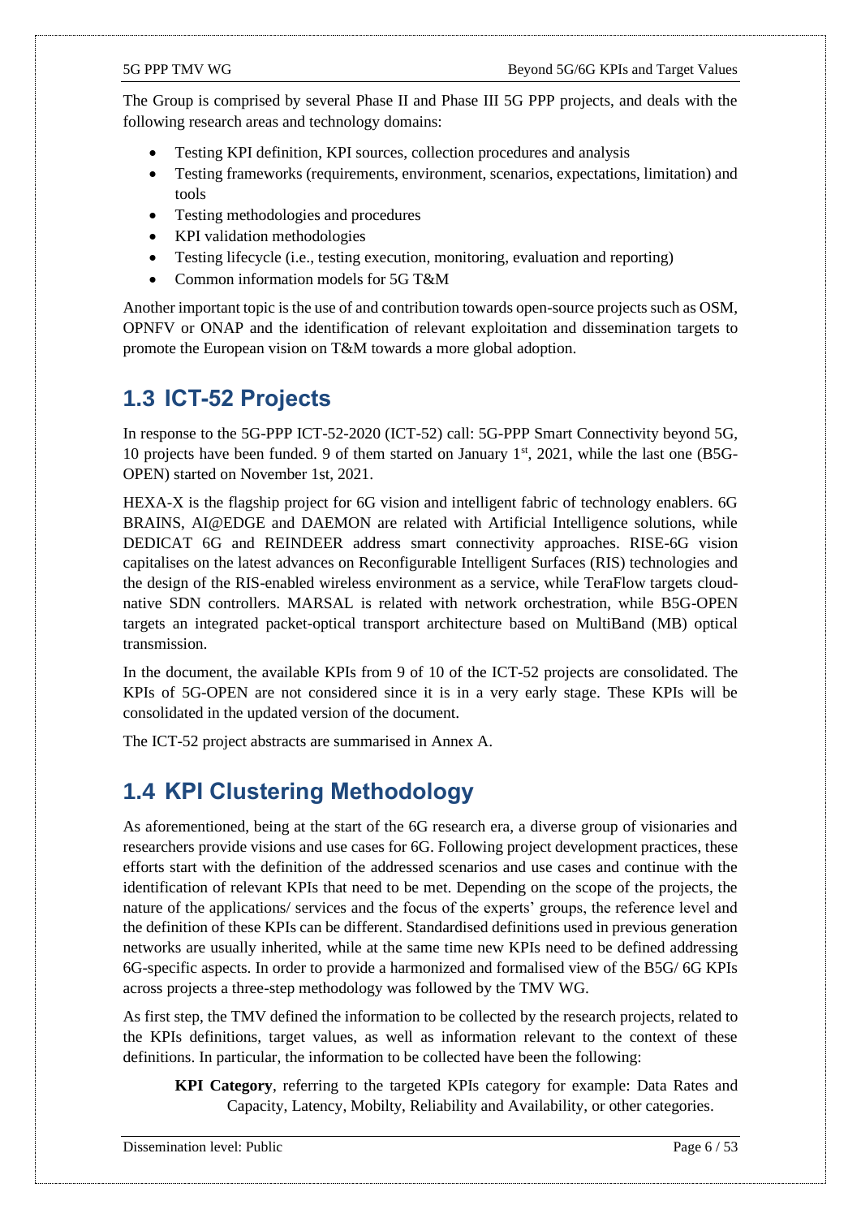The Group is comprised by several Phase II and Phase III 5G PPP projects, and deals with the following research areas and technology domains:

- Testing KPI definition, KPI sources, collection procedures and analysis
- Testing frameworks (requirements, environment, scenarios, expectations, limitation) and tools
- Testing methodologies and procedures
- KPI validation methodologies
- Testing lifecycle (i.e., testing execution, monitoring, evaluation and reporting)
- Common information models for 5G T&M

Another important topic is the use of and contribution towards open-source projects such as OSM, OPNFV or ONAP and the identification of relevant exploitation and dissemination targets to promote the European vision on T&M towards a more global adoption.

## 1.3 ICT-52 Projects

In response to the 5G-PPP ICT-52-2020 (ICT-52) call: 5G-PPP Smart Connectivity beyond 5G, 10 projects have been funded. 9 of them started on January 1st, 2021, while the last one (B5G-OPEN) started on November 1st, 2021.

HEXA-X is the flagship project for 6G vision and intelligent fabric of technology enablers. 6G BRAINS, AI@EDGE and DAEMON are related with Artificial Intelligence solutions, while DEDICAT 6G and REINDEER address smart connectivity approaches. RISE-6G vision capitalises on the latest advances on Reconfigurable Intelligent Surfaces (RIS) technologies and the design of the RIS-enabled wireless environment as a service, while TeraFlow targets cloud-native SDN controllers. MARSAL is related with network orchestration, while B5G-OPEN targets an integrated packet-optical transport architecture based on MultiBand (MB) optical transmission.

In the document, the available KPIs from 9 of 10 of the ICT-52 projects are consolidated. The KPIs of 5G-OPEN are not considered since it is in a very early stage. These KPIs will be consolidated in the updated version of the document.

The ICT-52 project abstracts are summarised in Annex A.

## 1.4 KPI Clustering Methodology

As aforementioned, being at the start of the 6G research era, a diverse group of visionaries and researchers provide visions and use cases for 6G. Following project development practices, these efforts start with the definition of the addressed scenarios and use cases and continue with the identification of relevant KPIs that need to be met. Depending on the scope of the projects, the nature of the applications/ services and the focus of the experts' groups, the reference level and the definition of these KPIs can be different. Standardised definitions used in previous generation networks are usually inherited, while at the same time new KPIs need to be defined addressing 6G-specific aspects. In order to provide a harmonized and formalised view of the B5G/ 6G KPIs across projects a three-step methodology was followed by the TMV WG.

As first step, the TMV defined the information to be collected by the research projects, related to the KPIs definitions, target values, as well as information relevant to the context of these definitions. In particular, the information to be collected have been the following:

**KPI Category**, referring to the targeted KPIs category for example: Data Rates and Capacity, Latency, Mobilty, Reliability and Availability, or other categories.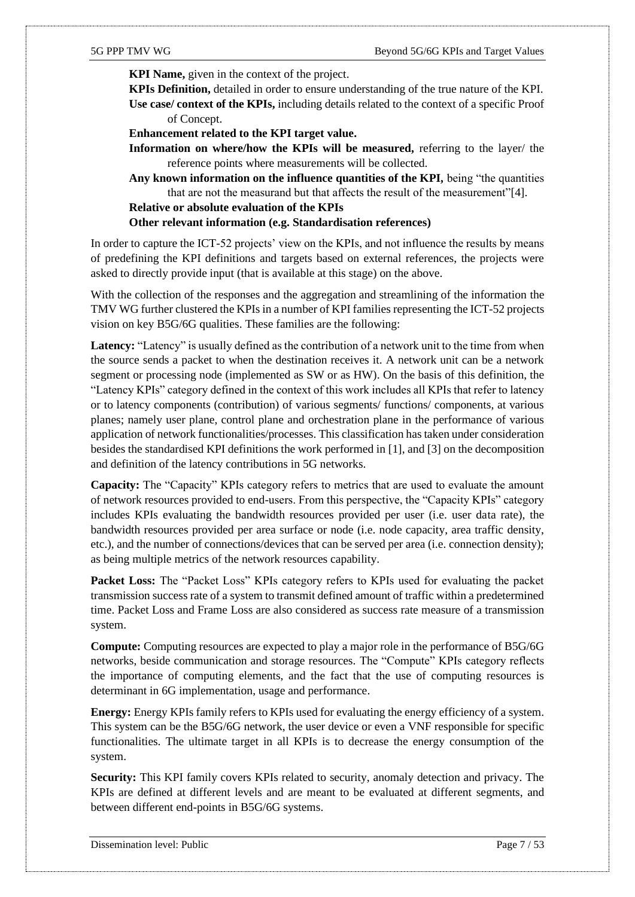**KPI Name,** given in the context of the project.

**KPIs Definition,** detailed in order to ensure understanding of the true nature of the KPI.

**Use case/ context of the KPIs,** including details related to the context of a specific Proof of Concept.

**Enhancement related to the KPI target value.**

**Information on where/how the KPIs will be measured,** referring to the layer/ the reference points where measurements will be collected.

**Any known information on the influence quantities of the KPI,** being "the quantities that are not the measurand but that affects the result of the measurement"[4].

**Relative or absolute evaluation of the KPIs**

**Other relevant information (e.g. Standardisation references)**

In order to capture the ICT-52 projects' view on the KPIs, and not influence the results by means of predefining the KPI definitions and targets based on external references, the projects were asked to directly provide input (that is available at this stage) on the above.

With the collection of the responses and the aggregation and streamlining of the information the TMV WG further clustered the KPIs in a number of KPI families representing the ICT-52 projects vision on key B5G/6G qualities. These families are the following:

**Latency:** "Latency" is usually defined as the contribution of a network unit to the time from when the source sends a packet to when the destination receives it. A network unit can be a network segment or processing node (implemented as SW or as HW). On the basis of this definition, the "Latency KPIs" category defined in the context of this work includes all KPIs that refer to latency or to latency components (contribution) of various segments/ functions/ components, at various planes; namely user plane, control plane and orchestration plane in the performance of various application of network functionalities/processes. This classification has taken under consideration besides the standardised KPI definitions the work performed in [1], and [3] on the decomposition and definition of the latency contributions in 5G networks.

**Capacity:** The "Capacity" KPIs category refers to metrics that are used to evaluate the amount of network resources provided to end-users. From this perspective, the "Capacity KPIs" category includes KPIs evaluating the bandwidth resources provided per user (i.e. user data rate), the bandwidth resources provided per area surface or node (i.e. node capacity, area traffic density, etc.), and the number of connections/devices that can be served per area (i.e. connection density); as being multiple metrics of the network resources capability.

**Packet Loss:** The "Packet Loss" KPIs category refers to KPIs used for evaluating the packet transmission success rate of a system to transmit defined amount of traffic within a predetermined time. Packet Loss and Frame Loss are also considered as success rate measure of a transmission system.

**Compute:** Computing resources are expected to play a major role in the performance of B5G/6G networks, beside communication and storage resources. The "Compute" KPIs category reflects the importance of computing elements, and the fact that the use of computing resources is determinant in 6G implementation, usage and performance.

**Energy:** Energy KPIs family refers to KPIs used for evaluating the energy efficiency of a system. This system can be the B5G/6G network, the user device or even a VNF responsible for specific functionalities. The ultimate target in all KPIs is to decrease the energy consumption of the system.

**Security:** This KPI family covers KPIs related to security, anomaly detection and privacy. The KPIs are defined at different levels and are meant to be evaluated at different segments, and between different end-points in B5G/6G systems.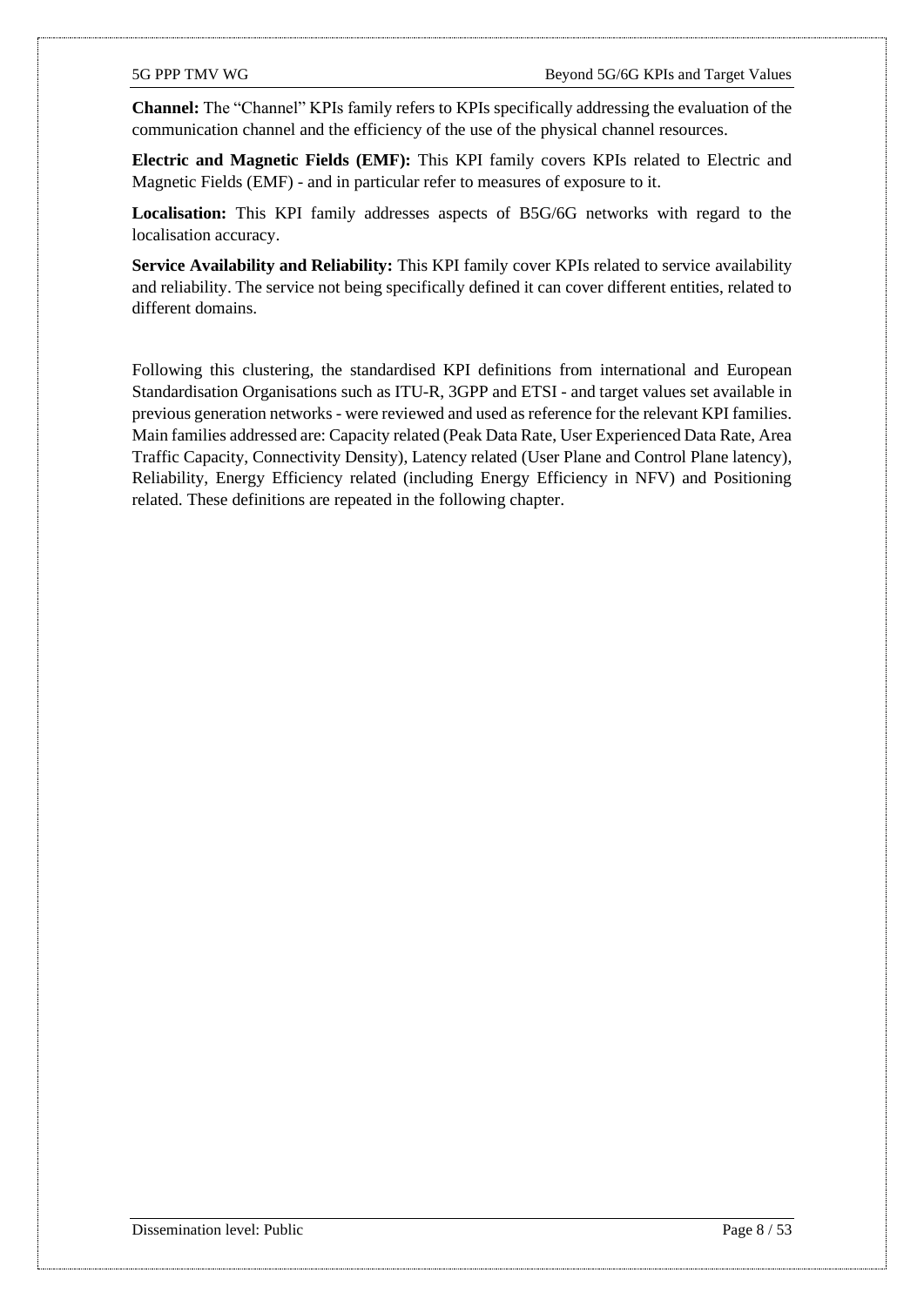**Channel:** The "Channel" KPIs family refers to KPIs specifically addressing the evaluation of the communication channel and the efficiency of the use of the physical channel resources.

**Electric and Magnetic Fields (EMF):** This KPI family covers KPIs related to Electric and Magnetic Fields (EMF) - and in particular refer to measures of exposure to it.

**Localisation:** This KPI family addresses aspects of B5G/6G networks with regard to the localisation accuracy.

**Service Availability and Reliability:** This KPI family cover KPIs related to service availability and reliability. The service not being specifically defined it can cover different entities, related to different domains.

Following this clustering, the standardised KPI definitions from international and European Standardisation Organisations such as ITU-R, 3GPP and ETSI - and target values set available in previous generation networks - were reviewed and used as reference for the relevant KPI families. Main families addressed are: Capacity related (Peak Data Rate, User Experienced Data Rate, Area Traffic Capacity, Connectivity Density), Latency related (User Plane and Control Plane latency), Reliability, Energy Efficiency related (including Energy Efficiency in NFV) and Positioning related. These definitions are repeated in the following chapter.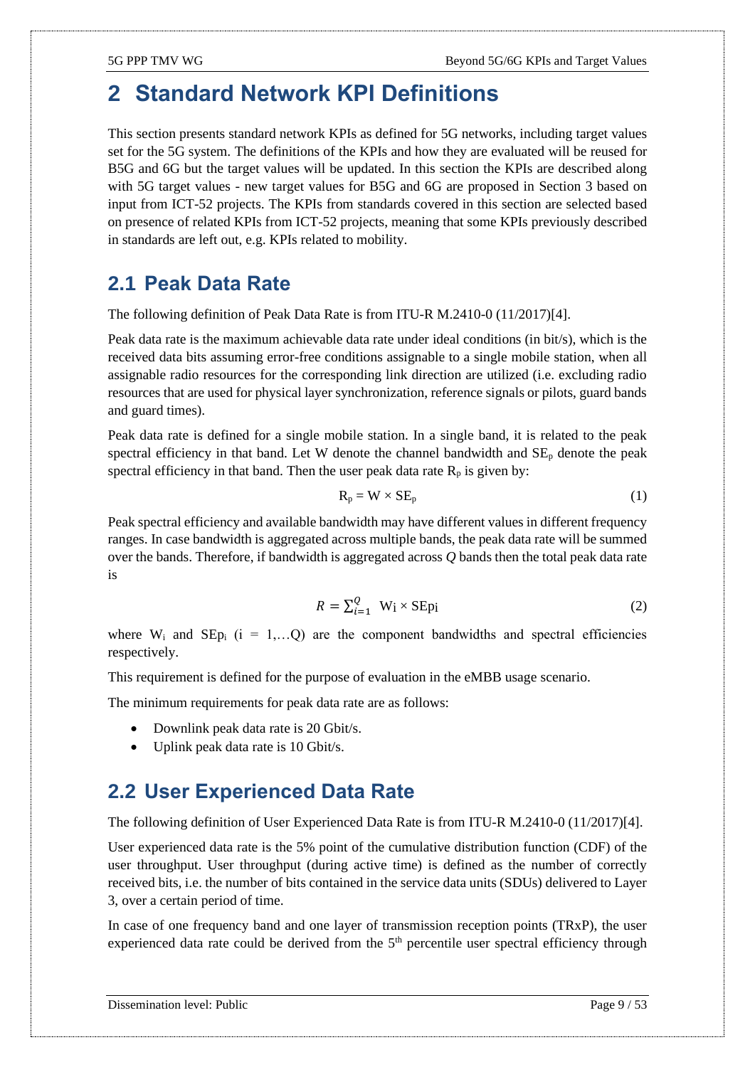# 2 Standard Network KPI Definitions

This section presents standard network KPIs as defined for 5G networks, including target values set for the 5G system. The definitions of the KPIs and how they are evaluated will be reused for B5G and 6G but the target values will be updated. In this section the KPIs are described along with 5G target values - new target values for B5G and 6G are proposed in Section 3 based on input from ICT-52 projects. The KPIs from standards covered in this section are selected based on presence of related KPIs from ICT-52 projects, meaning that some KPIs previously described in standards are left out, e.g. KPIs related to mobility.

## 2.1 Peak Data Rate

The following definition of Peak Data Rate is from ITU-R M.2410-0 (11/2017)[4].

Peak data rate is the maximum achievable data rate under ideal conditions (in bit/s), which is the received data bits assuming error-free conditions assignable to a single mobile station, when all assignable radio resources for the corresponding link direction are utilized (i.e. excluding radio resources that are used for physical layer synchronization, reference signals or pilots, guard bands and guard times).

Peak data rate is defined for a single mobile station. In a single band, it is related to the peak spectral efficiency in that band. Let W denote the channel bandwidth and $SE_p$ denote the peak spectral efficiency in that band. Then the user peak data rate $R_p$ is given by:

$$R_p = W \times SE_p \tag{1}$$

Peak spectral efficiency and available bandwidth may have different values in different frequency ranges. In case bandwidth is aggregated across multiple bands, the peak data rate will be summed over the bands. Therefore, if bandwidth is aggregated across $Q$ bands then the total peak data rate is

$$R = \sum_{i=1}^{Q} W_i \times SEp_i \tag{2}$$

where $W_i$ and $SEp_i$ (i = 1,…Q) are the component bandwidths and spectral efficiencies respectively.

This requirement is defined for the purpose of evaluation in the eMBB usage scenario.

The minimum requirements for peak data rate are as follows:

- Downlink peak data rate is 20 Gbit/s.
- Uplink peak data rate is 10 Gbit/s.

## 2.2 User Experienced Data Rate

The following definition of User Experienced Data Rate is from ITU-R M.2410-0 (11/2017)[4].

User experienced data rate is the 5% point of the cumulative distribution function (CDF) of the user throughput. User throughput (during active time) is defined as the number of correctly received bits, i.e. the number of bits contained in the service data units (SDUs) delivered to Layer 3, over a certain period of time.

In case of one frequency band and one layer of transmission reception points (TRxP), the user experienced data rate could be derived from the 5th percentile user spectral efficiency through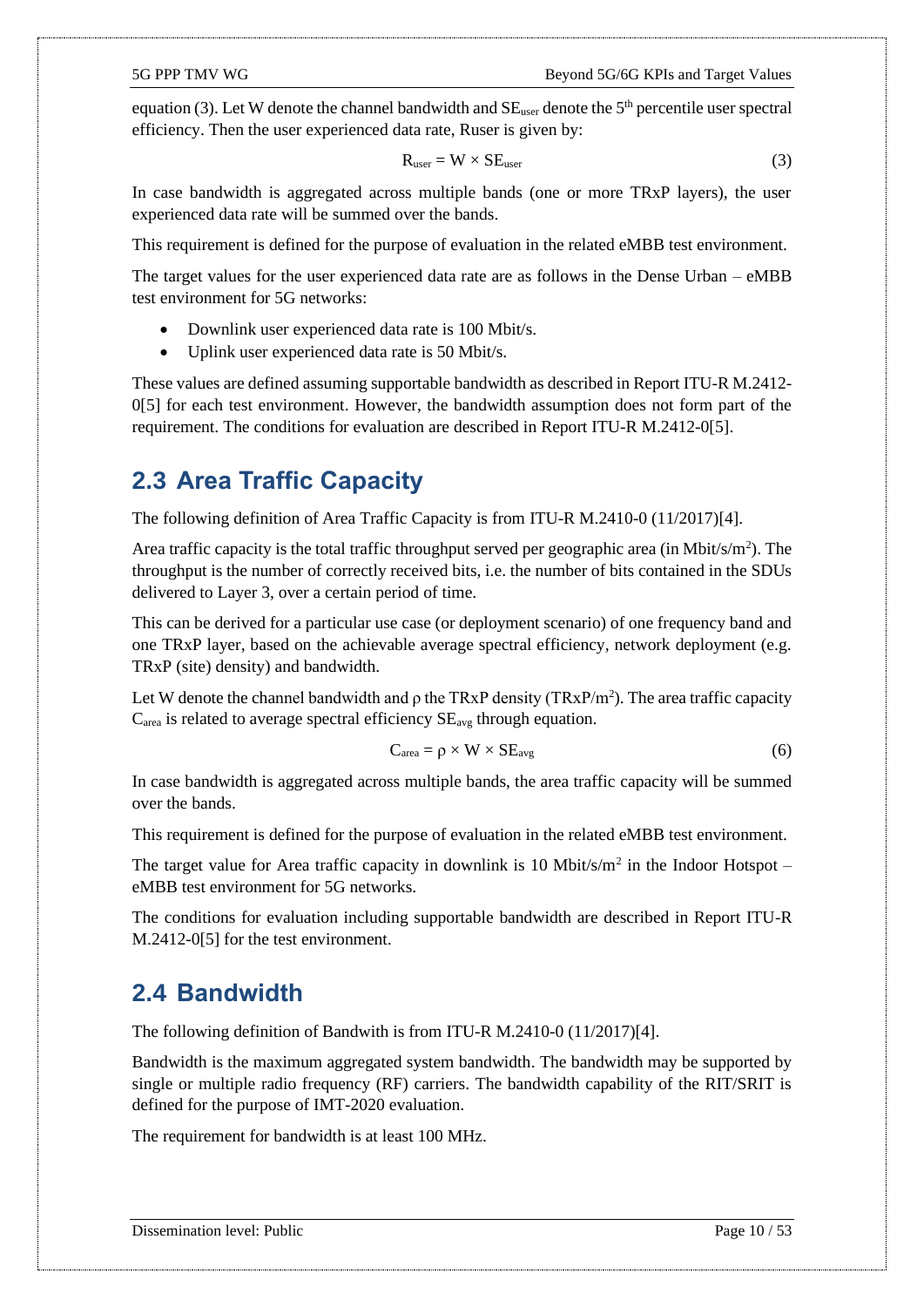equation (3). Let W denote the channel bandwidth and $SE_{user}$ denote the 5[th] percentile user spectral efficiency. Then the user experienced data rate, Ruser is given by:

$$R_{user} = W \times SE_{user} \tag{3}$$

In case bandwidth is aggregated across multiple bands (one or more TRxP layers), the user experienced data rate will be summed over the bands.

This requirement is defined for the purpose of evaluation in the related eMBB test environment.

The target values for the user experienced data rate are as follows in the Dense Urban – eMBB test environment for 5G networks:

- Downlink user experienced data rate is 100 Mbit/s.
- Uplink user experienced data rate is 50 Mbit/s.

These values are defined assuming supportable bandwidth as described in Report ITU-R M.2412-0[5] for each test environment. However, the bandwidth assumption does not form part of the requirement. The conditions for evaluation are described in Report ITU-R M.2412-0[5].

## 2.3 Area Traffic Capacity

The following definition of Area Traffic Capacity is from ITU-R M.2410-0 (11/2017)[4].

Area traffic capacity is the total traffic throughput served per geographic area (in Mbit/s/m$^2$). The throughput is the number of correctly received bits, i.e. the number of bits contained in the SDUs delivered to Layer 3, over a certain period of time.

This can be derived for a particular use case (or deployment scenario) of one frequency band and one TRxP layer, based on the achievable average spectral efficiency, network deployment (e.g. TRxP (site) density) and bandwidth.

Let W denote the channel bandwidth and $\rho$ the TRxP density (TRxP/m$^2$). The area traffic capacity $C_{area}$ is related to average spectral efficiency $SE_{avg}$ through equation.

$$C_{area} = \rho \times W \times SE_{avg} \tag{6}$$

In case bandwidth is aggregated across multiple bands, the area traffic capacity will be summed over the bands.

This requirement is defined for the purpose of evaluation in the related eMBB test environment.

The target value for Area traffic capacity in downlink is 10 Mbit/s/m$^2$ in the Indoor Hotspot – eMBB test environment for 5G networks.

The conditions for evaluation including supportable bandwidth are described in Report ITU-R M.2412-0[5] for the test environment.

## 2.4 Bandwidth

The following definition of Bandwith is from ITU-R M.2410-0 (11/2017)[4].

Bandwidth is the maximum aggregated system bandwidth. The bandwidth may be supported by single or multiple radio frequency (RF) carriers. The bandwidth capability of the RIT/SRIT is defined for the purpose of IMT-2020 evaluation.

The requirement for bandwidth is at least 100 MHz.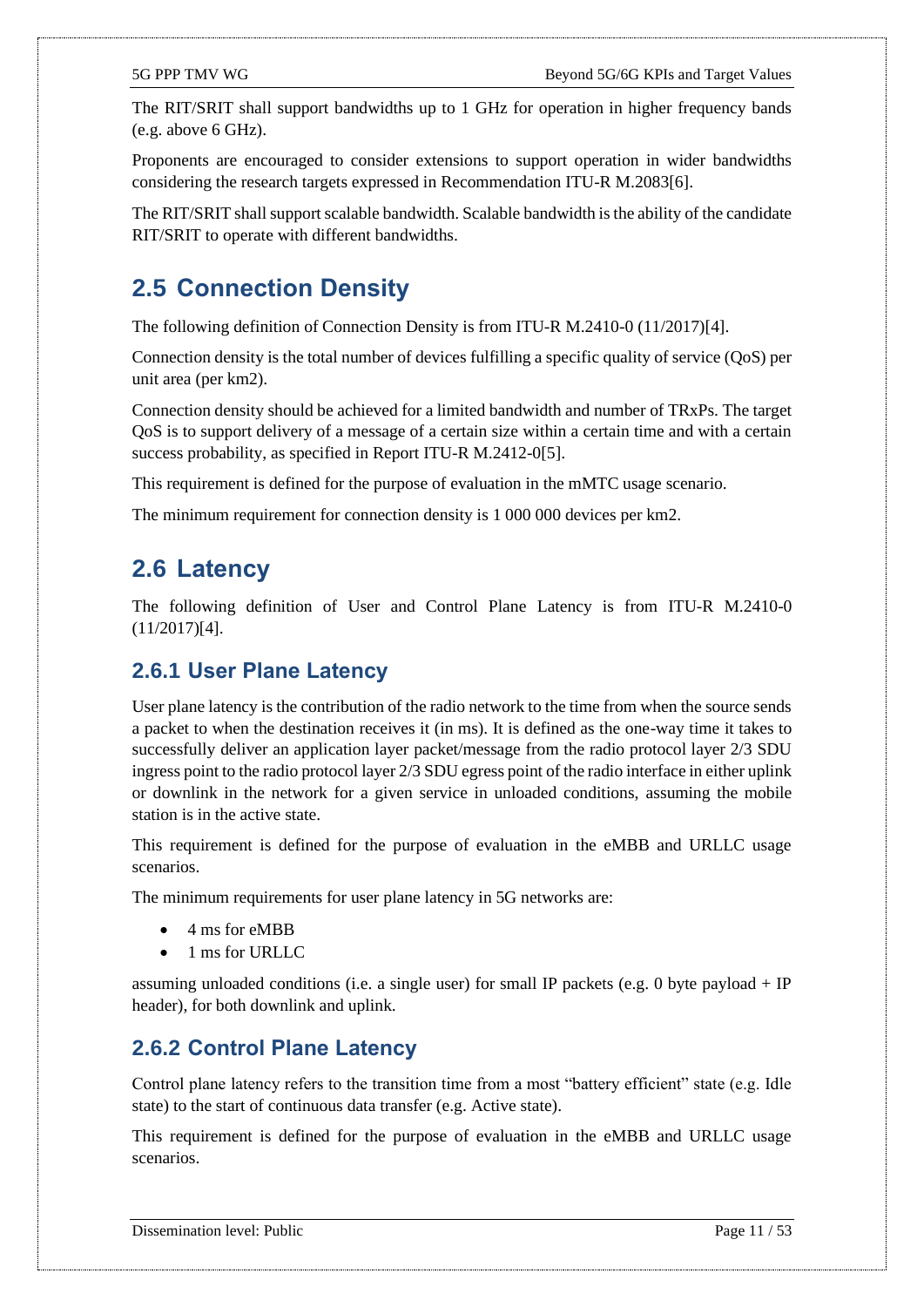The RIT/SRIT shall support bandwidths up to 1 GHz for operation in higher frequency bands (e.g. above 6 GHz).

Proponents are encouraged to consider extensions to support operation in wider bandwidths considering the research targets expressed in Recommendation ITU-R M.2083[6].

The RIT/SRIT shall support scalable bandwidth. Scalable bandwidth is the ability of the candidate RIT/SRIT to operate with different bandwidths.

## 2.5 Connection Density

The following definition of Connection Density is from ITU-R M.2410-0 (11/2017)[4].

Connection density is the total number of devices fulfilling a specific quality of service (QoS) per unit area (per km2).

Connection density should be achieved for a limited bandwidth and number of TRxPs. The target QoS is to support delivery of a message of a certain size within a certain time and with a certain success probability, as specified in Report ITU-R M.2412-0[5].

This requirement is defined for the purpose of evaluation in the mMTC usage scenario.

The minimum requirement for connection density is 1 000 000 devices per km2.

## 2.6 Latency

The following definition of User and Control Plane Latency is from ITU-R M.2410-0 (11/2017)[4].

### 2.6.1 User Plane Latency

User plane latency is the contribution of the radio network to the time from when the source sends a packet to when the destination receives it (in ms). It is defined as the one-way time it takes to successfully deliver an application layer packet/message from the radio protocol layer 2/3 SDU ingress point to the radio protocol layer 2/3 SDU egress point of the radio interface in either uplink or downlink in the network for a given service in unloaded conditions, assuming the mobile station is in the active state.

This requirement is defined for the purpose of evaluation in the eMBB and URLLC usage scenarios.

The minimum requirements for user plane latency in 5G networks are:

- 4 ms for eMBB
- 1 ms for URLLC

assuming unloaded conditions (i.e. a single user) for small IP packets (e.g. 0 byte payload + IP header), for both downlink and uplink.

### 2.6.2 Control Plane Latency

Control plane latency refers to the transition time from a most "battery efficient" state (e.g. Idle state) to the start of continuous data transfer (e.g. Active state).

This requirement is defined for the purpose of evaluation in the eMBB and URLLC usage scenarios.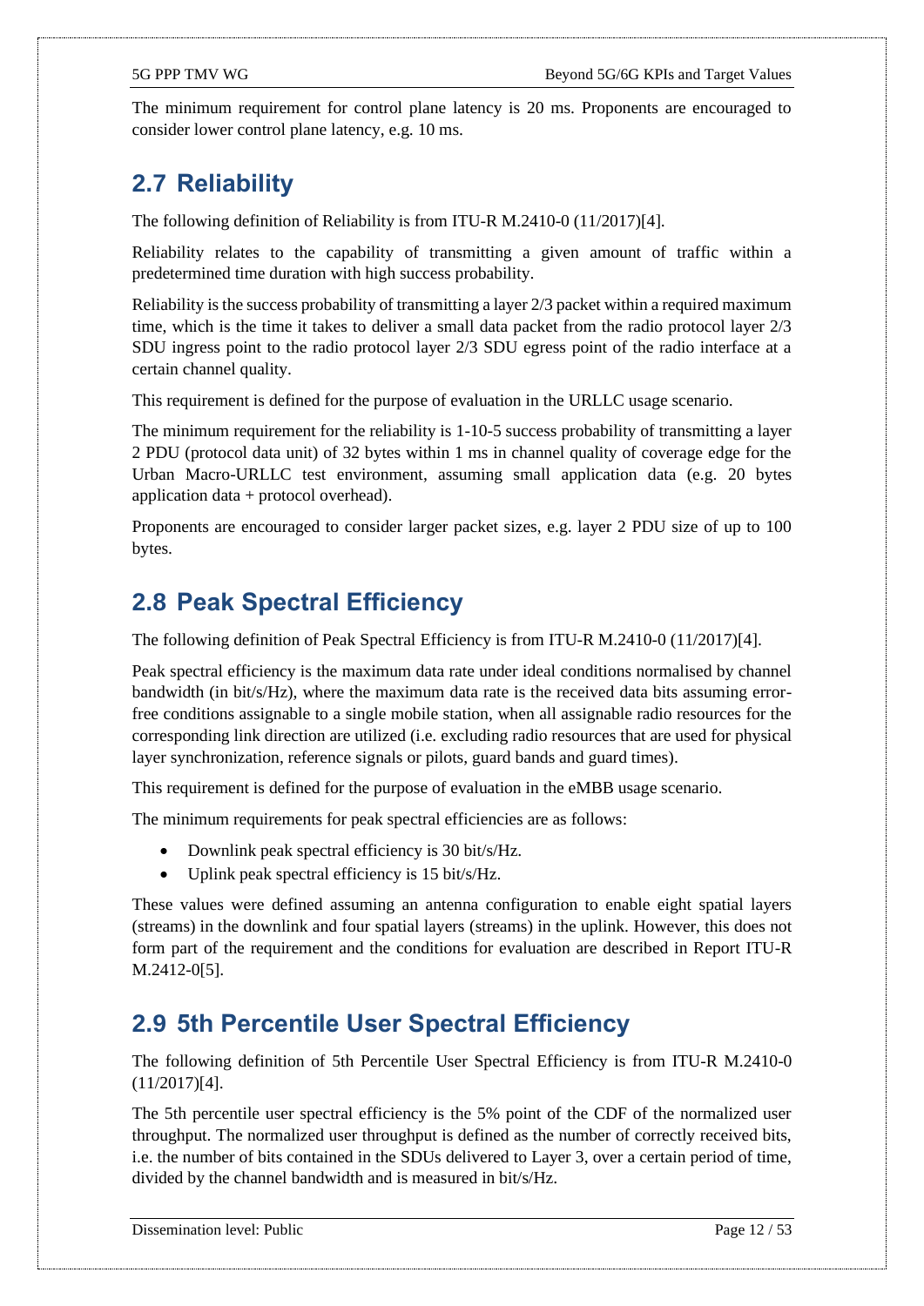The minimum requirement for control plane latency is 20 ms. Proponents are encouraged to consider lower control plane latency, e.g. 10 ms.

## 2.7 Reliability

The following definition of Reliability is from ITU-R M.2410-0 (11/2017)[4].

Reliability relates to the capability of transmitting a given amount of traffic within a predetermined time duration with high success probability.

Reliability is the success probability of transmitting a layer 2/3 packet within a required maximum time, which is the time it takes to deliver a small data packet from the radio protocol layer 2/3 SDU ingress point to the radio protocol layer 2/3 SDU egress point of the radio interface at a certain channel quality.

This requirement is defined for the purpose of evaluation in the URLLC usage scenario.

The minimum requirement for the reliability is 1-10-5 success probability of transmitting a layer 2 PDU (protocol data unit) of 32 bytes within 1 ms in channel quality of coverage edge for the Urban Macro-URLLC test environment, assuming small application data (e.g. 20 bytes application data + protocol overhead).

Proponents are encouraged to consider larger packet sizes, e.g. layer 2 PDU size of up to 100 bytes.

## 2.8 Peak Spectral Efficiency

The following definition of Peak Spectral Efficiency is from ITU-R M.2410-0 (11/2017)[4].

Peak spectral efficiency is the maximum data rate under ideal conditions normalised by channel bandwidth (in bit/s/Hz), where the maximum data rate is the received data bits assuming error-free conditions assignable to a single mobile station, when all assignable radio resources for the corresponding link direction are utilized (i.e. excluding radio resources that are used for physical layer synchronization, reference signals or pilots, guard bands and guard times).

This requirement is defined for the purpose of evaluation in the eMBB usage scenario.

The minimum requirements for peak spectral efficiencies are as follows:

- Downlink peak spectral efficiency is 30 bit/s/Hz.
- Uplink peak spectral efficiency is 15 bit/s/Hz.

These values were defined assuming an antenna configuration to enable eight spatial layers (streams) in the downlink and four spatial layers (streams) in the uplink. However, this does not form part of the requirement and the conditions for evaluation are described in Report ITU-R M.2412-0[5].

## 2.9 5th Percentile User Spectral Efficiency

The following definition of 5th Percentile User Spectral Efficiency is from ITU-R M.2410-0 (11/2017)[4].

The 5th percentile user spectral efficiency is the 5% point of the CDF of the normalized user throughput. The normalized user throughput is defined as the number of correctly received bits, i.e. the number of bits contained in the SDUs delivered to Layer 3, over a certain period of time, divided by the channel bandwidth and is measured in bit/s/Hz.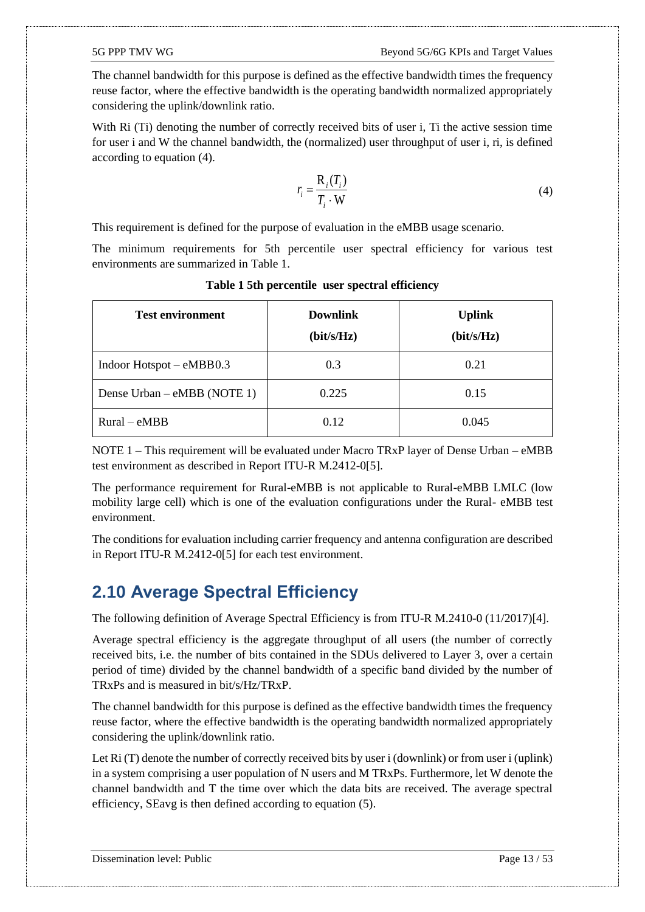The channel bandwidth for this purpose is defined as the effective bandwidth times the frequency reuse factor, where the effective bandwidth is the operating bandwidth normalized appropriately considering the uplink/downlink ratio.

With Ri (Ti) denoting the number of correctly received bits of user i, Ti the active session time for user i and W the channel bandwidth, the (normalized) user throughput of user i, ri, is defined according to equation (4).

$$r_i = \frac{R_i(T_i)}{T_i \cdot W} \tag{4}$$

This requirement is defined for the purpose of evaluation in the eMBB usage scenario.

The minimum requirements for 5th percentile user spectral efficiency for various test environments are summarized in Table 1.

**Table 1 5th percentile user spectral efficiency**

| Test environment | Downlink (bit/s/Hz) | Uplink (bit/s/Hz) |
|---|---|---|
| Indoor Hotspot – eMBB0.3 | 0.3 | 0.21 |
| Dense Urban – eMBB (NOTE 1) | 0.225 | 0.15 |
| Rural – eMBB | 0.12 | 0.045 |

NOTE 1 – This requirement will be evaluated under Macro TRxP layer of Dense Urban – eMBB test environment as described in Report ITU-R M.2412-0[5].

The performance requirement for Rural-eMBB is not applicable to Rural-eMBB LMLC (low mobility large cell) which is one of the evaluation configurations under the Rural- eMBB test environment.

The conditions for evaluation including carrier frequency and antenna configuration are described in Report ITU-R M.2412-0[5] for each test environment.

## 2.10 Average Spectral Efficiency

The following definition of Average Spectral Efficiency is from ITU-R M.2410-0 (11/2017)[4].

Average spectral efficiency is the aggregate throughput of all users (the number of correctly received bits, i.e. the number of bits contained in the SDUs delivered to Layer 3, over a certain period of time) divided by the channel bandwidth of a specific band divided by the number of TRxPs and is measured in bit/s/Hz/TRxP.

The channel bandwidth for this purpose is defined as the effective bandwidth times the frequency reuse factor, where the effective bandwidth is the operating bandwidth normalized appropriately considering the uplink/downlink ratio.

Let Ri (T) denote the number of correctly received bits by user i (downlink) or from user i (uplink) in a system comprising a user population of N users and M TRxPs. Furthermore, let W denote the channel bandwidth and T the time over which the data bits are received. The average spectral efficiency, SEavg is then defined according to equation (5).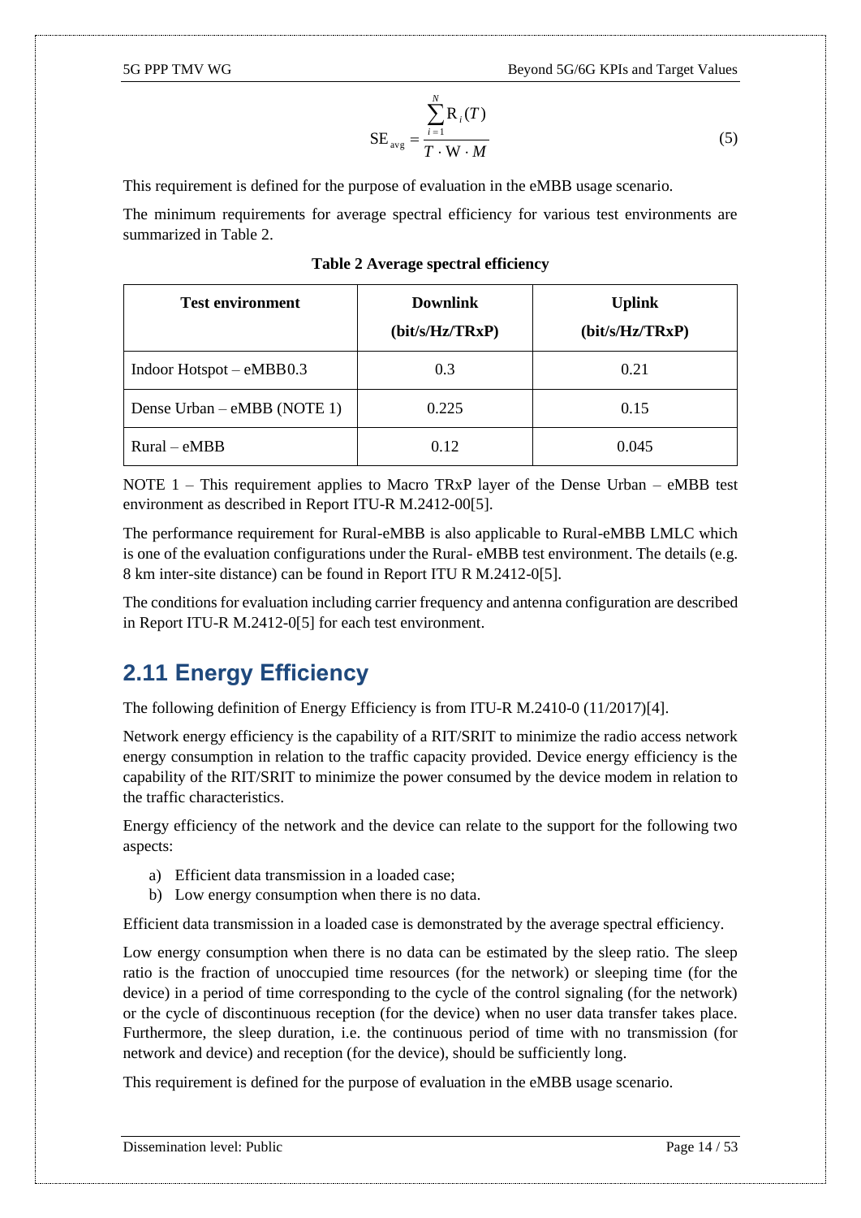$$\mathrm{SE}_{\mathrm{avg}} = \frac{\sum_{i=1}^{N} \mathrm{R}_i(T)}{T \cdot \mathrm{W} \cdot M} \tag{5}$$

This requirement is defined for the purpose of evaluation in the eMBB usage scenario.

The minimum requirements for average spectral efficiency for various test environments are summarized in Table 2.

**Table 2 Average spectral efficiency**

| Test environment | Downlink (bit/s/Hz/TRxP) | Uplink (bit/s/Hz/TRxP) |
|---|---|---|
| Indoor Hotspot – eMBB0.3 | 0.3 | 0.21 |
| Dense Urban – eMBB (NOTE 1) | 0.225 | 0.15 |
| Rural – eMBB | 0.12 | 0.045 |

NOTE 1 – This requirement applies to Macro TRxP layer of the Dense Urban – eMBB test environment as described in Report ITU-R M.2412-00[5].

The performance requirement for Rural-eMBB is also applicable to Rural-eMBB LMLC which is one of the evaluation configurations under the Rural- eMBB test environment. The details (e.g. 8 km inter-site distance) can be found in Report ITU R M.2412-0[5].

The conditions for evaluation including carrier frequency and antenna configuration are described in Report ITU-R M.2412-0[5] for each test environment.

## 2.11 Energy Efficiency

The following definition of Energy Efficiency is from ITU-R M.2410-0 (11/2017)[4].

Network energy efficiency is the capability of a RIT/SRIT to minimize the radio access network energy consumption in relation to the traffic capacity provided. Device energy efficiency is the capability of the RIT/SRIT to minimize the power consumed by the device modem in relation to the traffic characteristics.

Energy efficiency of the network and the device can relate to the support for the following two aspects:

a) Efficient data transmission in a loaded case;
b) Low energy consumption when there is no data.

Efficient data transmission in a loaded case is demonstrated by the average spectral efficiency.

Low energy consumption when there is no data can be estimated by the sleep ratio. The sleep ratio is the fraction of unoccupied time resources (for the network) or sleeping time (for the device) in a period of time corresponding to the cycle of the control signaling (for the network) or the cycle of discontinuous reception (for the device) when no user data transfer takes place. Furthermore, the sleep duration, i.e. the continuous period of time with no transmission (for network and device) and reception (for the device), should be sufficiently long.

This requirement is defined for the purpose of evaluation in the eMBB usage scenario.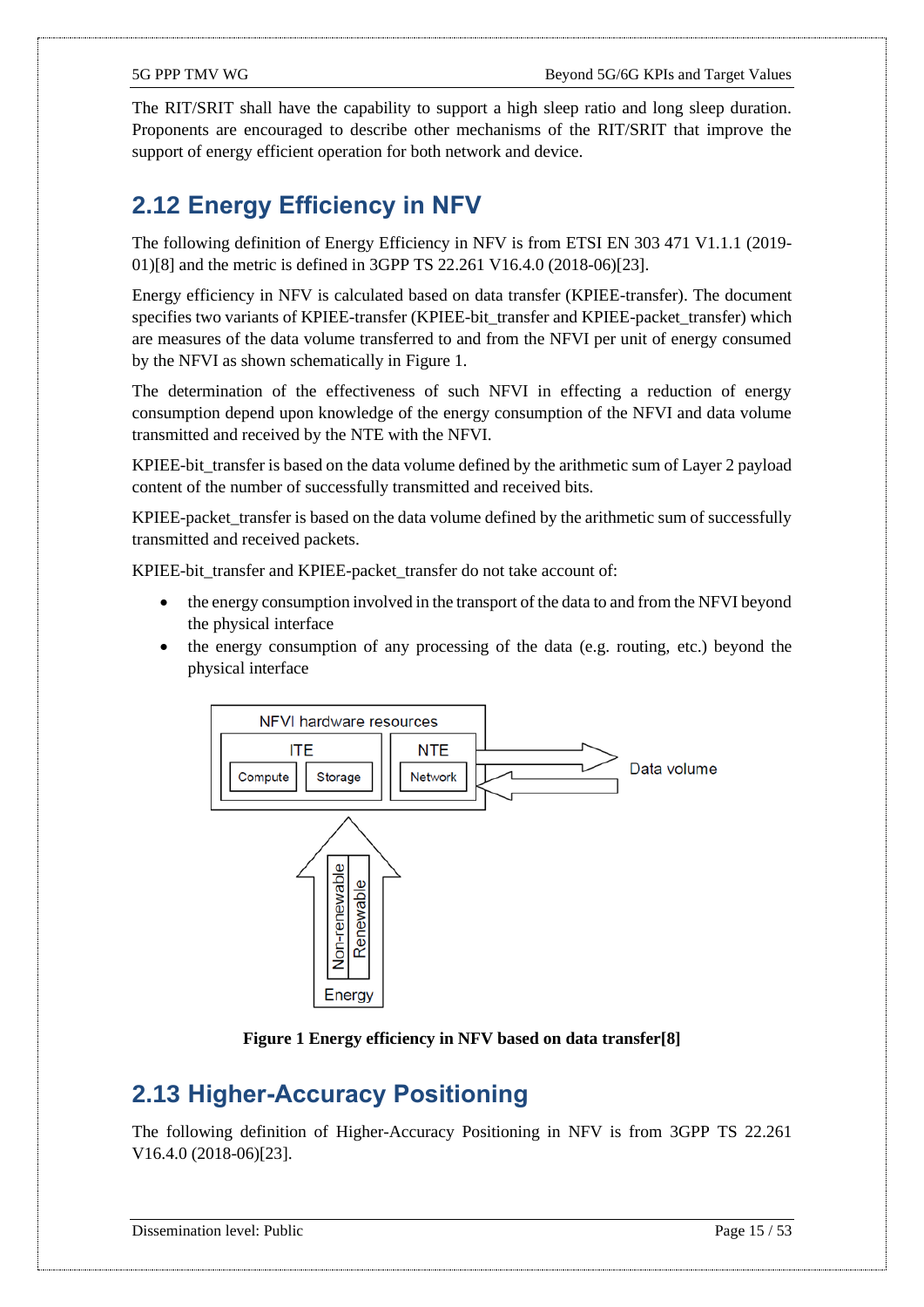The RIT/SRIT shall have the capability to support a high sleep ratio and long sleep duration. Proponents are encouraged to describe other mechanisms of the RIT/SRIT that improve the support of energy efficient operation for both network and device.

## 2.12 Energy Efficiency in NFV

The following definition of Energy Efficiency in NFV is from ETSI EN 303 471 V1.1.1 (2019-01)[8] and the metric is defined in 3GPP TS 22.261 V16.4.0 (2018-06)[23].

Energy efficiency in NFV is calculated based on data transfer (KPIEE-transfer). The document specifies two variants of KPIEE-transfer (KPIEE-bit_transfer and KPIEE-packet_transfer) which are measures of the data volume transferred to and from the NFVI per unit of energy consumed by the NFVI as shown schematically in Figure 1.

The determination of the effectiveness of such NFVI in effecting a reduction of energy consumption depend upon knowledge of the energy consumption of the NFVI and data volume transmitted and received by the NTE with the NFVI.

KPIEE-bit_transfer is based on the data volume defined by the arithmetic sum of Layer 2 payload content of the number of successfully transmitted and received bits.

KPIEE-packet_transfer is based on the data volume defined by the arithmetic sum of successfully transmitted and received packets.

KPIEE-bit_transfer and KPIEE-packet_transfer do not take account of:

- the energy consumption involved in the transport of the data to and from the NFVI beyond the physical interface
- the energy consumption of any processing of the data (e.g. routing, etc.) beyond the physical interface

**Figure 1 Energy efficiency in NFV based on data transfer[8]**

## 2.13 Higher-Accuracy Positioning

The following definition of Higher-Accuracy Positioning in NFV is from 3GPP TS 22.261 V16.4.0 (2018-06)[23].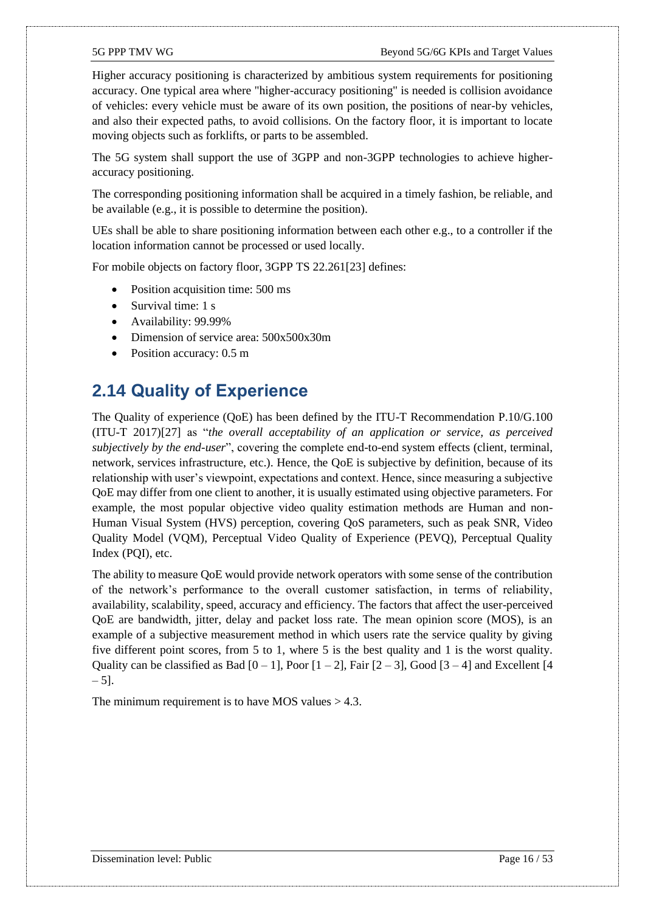Higher accuracy positioning is characterized by ambitious system requirements for positioning accuracy. One typical area where "higher-accuracy positioning" is needed is collision avoidance of vehicles: every vehicle must be aware of its own position, the positions of near-by vehicles, and also their expected paths, to avoid collisions. On the factory floor, it is important to locate moving objects such as forklifts, or parts to be assembled.

The 5G system shall support the use of 3GPP and non-3GPP technologies to achieve higher-accuracy positioning.

The corresponding positioning information shall be acquired in a timely fashion, be reliable, and be available (e.g., it is possible to determine the position).

UEs shall be able to share positioning information between each other e.g., to a controller if the location information cannot be processed or used locally.

For mobile objects on factory floor, 3GPP TS 22.261[23] defines:

- Position acquisition time: 500 ms
- Survival time: 1 s
- Availability: 99.99%
- Dimension of service area: 500x500x30m
- Position accuracy: 0.5 m

## 2.14 Quality of Experience

The Quality of experience (QoE) has been defined by the ITU-T Recommendation P.10/G.100 (ITU-T 2017)[27] as "*the overall acceptability of an application or service, as perceived subjectively by the end-user*", covering the complete end-to-end system effects (client, terminal, network, services infrastructure, etc.). Hence, the QoE is subjective by definition, because of its relationship with user's viewpoint, expectations and context. Hence, since measuring a subjective QoE may differ from one client to another, it is usually estimated using objective parameters. For example, the most popular objective video quality estimation methods are Human and non-Human Visual System (HVS) perception, covering QoS parameters, such as peak SNR, Video Quality Model (VQM), Perceptual Video Quality of Experience (PEVQ), Perceptual Quality Index (PQI), etc.

The ability to measure QoE would provide network operators with some sense of the contribution of the network's performance to the overall customer satisfaction, in terms of reliability, availability, scalability, speed, accuracy and efficiency. The factors that affect the user-perceived QoE are bandwidth, jitter, delay and packet loss rate. The mean opinion score (MOS), is an example of a subjective measurement method in which users rate the service quality by giving five different point scores, from 5 to 1, where 5 is the best quality and 1 is the worst quality. Quality can be classified as Bad [0 – 1], Poor [1 – 2], Fair [2 – 3], Good [3 – 4] and Excellent [4 – 5].

The minimum requirement is to have MOS values > 4.3.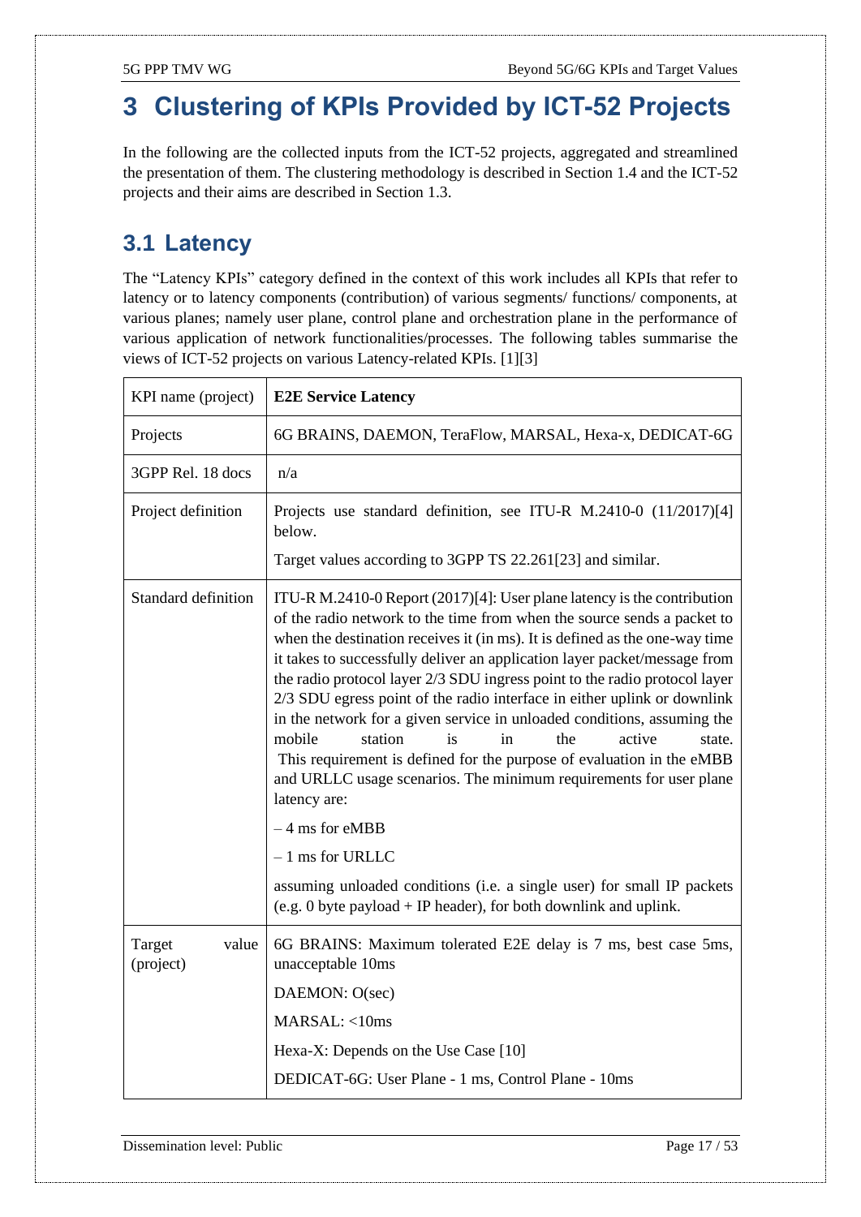# 3 Clustering of KPIs Provided by ICT-52 Projects

In the following are the collected inputs from the ICT-52 projects, aggregated and streamlined the presentation of them. The clustering methodology is described in Section 1.4 and the ICT-52 projects and their aims are described in Section 1.3.

## 3.1 Latency

The "Latency KPIs" category defined in the context of this work includes all KPIs that refer to latency or to latency components (contribution) of various segments/ functions/ components, at various planes; namely user plane, control plane and orchestration plane in the performance of various application of network functionalities/processes. The following tables summarise the views of ICT-52 projects on various Latency-related KPIs. [1][3]

| KPI name (project) | **E2E Service Latency** |
|---|---|
| Projects | 6G BRAINS, DAEMON, TeraFlow, MARSAL, Hexa-x, DEDICAT-6G |
| 3GPP Rel. 18 docs | n/a |
| Project definition | Projects use standard definition, see ITU-R M.2410-0 (11/2017)[4] below.<br><br>Target values according to 3GPP TS 22.261[23] and similar. |
| Standard definition | ITU-R M.2410-0 Report (2017)[4]: User plane latency is the contribution of the radio network to the time from when the source sends a packet to when the destination receives it (in ms). It is defined as the one-way time it takes to successfully deliver an application layer packet/message from the radio protocol layer 2/3 SDU ingress point to the radio protocol layer 2/3 SDU egress point of the radio interface in either uplink or downlink in the network for a given service in unloaded conditions, assuming the mobile station is in the active state. This requirement is defined for the purpose of evaluation in the eMBB and URLLC usage scenarios. The minimum requirements for user plane latency are:<br><br>– 4 ms for eMBB<br><br>– 1 ms for URLLC<br><br>assuming unloaded conditions (i.e. a single user) for small IP packets (e.g. 0 byte payload + IP header), for both downlink and uplink. |
| Target value (project) | 6G BRAINS: Maximum tolerated E2E delay is 7 ms, best case 5ms, unacceptable 10ms<br><br>DAEMON: O(sec)<br><br>MARSAL: <10ms<br><br>Hexa-X: Depends on the Use Case [10]<br><br>DEDICAT-6G: User Plane - 1 ms, Control Plane - 10ms |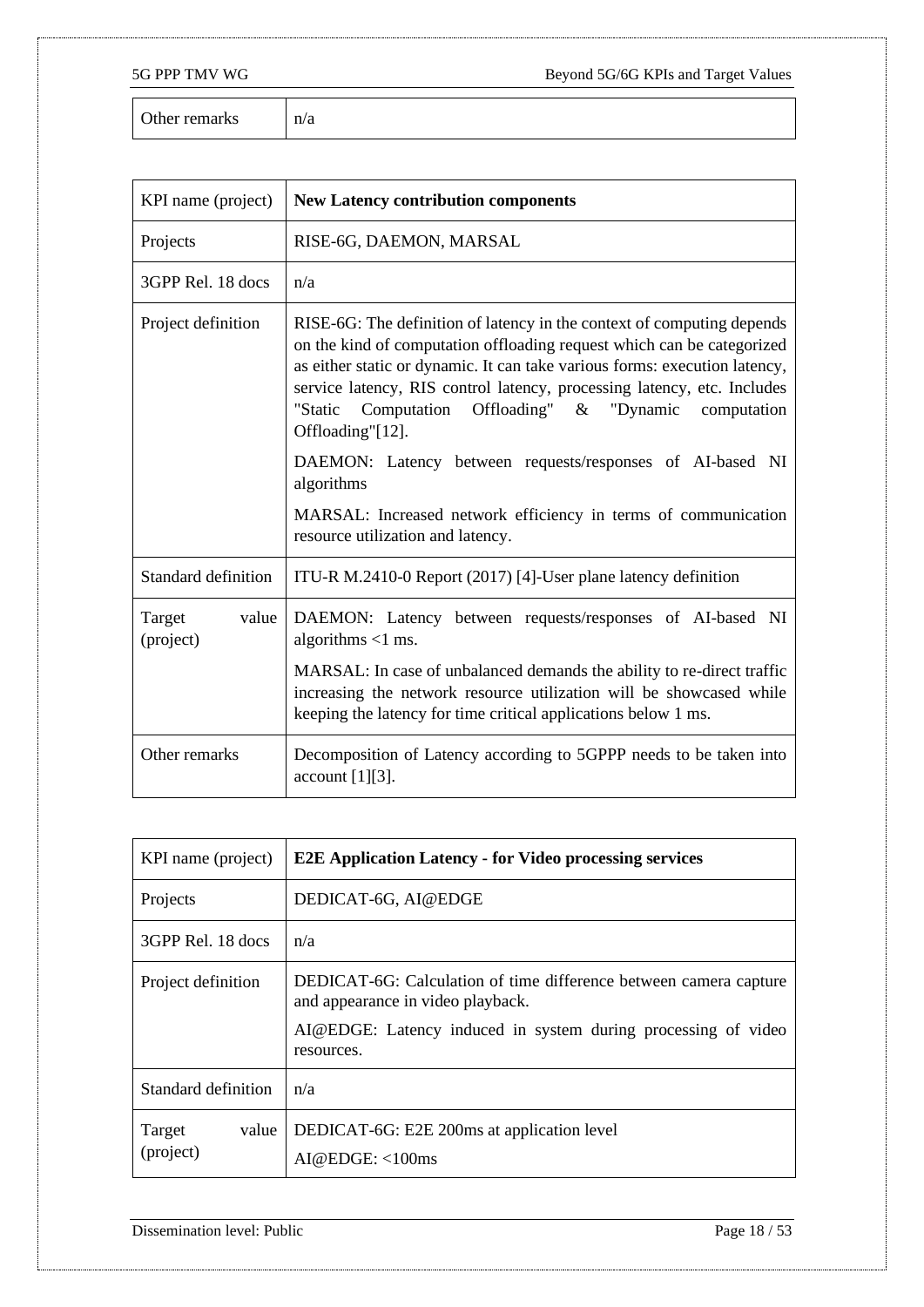| Other remarks | n/a |
|---|---|

| KPI name (project) | **New Latency contribution components** |
|---|---|
| Projects | RISE-6G, DAEMON, MARSAL |
| 3GPP Rel. 18 docs | n/a |
| Project definition | RISE-6G: The definition of latency in the context of computing depends on the kind of computation offloading request which can be categorized as either static or dynamic. It can take various forms: execution latency, service latency, RIS control latency, processing latency, etc. Includes "Static Computation Offloading" & "Dynamic computation Offloading"[12]. <br><br> DAEMON: Latency between requests/responses of AI-based NI algorithms <br><br> MARSAL: Increased network efficiency in terms of communication resource utilization and latency. |
| Standard definition | ITU-R M.2410-0 Report (2017) [4]-User plane latency definition |
| Target value (project) | DAEMON: Latency between requests/responses of AI-based NI algorithms <1 ms. <br><br> MARSAL: In case of unbalanced demands the ability to re-direct traffic increasing the network resource utilization will be showcased while keeping the latency for time critical applications below 1 ms. |
| Other remarks | Decomposition of Latency according to 5GPPP needs to be taken into account [1][3]. |

| KPI name (project) | **E2E Application Latency - for Video processing services** |
|---|---|
| Projects | DEDICAT-6G, AI@EDGE |
| 3GPP Rel. 18 docs | n/a |
| Project definition | DEDICAT-6G: Calculation of time difference between camera capture and appearance in video playback. <br><br> AI@EDGE: Latency induced in system during processing of video resources. |
| Standard definition | n/a |
| Target value (project) | DEDICAT-6G: E2E 200ms at application level <br><br> AI@EDGE: <100ms |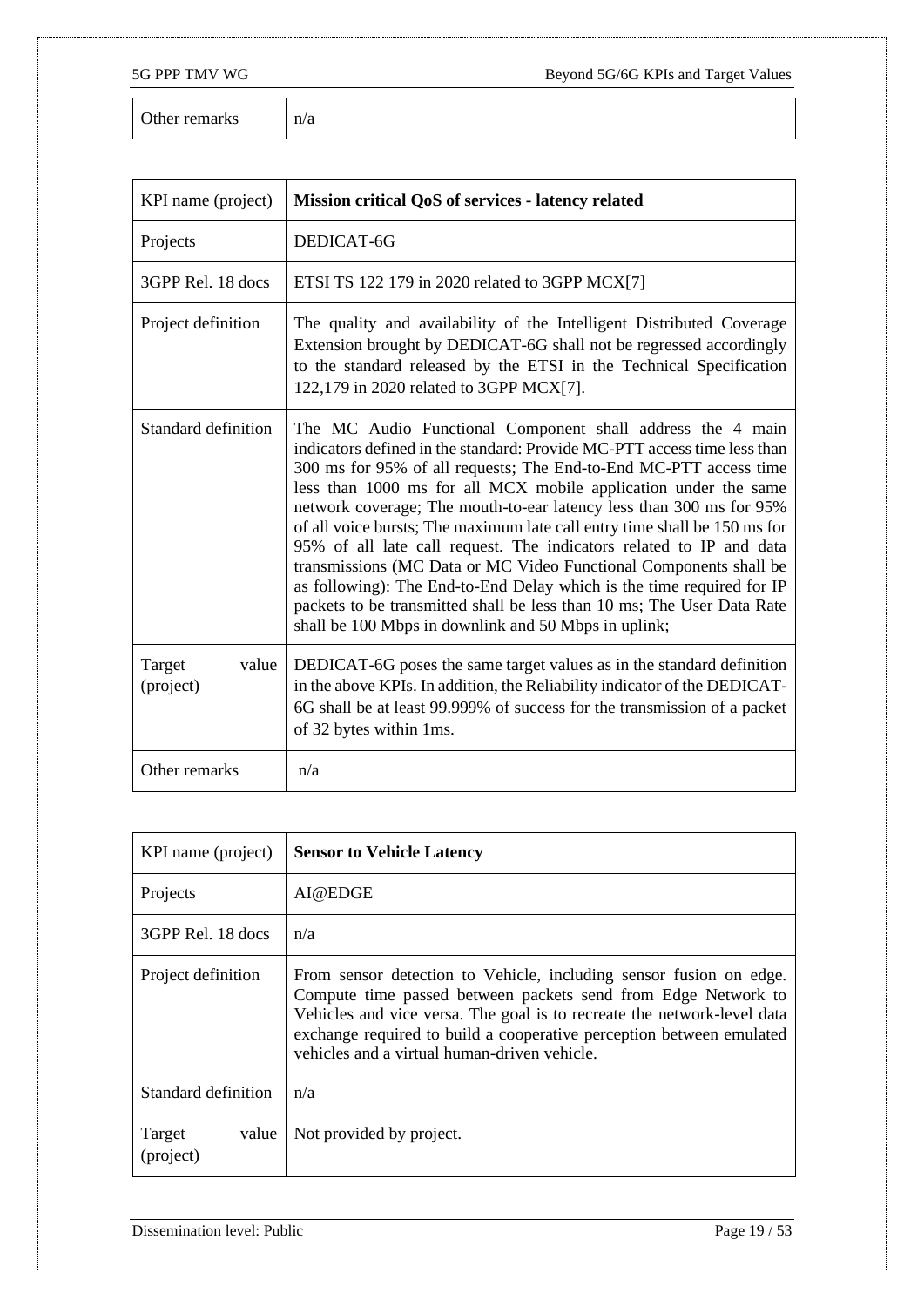| Other remarks | n/a |
|---|---|

| KPI name (project) | **Mission critical QoS of services - latency related** |
|---|---|
| Projects | DEDICAT-6G |
| 3GPP Rel. 18 docs | ETSI TS 122 179 in 2020 related to 3GPP MCX[7] |
| Project definition | The quality and availability of the Intelligent Distributed Coverage Extension brought by DEDICAT-6G shall not be regressed accordingly to the standard released by the ETSI in the Technical Specification 122,179 in 2020 related to 3GPP MCX[7]. |
| Standard definition | The MC Audio Functional Component shall address the 4 main indicators defined in the standard: Provide MC-PTT access time less than 300 ms for 95% of all requests; The End-to-End MC-PTT access time less than 1000 ms for all MCX mobile application under the same network coverage; The mouth-to-ear latency less than 300 ms for 95% of all voice bursts; The maximum late call entry time shall be 150 ms for 95% of all late call request. The indicators related to IP and data transmissions (MC Data or MC Video Functional Components shall be as following): The End-to-End Delay which is the time required for IP packets to be transmitted shall be less than 10 ms; The User Data Rate shall be 100 Mbps in downlink and 50 Mbps in uplink; |
| Target value (project) | DEDICAT-6G poses the same target values as in the standard definition in the above KPIs. In addition, the Reliability indicator of the DEDICAT-6G shall be at least 99.999% of success for the transmission of a packet of 32 bytes within 1ms. |
| Other remarks | n/a |

| KPI name (project) | **Sensor to Vehicle Latency** |
|---|---|
| Projects | AI@EDGE |
| 3GPP Rel. 18 docs | n/a |
| Project definition | From sensor detection to Vehicle, including sensor fusion on edge. Compute time passed between packets send from Edge Network to Vehicles and vice versa. The goal is to recreate the network-level data exchange required to build a cooperative perception between emulated vehicles and a virtual human-driven vehicle. |
| Standard definition | n/a |
| Target value (project) | Not provided by project. |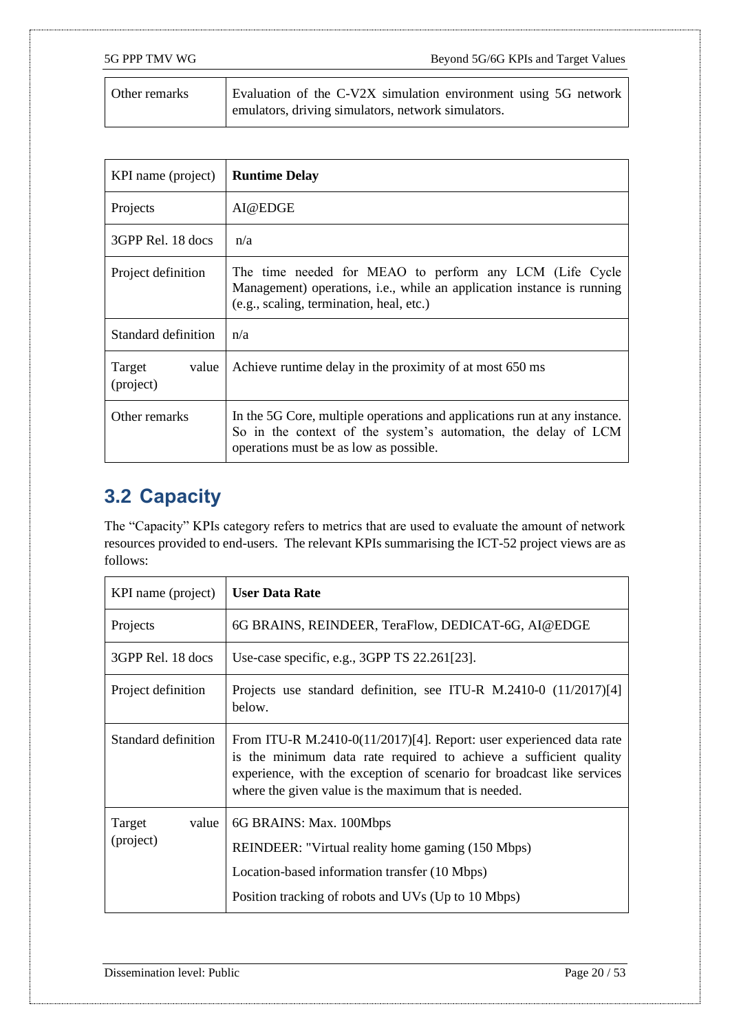| Other remarks | Evaluation of the C-V2X simulation environment using 5G network emulators, driving simulators, network simulators. |
| --- | --- |

| KPI name (project) | **Runtime Delay** |
| --- | --- |
| Projects | AI@EDGE |
| 3GPP Rel. 18 docs | n/a |
| Project definition | The time needed for MEAO to perform any LCM (Life Cycle Management) operations, i.e., while an application instance is running (e.g., scaling, termination, heal, etc.) |
| Standard definition | n/a |
| Target value (project) | Achieve runtime delay in the proximity of at most 650 ms |
| Other remarks | In the 5G Core, multiple operations and applications run at any instance. So in the context of the system's automation, the delay of LCM operations must be as low as possible. |

## 3.2 Capacity

The "Capacity" KPIs category refers to metrics that are used to evaluate the amount of network resources provided to end-users. The relevant KPIs summarising the ICT-52 project views are as follows:

| KPI name (project) | **User Data Rate** |
| --- | --- |
| Projects | 6G BRAINS, REINDEER, TeraFlow, DEDICAT-6G, AI@EDGE |
| 3GPP Rel. 18 docs | Use-case specific, e.g., 3GPP TS 22.261[23]. |
| Project definition | Projects use standard definition, see ITU-R M.2410-0 (11/2017)[4] below. |
| Standard definition | From ITU-R M.2410-0(11/2017)[4]. Report: user experienced data rate is the minimum data rate required to achieve a sufficient quality experience, with the exception of scenario for broadcast like services where the given value is the maximum that is needed. |
| Target value (project) | 6G BRAINS: Max. 100Mbps<br>REINDEER: "Virtual reality home gaming (150 Mbps)<br>Location-based information transfer (10 Mbps)<br>Position tracking of robots and UVs (Up to 10 Mbps) |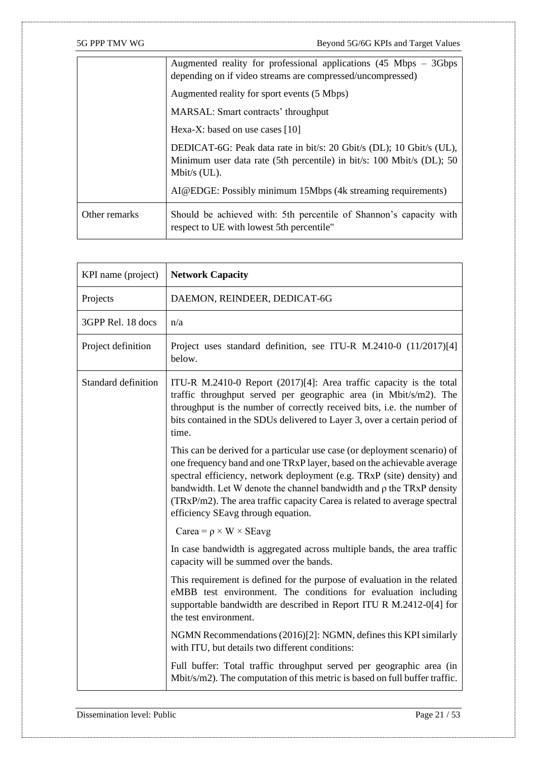| | |
|---|---|
| | Augmented reality for professional applications (45 Mbps – 3Gbps depending on if video streams are compressed/uncompressed)<br><br>Augmented reality for sport events (5 Mbps)<br><br>MARSAL: Smart contracts' throughput<br><br>Hexa-X: based on use cases [10]<br><br>DEDICAT-6G: Peak data rate in bit/s: 20 Gbit/s (DL); 10 Gbit/s (UL), Minimum user data rate (5th percentile) in bit/s: 100 Mbit/s (DL); 50 Mbit/s (UL).<br><br>AI@EDGE: Possibly minimum 15Mbps (4k streaming requirements) |
| Other remarks | Should be achieved with: 5th percentile of Shannon's capacity with respect to UE with lowest 5th percentile" |

| KPI name (project) | **Network Capacity** |
|---|---|
| Projects | DAEMON, REINDEER, DEDICAT-6G |
| 3GPP Rel. 18 docs | n/a |
| Project definition | Project uses standard definition, see ITU-R M.2410-0 (11/2017)[4] below. |
| Standard definition | ITU-R M.2410-0 Report (2017)[4]: Area traffic capacity is the total traffic throughput served per geographic area (in Mbit/s/m2). The throughput is the number of correctly received bits, i.e. the number of bits contained in the SDUs delivered to Layer 3, over a certain period of time.<br><br>This can be derived for a particular use case (or deployment scenario) of one frequency band and one TRxP layer, based on the achievable average spectral efficiency, network deployment (e.g. TRxP (site) density) and bandwidth. Let W denote the channel bandwidth and ρ the TRxP density (TRxP/m2). The area traffic capacity Carea is related to average spectral efficiency SEavg through equation.<br><br>$C_{area} = \rho \times W \times SE_{avg}$<br><br>In case bandwidth is aggregated across multiple bands, the area traffic capacity will be summed over the bands.<br><br>This requirement is defined for the purpose of evaluation in the related eMBB test environment. The conditions for evaluation including supportable bandwidth are described in Report ITU R M.2412-0[4] for the test environment.<br><br>NGMN Recommendations (2016)[2]: NGMN, defines this KPI similarly with ITU, but details two different conditions:<br><br>Full buffer: Total traffic throughput served per geographic area (in Mbit/s/m2). The computation of this metric is based on full buffer traffic. |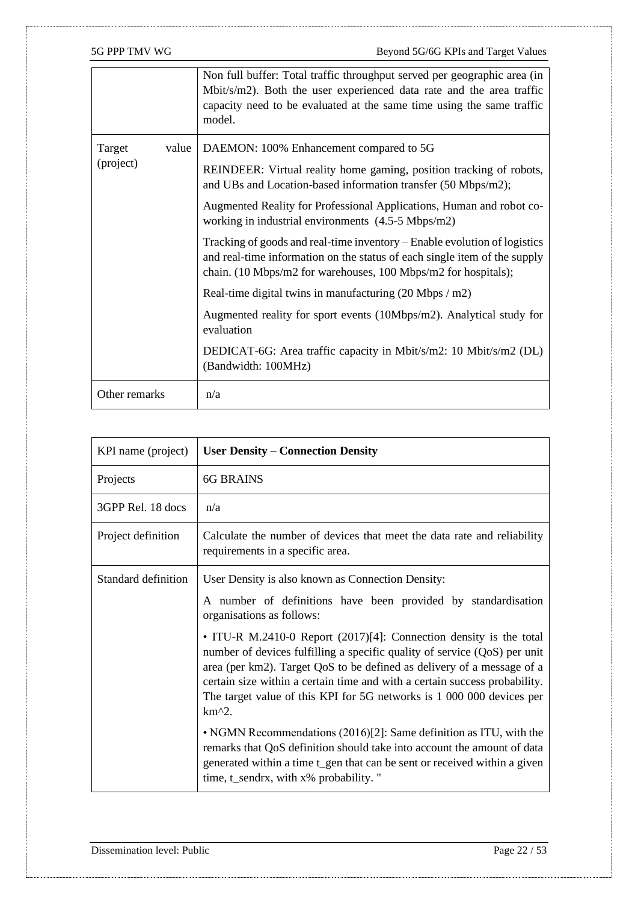| | |
|---|---|
| | Non full buffer: Total traffic throughput served per geographic area (in Mbit/s/m2). Both the user experienced data rate and the area traffic capacity need to be evaluated at the same time using the same traffic model. |
| Target value (project) | DAEMON: 100% Enhancement compared to 5G<br><br>REINDEER: Virtual reality home gaming, position tracking of robots, and UBs and Location-based information transfer (50 Mbps/m2);<br><br>Augmented Reality for Professional Applications, Human and robot co-working in industrial environments (4.5-5 Mbps/m2)<br><br>Tracking of goods and real-time inventory – Enable evolution of logistics and real-time information on the status of each single item of the supply chain. (10 Mbps/m2 for warehouses, 100 Mbps/m2 for hospitals);<br><br>Real-time digital twins in manufacturing (20 Mbps / m2)<br><br>Augmented reality for sport events (10Mbps/m2). Analytical study for evaluation<br><br>DEDICAT-6G: Area traffic capacity in Mbit/s/m2: 10 Mbit/s/m2 (DL) (Bandwidth: 100MHz) |
| Other remarks | n/a |

| KPI name (project) | **User Density – Connection Density** |
|---|---|
| Projects | 6G BRAINS |
| 3GPP Rel. 18 docs | n/a |
| Project definition | Calculate the number of devices that meet the data rate and reliability requirements in a specific area. |
| Standard definition | User Density is also known as Connection Density:<br><br>A number of definitions have been provided by standardisation organisations as follows:<br><br>• ITU-R M.2410-0 Report (2017)[4]: Connection density is the total number of devices fulfilling a specific quality of service (QoS) per unit area (per km2). Target QoS to be defined as delivery of a message of a certain size within a certain time and with a certain success probability. The target value of this KPI for 5G networks is 1 000 000 devices per km^2.<br><br>• NGMN Recommendations (2016)[2]: Same definition as ITU, with the remarks that QoS definition should take into account the amount of data generated within a time t_gen that can be sent or received within a given time, t_sendrx, with x% probability. " |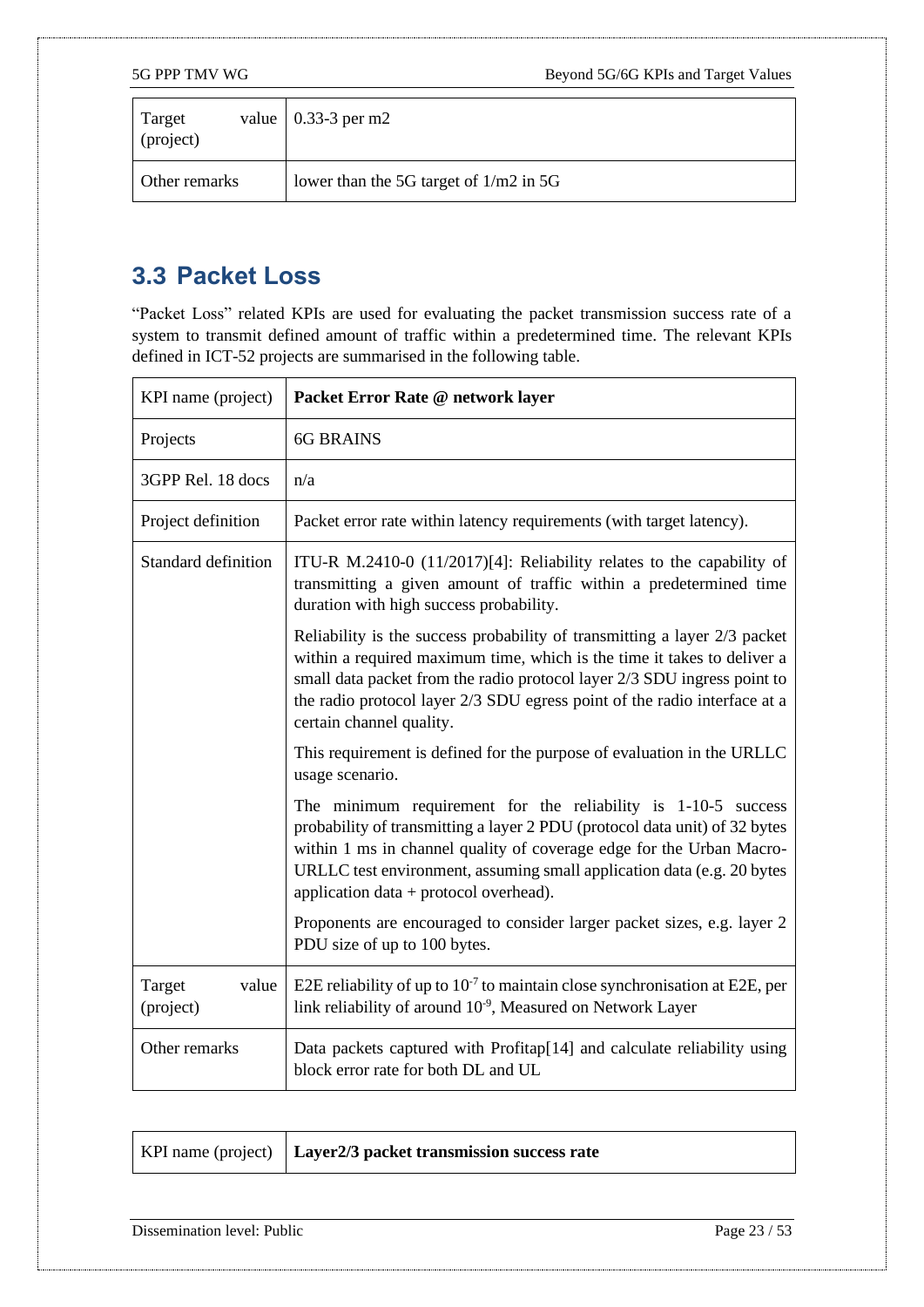| Target value (project) | 0.33-3 per m2 |
|---|---|
| Other remarks | lower than the 5G target of 1/m2 in 5G |

## 3.3 Packet Loss

"Packet Loss" related KPIs are used for evaluating the packet transmission success rate of a system to transmit defined amount of traffic within a predetermined time. The relevant KPIs defined in ICT-52 projects are summarised in the following table.

| KPI name (project) | **Packet Error Rate @ network layer** |
|---|---|
| Projects | 6G BRAINS |
| 3GPP Rel. 18 docs | n/a |
| Project definition | Packet error rate within latency requirements (with target latency). |
| Standard definition | ITU-R M.2410-0 (11/2017)[4]: Reliability relates to the capability of transmitting a given amount of traffic within a predetermined time duration with high success probability.<br><br>Reliability is the success probability of transmitting a layer 2/3 packet within a required maximum time, which is the time it takes to deliver a small data packet from the radio protocol layer 2/3 SDU ingress point to the radio protocol layer 2/3 SDU egress point of the radio interface at a certain channel quality.<br><br>This requirement is defined for the purpose of evaluation in the URLLC usage scenario.<br><br>The minimum requirement for the reliability is 1-10-5 success probability of transmitting a layer 2 PDU (protocol data unit) of 32 bytes within 1 ms in channel quality of coverage edge for the Urban Macro-URLLC test environment, assuming small application data (e.g. 20 bytes application data + protocol overhead).<br><br>Proponents are encouraged to consider larger packet sizes, e.g. layer 2 PDU size of up to 100 bytes. |
| Target value (project) | E2E reliability of up to $10^{-7}$ to maintain close synchronisation at E2E, per link reliability of around $10^{-9}$, Measured on Network Layer |
| Other remarks | Data packets captured with Profitap[14] and calculate reliability using block error rate for both DL and UL |

| KPI name (project) | **Layer2/3 packet transmission success rate** |
|---|---|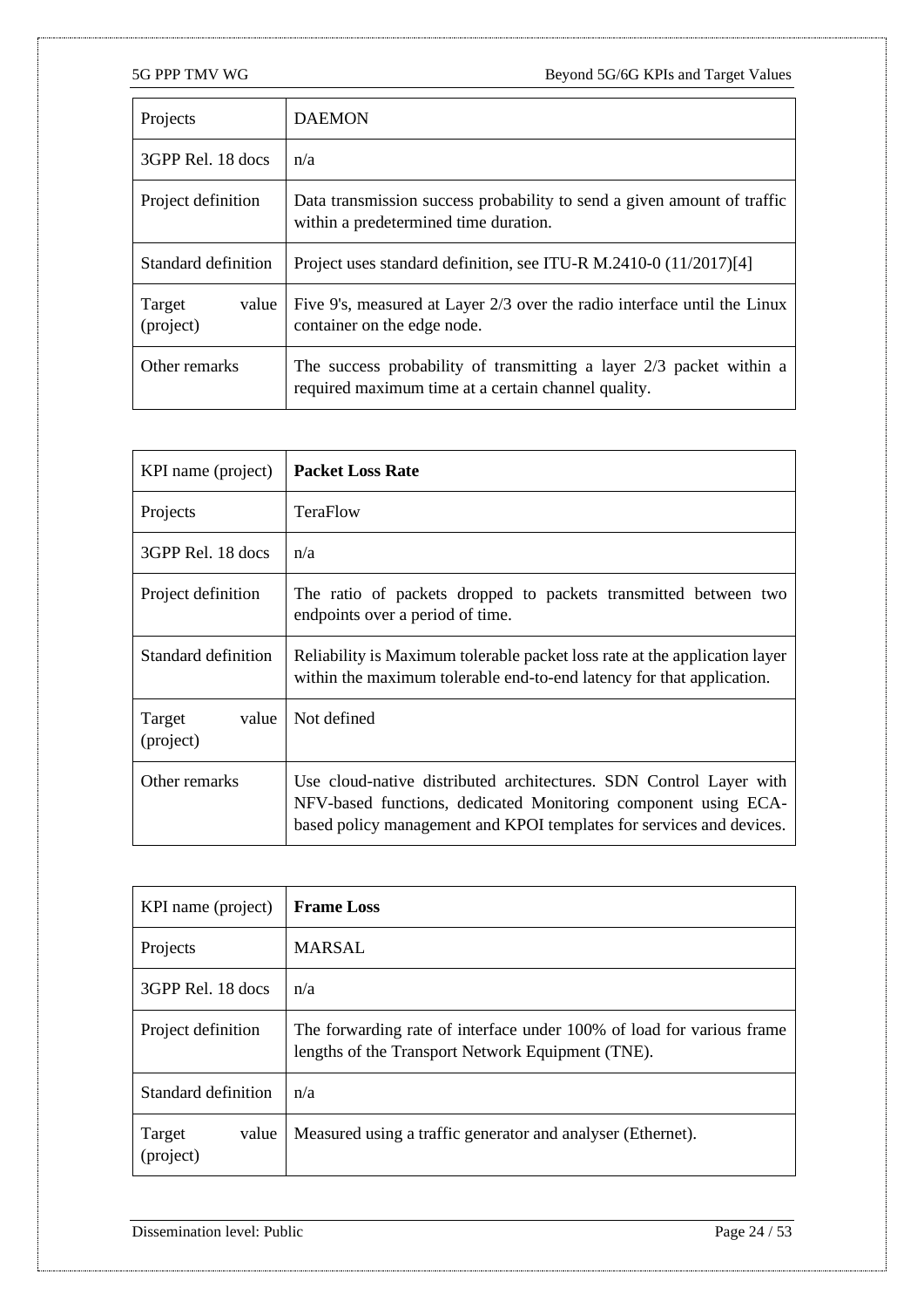| Projects | DAEMON |
|---|---|
| 3GPP Rel. 18 docs | n/a |
| Project definition | Data transmission success probability to send a given amount of traffic within a predetermined time duration. |
| Standard definition | Project uses standard definition, see ITU-R M.2410-0 (11/2017)[4] |
| Target value (project) | Five 9's, measured at Layer 2/3 over the radio interface until the Linux container on the edge node. |
| Other remarks | The success probability of transmitting a layer 2/3 packet within a required maximum time at a certain channel quality. |

| KPI name (project) | **Packet Loss Rate** |
|---|---|
| Projects | TeraFlow |
| 3GPP Rel. 18 docs | n/a |
| Project definition | The ratio of packets dropped to packets transmitted between two endpoints over a period of time. |
| Standard definition | Reliability is Maximum tolerable packet loss rate at the application layer within the maximum tolerable end-to-end latency for that application. |
| Target value (project) | Not defined |
| Other remarks | Use cloud-native distributed architectures. SDN Control Layer with NFV-based functions, dedicated Monitoring component using ECA-based policy management and KPOI templates for services and devices. |

| KPI name (project) | **Frame Loss** |
|---|---|
| Projects | MARSAL |
| 3GPP Rel. 18 docs | n/a |
| Project definition | The forwarding rate of interface under 100% of load for various frame lengths of the Transport Network Equipment (TNE). |
| Standard definition | n/a |
| Target value (project) | Measured using a traffic generator and analyser (Ethernet). |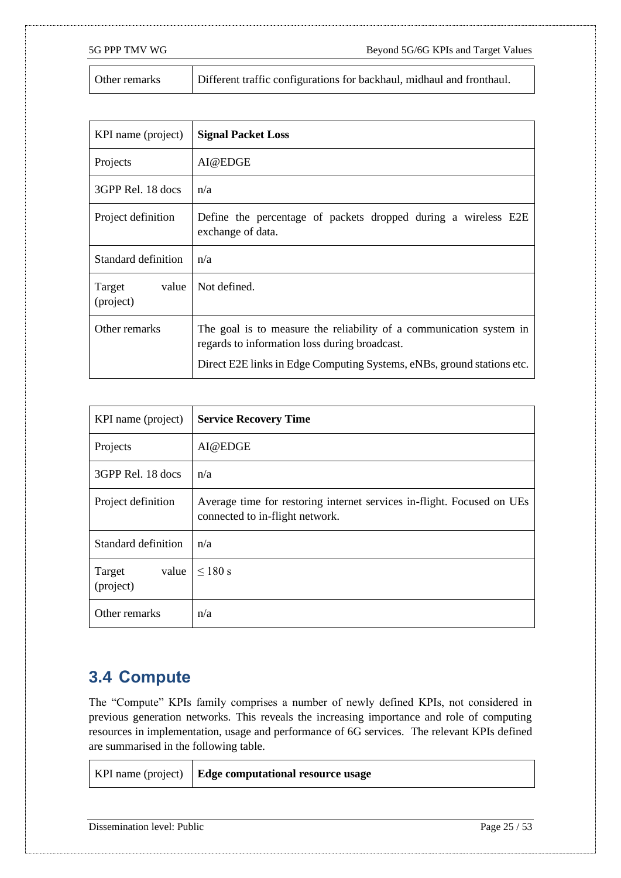| Other remarks | Different traffic configurations for backhaul, midhaul and fronthaul. |
|---|---|

| KPI name (project) | **Signal Packet Loss** |
|---|---|
| Projects | AI@EDGE |
| 3GPP Rel. 18 docs | n/a |
| Project definition | Define the percentage of packets dropped during a wireless E2E exchange of data. |
| Standard definition | n/a |
| Target value (project) | Not defined. |
| Other remarks | The goal is to measure the reliability of a communication system in regards to information loss during broadcast.<br>Direct E2E links in Edge Computing Systems, eNBs, ground stations etc. |

| KPI name (project) | **Service Recovery Time** |
|---|---|
| Projects | AI@EDGE |
| 3GPP Rel. 18 docs | n/a |
| Project definition | Average time for restoring internet services in-flight. Focused on UEs connected to in-flight network. |
| Standard definition | n/a |
| Target value (project) | $\leq$ 180 s |
| Other remarks | n/a |

## 3.4 Compute

The "Compute" KPIs family comprises a number of newly defined KPIs, not considered in previous generation networks. This reveals the increasing importance and role of computing resources in implementation, usage and performance of 6G services. The relevant KPIs defined are summarised in the following table.

| KPI name (project) | **Edge computational resource usage** |
|---|---|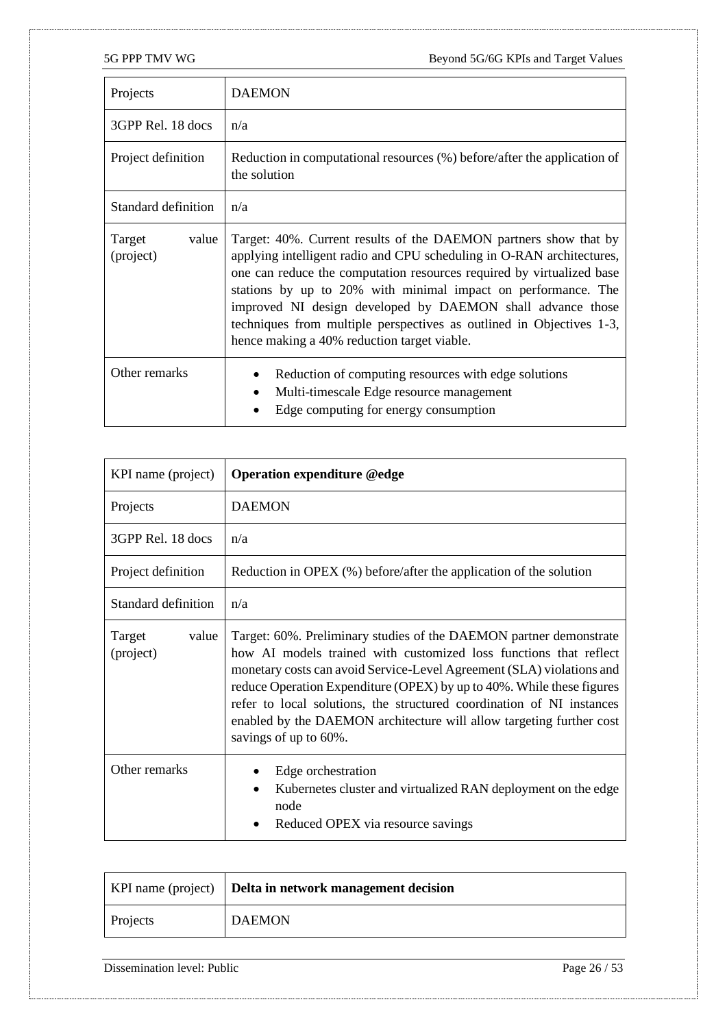| Projects | DAEMON |
|---|---|
| 3GPP Rel. 18 docs | n/a |
| Project definition | Reduction in computational resources (%) before/after the application of the solution |
| Standard definition | n/a |
| Target value (project) | Target: 40%. Current results of the DAEMON partners show that by applying intelligent radio and CPU scheduling in O-RAN architectures, one can reduce the computation resources required by virtualized base stations by up to 20% with minimal impact on performance. The improved NI design developed by DAEMON shall advance those techniques from multiple perspectives as outlined in Objectives 1-3, hence making a 40% reduction target viable. |
| Other remarks | • Reduction of computing resources with edge solutions<br>• Multi-timescale Edge resource management<br>• Edge computing for energy consumption |

| KPI name (project) | **Operation expenditure @edge** |
|---|---|
| Projects | DAEMON |
| 3GPP Rel. 18 docs | n/a |
| Project definition | Reduction in OPEX (%) before/after the application of the solution |
| Standard definition | n/a |
| Target value (project) | Target: 60%. Preliminary studies of the DAEMON partner demonstrate how AI models trained with customized loss functions that reflect monetary costs can avoid Service-Level Agreement (SLA) violations and reduce Operation Expenditure (OPEX) by up to 40%. While these figures refer to local solutions, the structured coordination of NI instances enabled by the DAEMON architecture will allow targeting further cost savings of up to 60%. |
| Other remarks | • Edge orchestration<br>• Kubernetes cluster and virtualized RAN deployment on the edge node<br>• Reduced OPEX via resource savings |

| KPI name (project) | **Delta in network management decision** |
|---|---|
| Projects | DAEMON |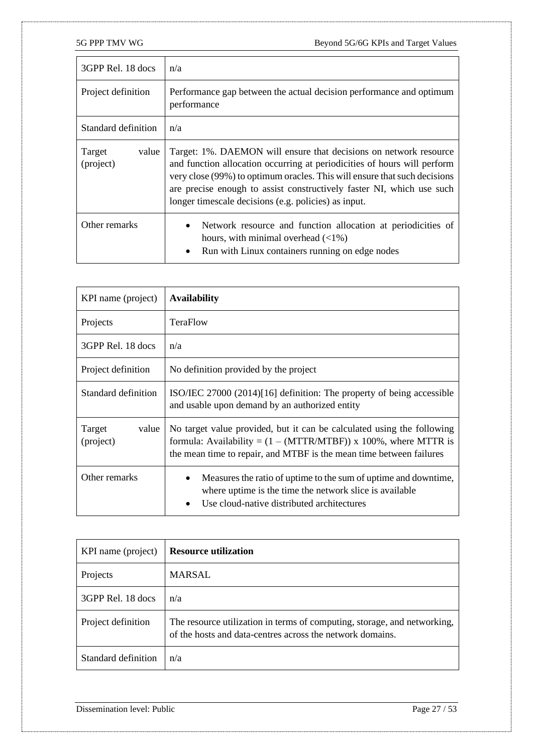| 3GPP Rel. 18 docs | n/a |
|---|---|
| Project definition | Performance gap between the actual decision performance and optimum performance |
| Standard definition | n/a |
| Target value (project) | Target: 1%. DAEMON will ensure that decisions on network resource and function allocation occurring at periodicities of hours will perform very close (99%) to optimum oracles. This will ensure that such decisions are precise enough to assist constructively faster NI, which use such longer timescale decisions (e.g. policies) as input. |
| Other remarks | • Network resource and function allocation at periodicities of hours, with minimal overhead (<1%)<br>• Run with Linux containers running on edge nodes |

| KPI name (project) | **Availability** |
|---|---|
| Projects | TeraFlow |
| 3GPP Rel. 18 docs | n/a |
| Project definition | No definition provided by the project |
| Standard definition | ISO/IEC 27000 (2014)[16] definition: The property of being accessible and usable upon demand by an authorized entity |
| Target value (project) | No target value provided, but it can be calculated using the following formula: Availability = (1 – (MTTR/MTBF)) x 100%, where MTTR is the mean time to repair, and MTBF is the mean time between failures |
| Other remarks | • Measures the ratio of uptime to the sum of uptime and downtime, where uptime is the time the network slice is available<br>• Use cloud-native distributed architectures |

| KPI name (project) | **Resource utilization** |
|---|---|
| Projects | MARSAL |
| 3GPP Rel. 18 docs | n/a |
| Project definition | The resource utilization in terms of computing, storage, and networking, of the hosts and data-centres across the network domains. |
| Standard definition | n/a |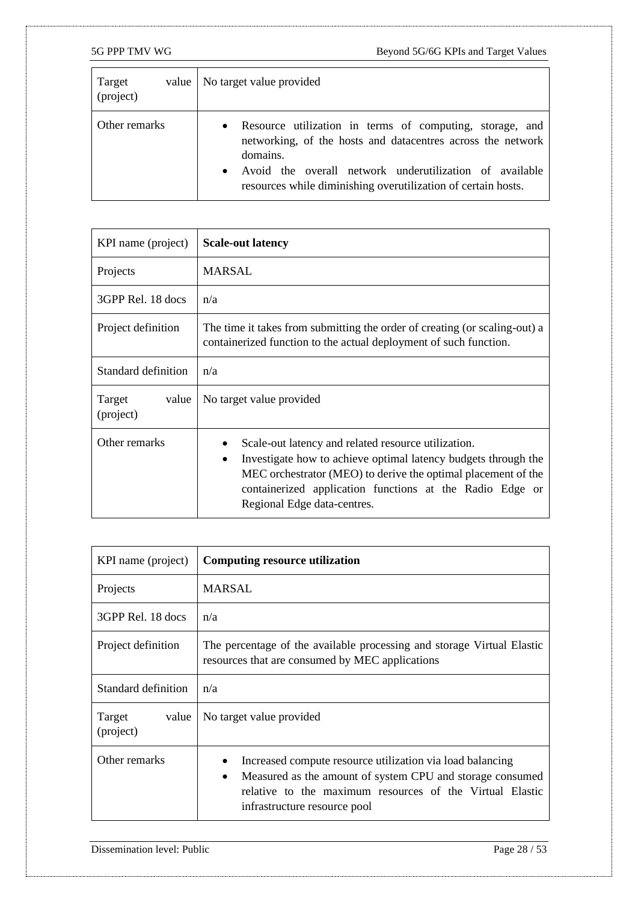| Target value (project) | No target value provided |
| --- | --- |
| Other remarks | • Resource utilization in terms of computing, storage, and networking, of the hosts and datacentres across the network domains.<br>• Avoid the overall network underutilization of available resources while diminishing overutilization of certain hosts. |

| KPI name (project) | **Scale-out latency** |
| --- | --- |
| Projects | MARSAL |
| 3GPP Rel. 18 docs | n/a |
| Project definition | The time it takes from submitting the order of creating (or scaling-out) a containerized function to the actual deployment of such function. |
| Standard definition | n/a |
| Target value (project) | No target value provided |
| Other remarks | • Scale-out latency and related resource utilization.<br>• Investigate how to achieve optimal latency budgets through the MEC orchestrator (MEO) to derive the optimal placement of the containerized application functions at the Radio Edge or Regional Edge data-centres. |

| KPI name (project) | **Computing resource utilization** |
| --- | --- |
| Projects | MARSAL |
| 3GPP Rel. 18 docs | n/a |
| Project definition | The percentage of the available processing and storage Virtual Elastic resources that are consumed by MEC applications |
| Standard definition | n/a |
| Target value (project) | No target value provided |
| Other remarks | • Increased compute resource utilization via load balancing<br>• Measured as the amount of system CPU and storage consumed relative to the maximum resources of the Virtual Elastic infrastructure resource pool |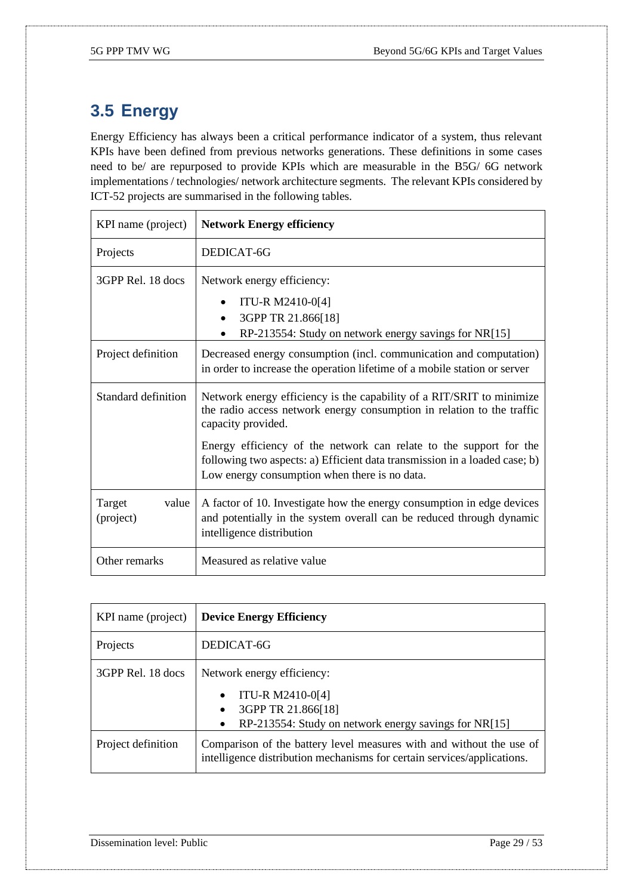## 3.5 Energy

Energy Efficiency has always been a critical performance indicator of a system, thus relevant KPIs have been defined from previous networks generations. These definitions in some cases need to be/ are repurposed to provide KPIs which are measurable in the B5G/ 6G network implementations / technologies/ network architecture segments. The relevant KPIs considered by ICT-52 projects are summarised in the following tables.

| KPI name (project) | **Network Energy efficiency** |
|---|---|
| Projects | DEDICAT-6G |
| 3GPP Rel. 18 docs | Network energy efficiency:<br>• ITU-R M2410-0[4]<br>• 3GPP TR 21.866[18]<br>• RP-213554: Study on network energy savings for NR[15] |
| Project definition | Decreased energy consumption (incl. communication and computation) in order to increase the operation lifetime of a mobile station or server |
| Standard definition | Network energy efficiency is the capability of a RIT/SRIT to minimize the radio access network energy consumption in relation to the traffic capacity provided.<br><br>Energy efficiency of the network can relate to the support for the following two aspects: a) Efficient data transmission in a loaded case; b) Low energy consumption when there is no data. |
| Target value (project) | A factor of 10. Investigate how the energy consumption in edge devices and potentially in the system overall can be reduced through dynamic intelligence distribution |
| Other remarks | Measured as relative value |

| KPI name (project) | **Device Energy Efficiency** |
|---|---|
| Projects | DEDICAT-6G |
| 3GPP Rel. 18 docs | Network energy efficiency:<br>• ITU-R M2410-0[4]<br>• 3GPP TR 21.866[18]<br>• RP-213554: Study on network energy savings for NR[15] |
| Project definition | Comparison of the battery level measures with and without the use of intelligence distribution mechanisms for certain services/applications. |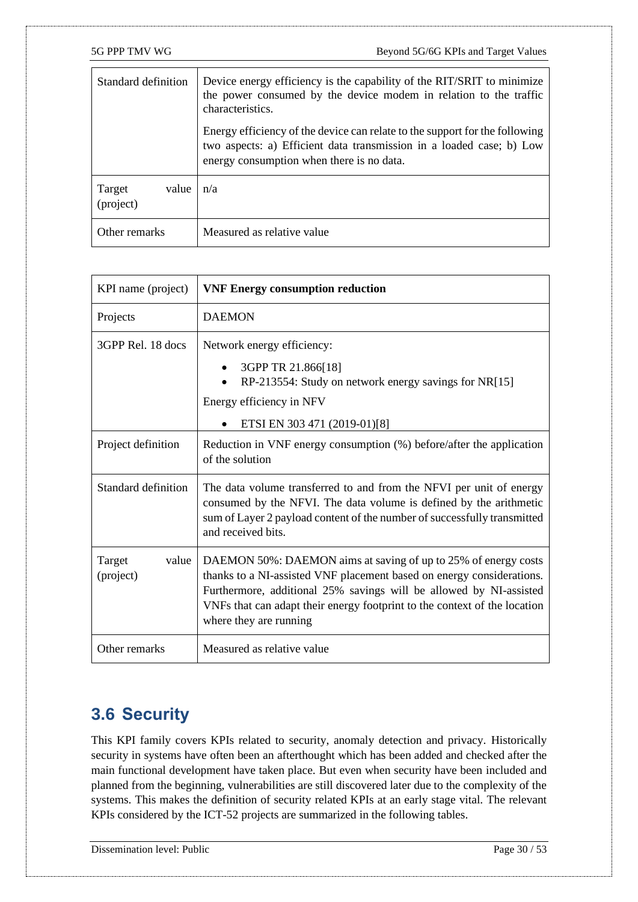| Standard definition | Device energy efficiency is the capability of the RIT/SRIT to minimize the power consumed by the device modem in relation to the traffic characteristics.<br><br>Energy efficiency of the device can relate to the support for the following two aspects: a) Efficient data transmission in a loaded case; b) Low energy consumption when there is no data. |
|---|---|
| Target value (project) | n/a |
| Other remarks | Measured as relative value |

| KPI name (project) | **VNF Energy consumption reduction** |
|---|---|
| Projects | DAEMON |
| 3GPP Rel. 18 docs | Network energy efficiency:<br><br>• 3GPP TR 21.866[18]<br>• RP-213554: Study on network energy savings for NR[15]<br><br>Energy efficiency in NFV<br><br>• ETSI EN 303 471 (2019-01)[8] |
| Project definition | Reduction in VNF energy consumption (%) before/after the application of the solution |
| Standard definition | The data volume transferred to and from the NFVI per unit of energy consumed by the NFVI. The data volume is defined by the arithmetic sum of Layer 2 payload content of the number of successfully transmitted and received bits. |
| Target value (project) | DAEMON 50%: DAEMON aims at saving of up to 25% of energy costs thanks to a NI-assisted VNF placement based on energy considerations. Furthermore, additional 25% savings will be allowed by NI-assisted VNFs that can adapt their energy footprint to the context of the location where they are running |
| Other remarks | Measured as relative value |

## 3.6 Security

This KPI family covers KPIs related to security, anomaly detection and privacy. Historically security in systems have often been an afterthought which has been added and checked after the main functional development have taken place. But even when security have been included and planned from the beginning, vulnerabilities are still discovered later due to the complexity of the systems. This makes the definition of security related KPIs at an early stage vital. The relevant KPIs considered by the ICT-52 projects are summarized in the following tables.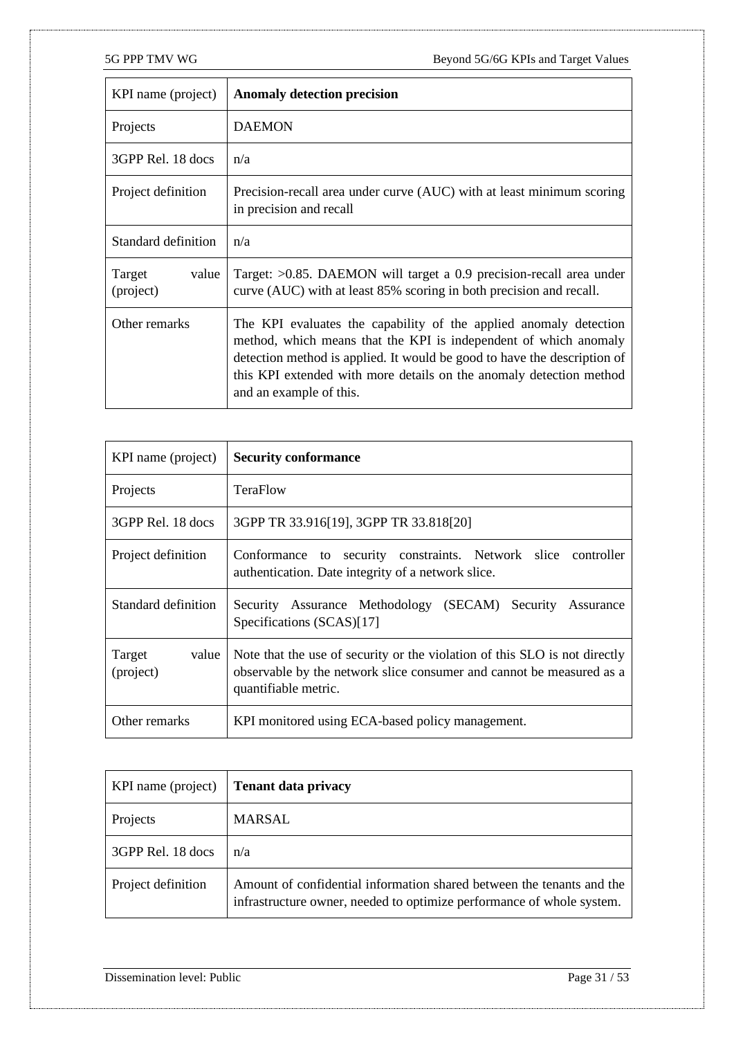| KPI name (project) | **Anomaly detection precision** |
|---|---|
| Projects | DAEMON |
| 3GPP Rel. 18 docs | n/a |
| Project definition | Precision-recall area under curve (AUC) with at least minimum scoring in precision and recall |
| Standard definition | n/a |
| Target value (project) | Target: >0.85. DAEMON will target a 0.9 precision-recall area under curve (AUC) with at least 85% scoring in both precision and recall. |
| Other remarks | The KPI evaluates the capability of the applied anomaly detection method, which means that the KPI is independent of which anomaly detection method is applied. It would be good to have the description of this KPI extended with more details on the anomaly detection method and an example of this. |

| KPI name (project) | **Security conformance** |
|---|---|
| Projects | TeraFlow |
| 3GPP Rel. 18 docs | 3GPP TR 33.916[19], 3GPP TR 33.818[20] |
| Project definition | Conformance to security constraints. Network slice controller authentication. Date integrity of a network slice. |
| Standard definition | Security Assurance Methodology (SECAM) Security Assurance Specifications (SCAS)[17] |
| Target value (project) | Note that the use of security or the violation of this SLO is not directly observable by the network slice consumer and cannot be measured as a quantifiable metric. |
| Other remarks | KPI monitored using ECA-based policy management. |

| KPI name (project) | **Tenant data privacy** |
|---|---|
| Projects | MARSAL |
| 3GPP Rel. 18 docs | n/a |
| Project definition | Amount of confidential information shared between the tenants and the infrastructure owner, needed to optimize performance of whole system. |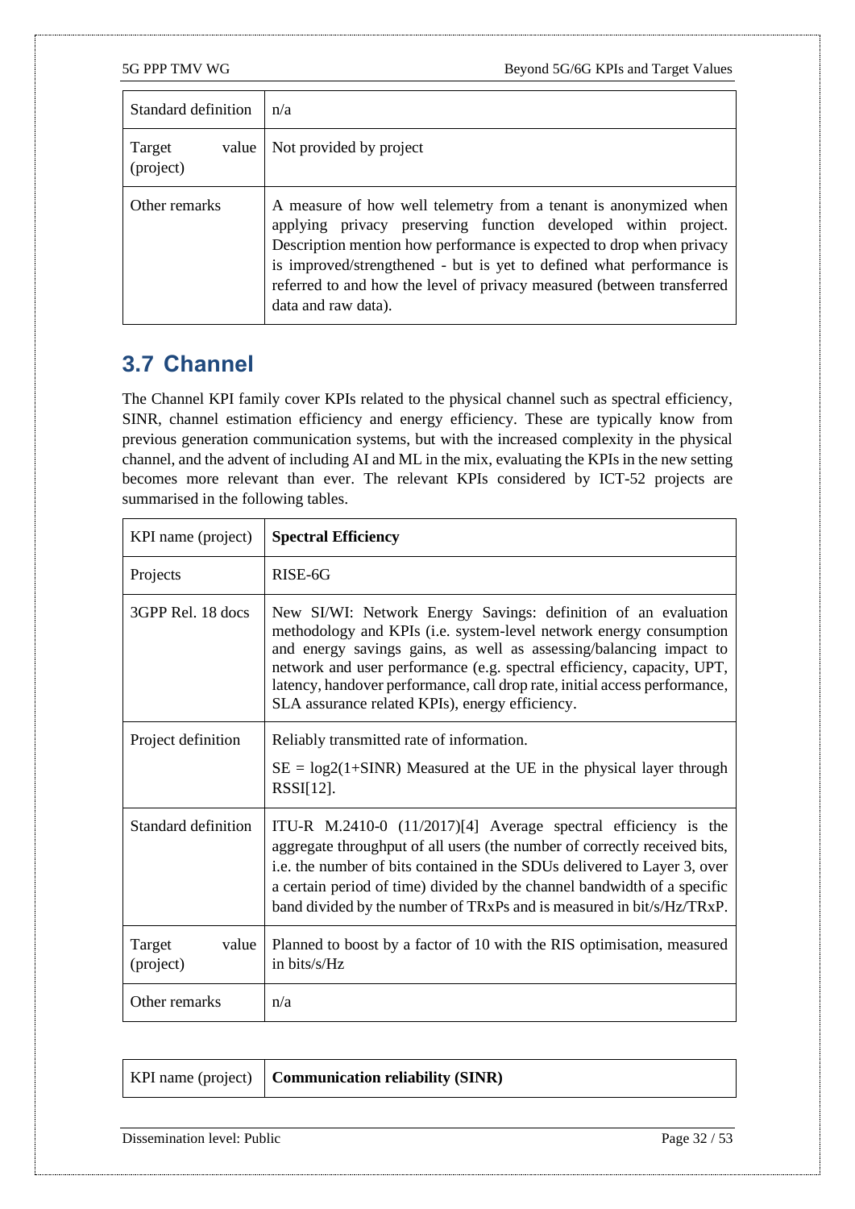| Standard definition | n/a |
|---|---|
| Target value (project) | Not provided by project |
| Other remarks | A measure of how well telemetry from a tenant is anonymized when applying privacy preserving function developed within project. Description mention how performance is expected to drop when privacy is improved/strengthened - but is yet to defined what performance is referred to and how the level of privacy measured (between transferred data and raw data). |

## 3.7 Channel

The Channel KPI family cover KPIs related to the physical channel such as spectral efficiency, SINR, channel estimation efficiency and energy efficiency. These are typically know from previous generation communication systems, but with the increased complexity in the physical channel, and the advent of including AI and ML in the mix, evaluating the KPIs in the new setting becomes more relevant than ever. The relevant KPIs considered by ICT-52 projects are summarised in the following tables.

| KPI name (project) | **Spectral Efficiency** |
|---|---|
| Projects | RISE-6G |
| 3GPP Rel. 18 docs | New SI/WI: Network Energy Savings: definition of an evaluation methodology and KPIs (i.e. system-level network energy consumption and energy savings gains, as well as assessing/balancing impact to network and user performance (e.g. spectral efficiency, capacity, UPT, latency, handover performance, call drop rate, initial access performance, SLA assurance related KPIs), energy efficiency. |
| Project definition | Reliably transmitted rate of information.<br><br>SE = log2(1+SINR) Measured at the UE in the physical layer through RSSI[12]. |
| Standard definition | ITU-R M.2410-0 (11/2017)[4] Average spectral efficiency is the aggregate throughput of all users (the number of correctly received bits, i.e. the number of bits contained in the SDUs delivered to Layer 3, over a certain period of time) divided by the channel bandwidth of a specific band divided by the number of TRxPs and is measured in bit/s/Hz/TRxP. |
| Target value (project) | Planned to boost by a factor of 10 with the RIS optimisation, measured in bits/s/Hz |
| Other remarks | n/a |

| KPI name (project) | **Communication reliability (SINR)** |
|---|---|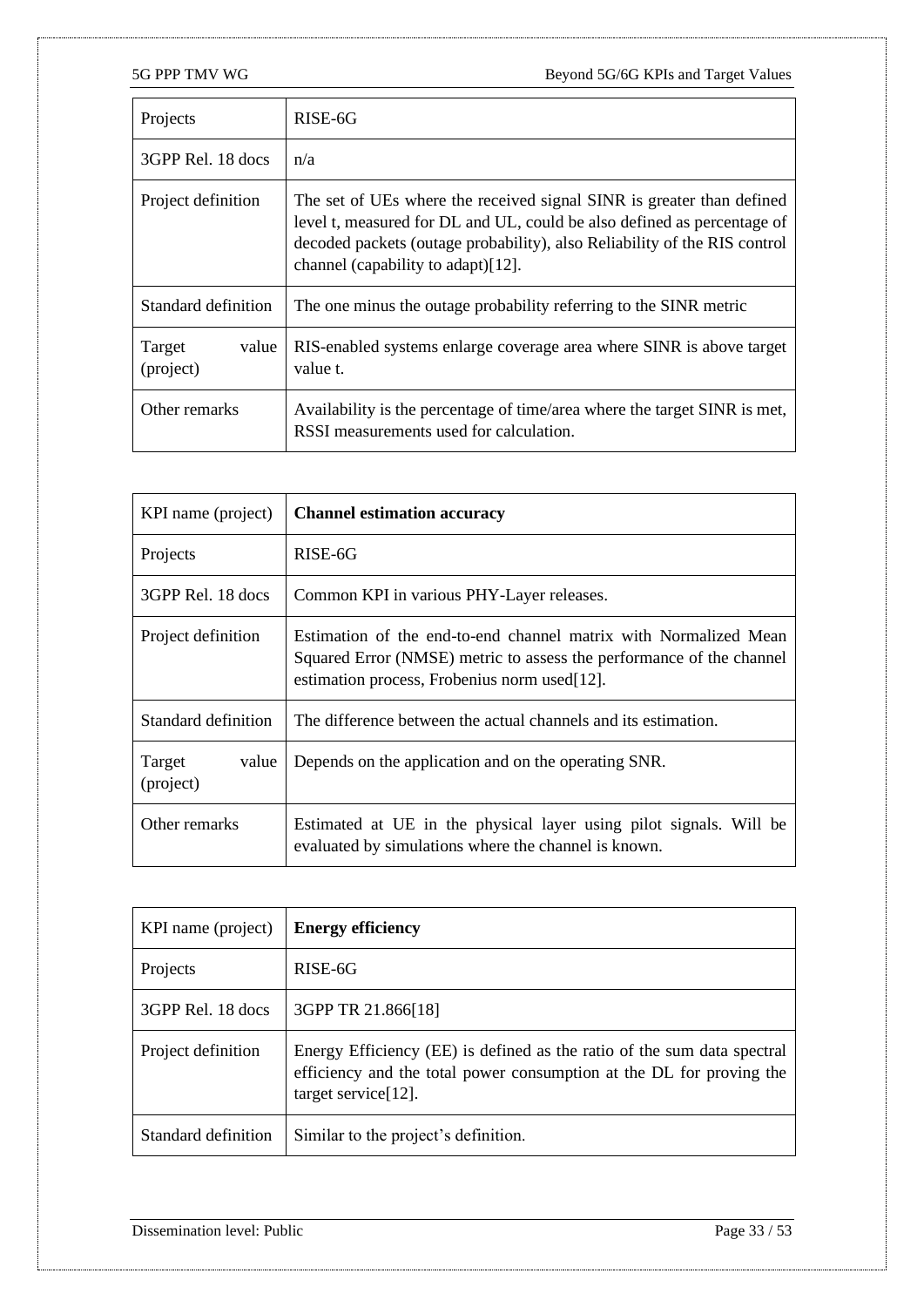| Projects | RISE-6G |
|---|---|
| 3GPP Rel. 18 docs | n/a |
| Project definition | The set of UEs where the received signal SINR is greater than defined level t, measured for DL and UL, could be also defined as percentage of decoded packets (outage probability), also Reliability of the RIS control channel (capability to adapt)[12]. |
| Standard definition | The one minus the outage probability referring to the SINR metric |
| Target value (project) | RIS-enabled systems enlarge coverage area where SINR is above target value t. |
| Other remarks | Availability is the percentage of time/area where the target SINR is met, RSSI measurements used for calculation. |

| KPI name (project) | **Channel estimation accuracy** |
|---|---|
| Projects | RISE-6G |
| 3GPP Rel. 18 docs | Common KPI in various PHY-Layer releases. |
| Project definition | Estimation of the end-to-end channel matrix with Normalized Mean Squared Error (NMSE) metric to assess the performance of the channel estimation process, Frobenius norm used[12]. |
| Standard definition | The difference between the actual channels and its estimation. |
| Target value (project) | Depends on the application and on the operating SNR. |
| Other remarks | Estimated at UE in the physical layer using pilot signals. Will be evaluated by simulations where the channel is known. |

| KPI name (project) | **Energy efficiency** |
|---|---|
| Projects | RISE-6G |
| 3GPP Rel. 18 docs | 3GPP TR 21.866[18] |
| Project definition | Energy Efficiency (EE) is defined as the ratio of the sum data spectral efficiency and the total power consumption at the DL for proving the target service[12]. |
| Standard definition | Similar to the project's definition. |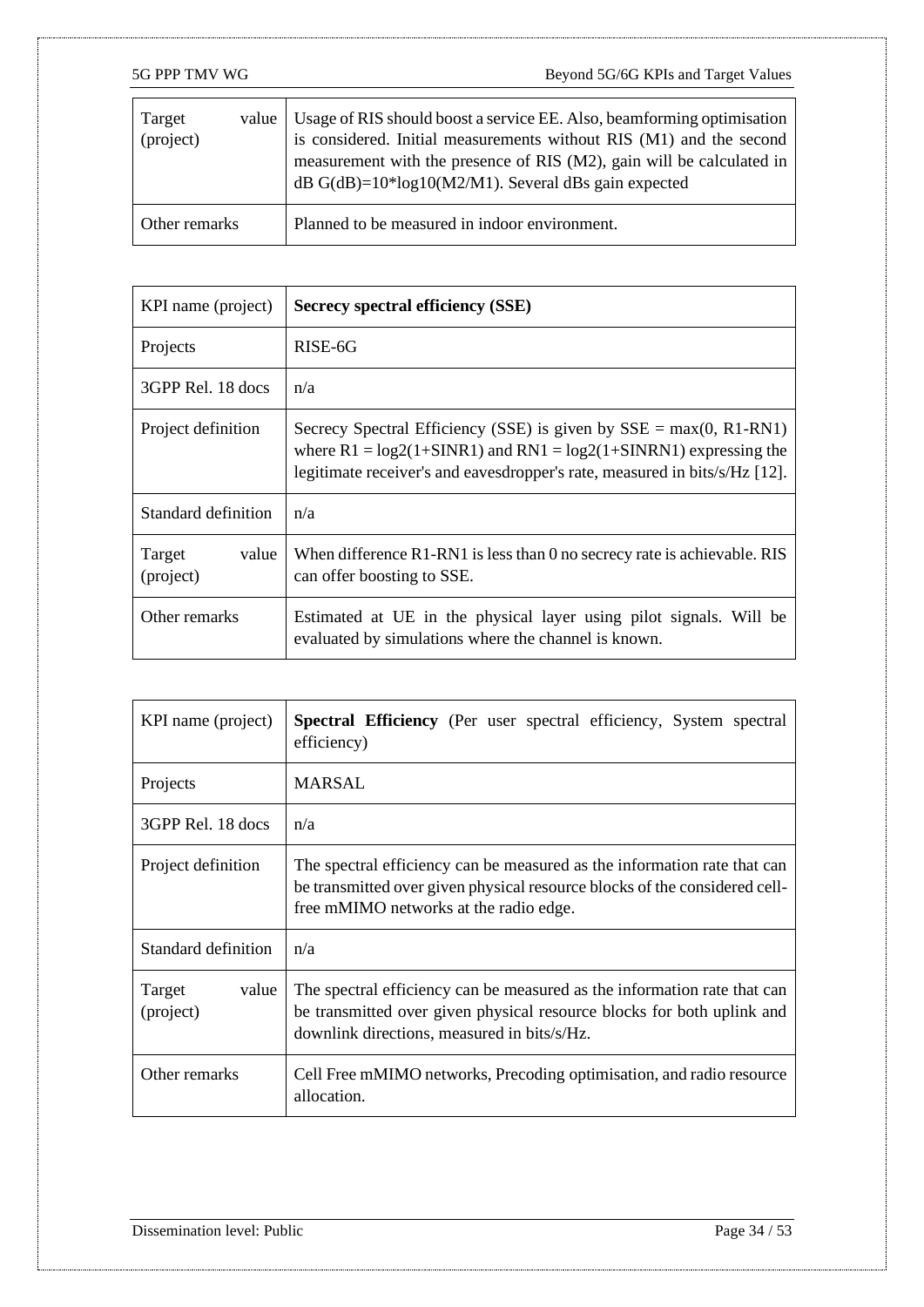| Target value (project) | Usage of RIS should boost a service EE. Also, beamforming optimisation is considered. Initial measurements without RIS (M1) and the second measurement with the presence of RIS (M2), gain will be calculated in dB $G(dB)=10*\log10(M2/M1)$. Several dBs gain expected |
|---|---|
| Other remarks | Planned to be measured in indoor environment. |

| KPI name (project) | **Secrecy spectral efficiency (SSE)** |
|---|---|
| Projects | RISE-6G |
| 3GPP Rel. 18 docs | n/a |
| Project definition | Secrecy Spectral Efficiency (SSE) is given by $SSE = \max(0, R1\text{-}RN1)$ where $R1 = \log2(1\text{+}SINR1)$ and $RN1 = \log2(1\text{+}SINRN1)$ expressing the legitimate receiver's and eavesdropper's rate, measured in bits/s/Hz [12]. |
| Standard definition | n/a |
| Target value (project) | When difference R1-RN1 is less than 0 no secrecy rate is achievable. RIS can offer boosting to SSE. |
| Other remarks | Estimated at UE in the physical layer using pilot signals. Will be evaluated by simulations where the channel is known. |

| KPI name (project) | **Spectral Efficiency** (Per user spectral efficiency, System spectral efficiency) |
|---|---|
| Projects | MARSAL |
| 3GPP Rel. 18 docs | n/a |
| Project definition | The spectral efficiency can be measured as the information rate that can be transmitted over given physical resource blocks of the considered cell-free mMIMO networks at the radio edge. |
| Standard definition | n/a |
| Target value (project) | The spectral efficiency can be measured as the information rate that can be transmitted over given physical resource blocks for both uplink and downlink directions, measured in bits/s/Hz. |
| Other remarks | Cell Free mMIMO networks, Precoding optimisation, and radio resource allocation. |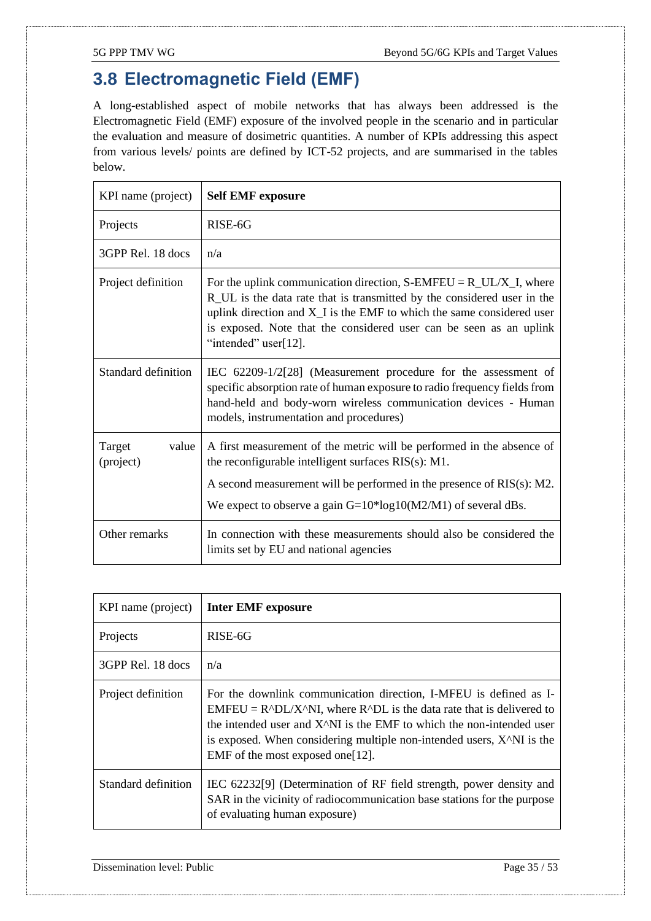## 3.8 Electromagnetic Field (EMF)

A long-established aspect of mobile networks that has always been addressed is the Electromagnetic Field (EMF) exposure of the involved people in the scenario and in particular the evaluation and measure of dosimetric quantities. A number of KPIs addressing this aspect from various levels/ points are defined by ICT-52 projects, and are summarised in the tables below.

| KPI name (project) | **Self EMF exposure** |
|---|---|
| Projects | RISE-6G |
| 3GPP Rel. 18 docs | n/a |
| Project definition | For the uplink communication direction, $S\text{-}EMFEU = R_{UL}/X_I$, where $R_{UL}$ is the data rate that is transmitted by the considered user in the uplink direction and $X_I$ is the EMF to which the same considered user is exposed. Note that the considered user can be seen as an uplink "intended" user[12]. |
| Standard definition | IEC 62209-1/2[28] (Measurement procedure for the assessment of specific absorption rate of human exposure to radio frequency fields from hand-held and body-worn wireless communication devices - Human models, instrumentation and procedures) |
| Target value (project) | A first measurement of the metric will be performed in the absence of the reconfigurable intelligent surfaces RIS(s): M1. <br> A second measurement will be performed in the presence of RIS(s): M2. <br> We expect to observe a gain $G=10*\log10(M2/M1)$ of several dBs. |
| Other remarks | In connection with these measurements should also be considered the limits set by EU and national agencies |

| KPI name (project) | **Inter EMF exposure** |
|---|---|
| Projects | RISE-6G |
| 3GPP Rel. 18 docs | n/a |
| Project definition | For the downlink communication direction, I-MFEU is defined as $I\text{-}EMFEU = R^{DL}/X^{NI}$, where $R^{DL}$ is the data rate that is delivered to the intended user and $X^{NI}$ is the EMF to which the non-intended user is exposed. When considering multiple non-intended users, $X^{NI}$ is the EMF of the most exposed one[12]. |
| Standard definition | IEC 62232[9] (Determination of RF field strength, power density and SAR in the vicinity of radiocommunication base stations for the purpose of evaluating human exposure) |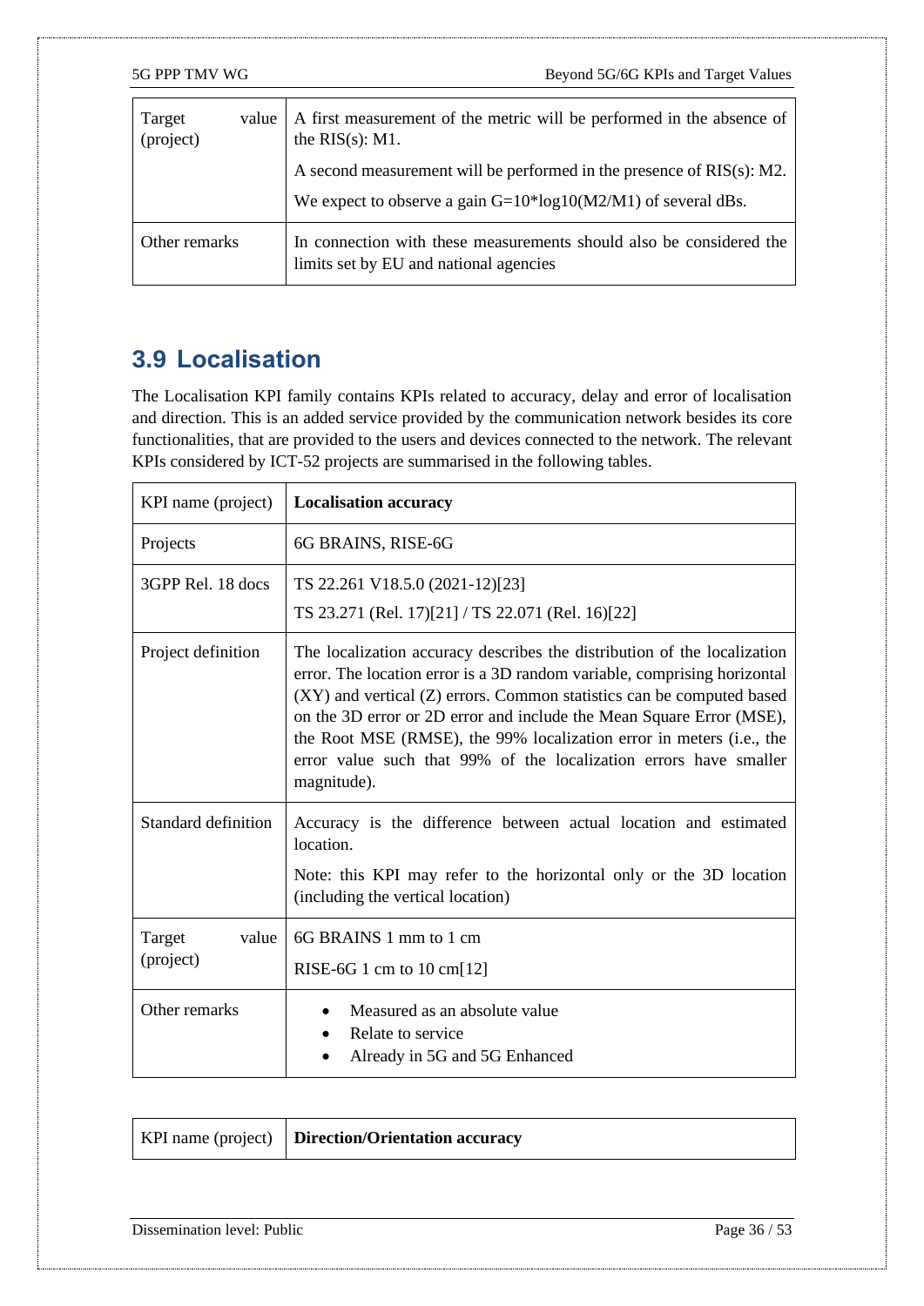| Target value (project) | A first measurement of the metric will be performed in the absence of the RIS(s): M1.<br><br>A second measurement will be performed in the presence of RIS(s): M2.<br><br>We expect to observe a gain G=10*log10(M2/M1) of several dBs. |
|---|---|
| Other remarks | In connection with these measurements should also be considered the limits set by EU and national agencies |

## 3.9 Localisation

The Localisation KPI family contains KPIs related to accuracy, delay and error of localisation and direction. This is an added service provided by the communication network besides its core functionalities, that are provided to the users and devices connected to the network. The relevant KPIs considered by ICT-52 projects are summarised in the following tables.

| KPI name (project) | **Localisation accuracy** |
|---|---|
| Projects | 6G BRAINS, RISE-6G |
| 3GPP Rel. 18 docs | TS 22.261 V18.5.0 (2021-12)[23]<br><br>TS 23.271 (Rel. 17)[21] / TS 22.071 (Rel. 16)[22] |
| Project definition | The localization accuracy describes the distribution of the localization error. The location error is a 3D random variable, comprising horizontal (XY) and vertical (Z) errors. Common statistics can be computed based on the 3D error or 2D error and include the Mean Square Error (MSE), the Root MSE (RMSE), the 99% localization error in meters (i.e., the error value such that 99% of the localization errors have smaller magnitude). |
| Standard definition | Accuracy is the difference between actual location and estimated location.<br><br>Note: this KPI may refer to the horizontal only or the 3D location (including the vertical location) |
| Target value (project) | 6G BRAINS 1 mm to 1 cm<br><br>RISE-6G 1 cm to 10 cm[12] |
| Other remarks | • Measured as an absolute value<br>• Relate to service<br>• Already in 5G and 5G Enhanced |

| KPI name (project) | **Direction/Orientation accuracy** |
|---|---|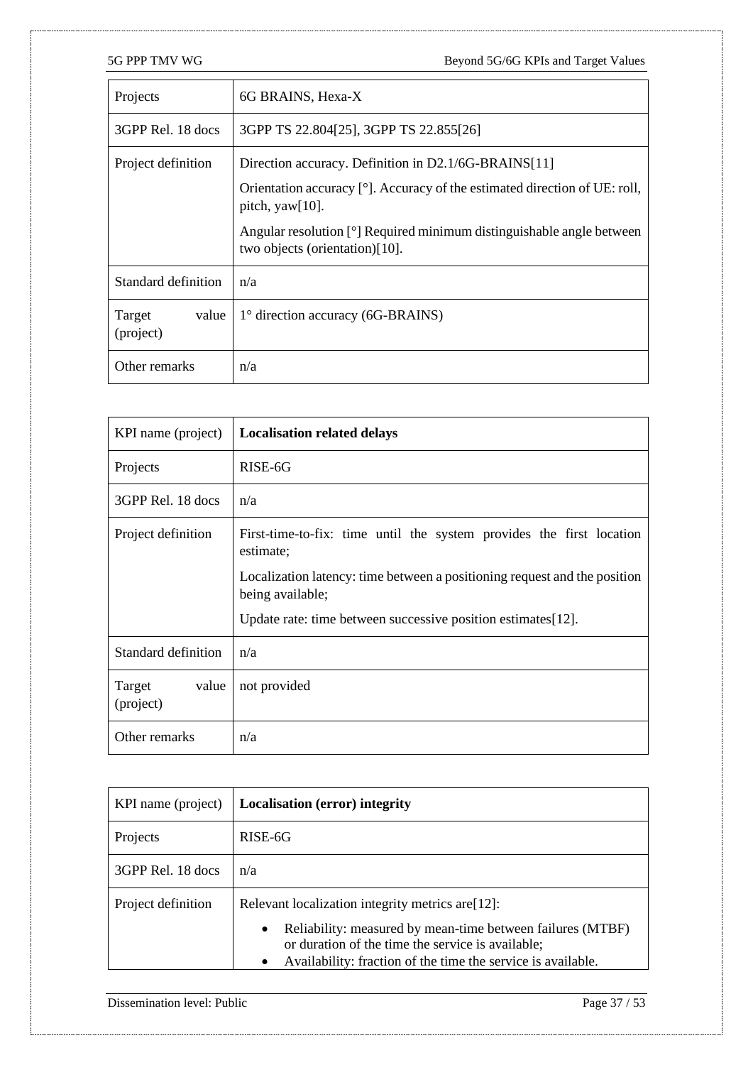| Projects | 6G BRAINS, Hexa-X |
| --- | --- |
| 3GPP Rel. 18 docs | 3GPP TS 22.804[25], 3GPP TS 22.855[26] |
| Project definition | Direction accuracy. Definition in D2.1/6G-BRAINS[11]<br><br>Orientation accuracy [°]. Accuracy of the estimated direction of UE: roll, pitch, yaw[10].<br><br>Angular resolution [°] Required minimum distinguishable angle between two objects (orientation)[10]. |
| Standard definition | n/a |
| Target value (project) | 1° direction accuracy (6G-BRAINS) |
| Other remarks | n/a |

| KPI name (project) | **Localisation related delays** |
| --- | --- |
| Projects | RISE-6G |
| 3GPP Rel. 18 docs | n/a |
| Project definition | First-time-to-fix: time until the system provides the first location estimate;<br><br>Localization latency: time between a positioning request and the position being available;<br><br>Update rate: time between successive position estimates[12]. |
| Standard definition | n/a |
| Target value (project) | not provided |
| Other remarks | n/a |

| KPI name (project) | **Localisation (error) integrity** |
| --- | --- |
| Projects | RISE-6G |
| 3GPP Rel. 18 docs | n/a |
| Project definition | Relevant localization integrity metrics are[12]:<br><br>• Reliability: measured by mean-time between failures (MTBF) or duration of the time the service is available;<br>• Availability: fraction of the time the service is available. |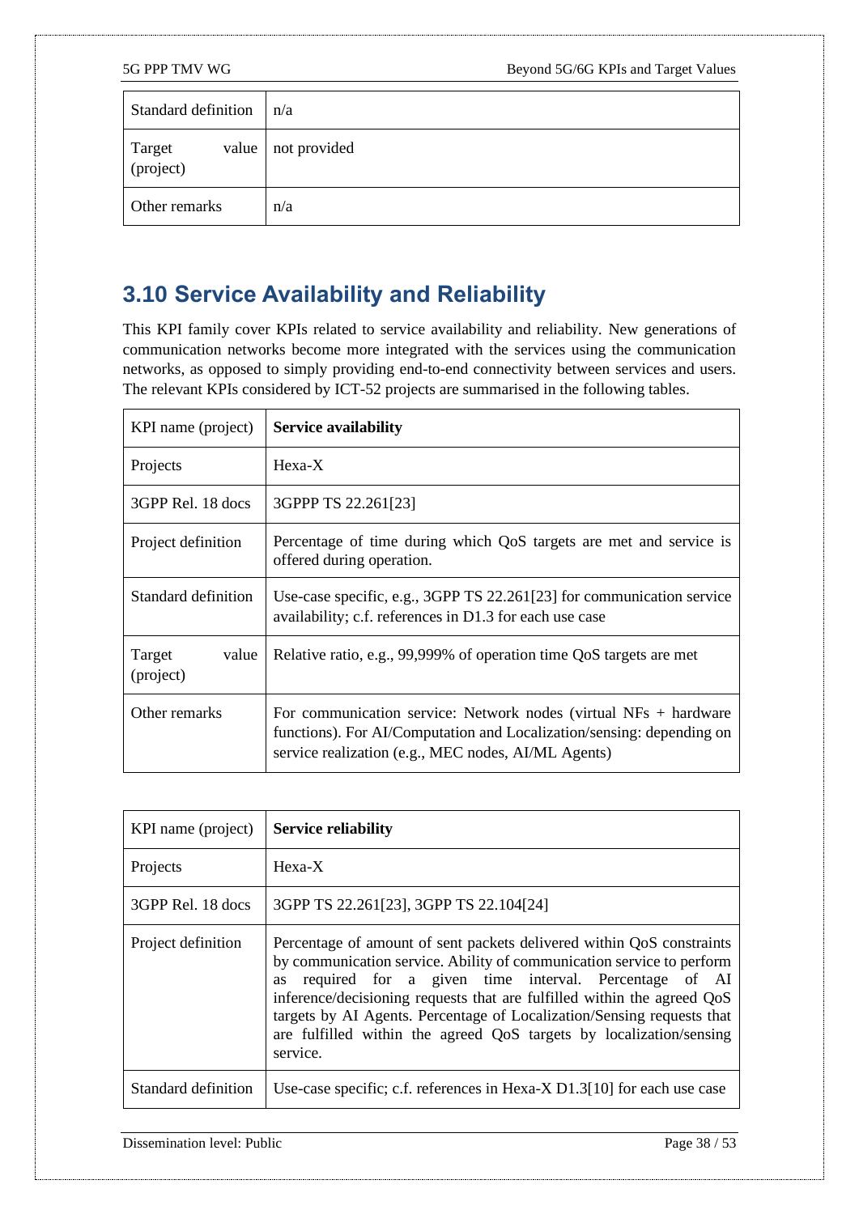| Standard definition | n/a |
| --- | --- |
| Target value (project) | not provided |
| Other remarks | n/a |

## 3.10 Service Availability and Reliability

This KPI family cover KPIs related to service availability and reliability. New generations of communication networks become more integrated with the services using the communication networks, as opposed to simply providing end-to-end connectivity between services and users. The relevant KPIs considered by ICT-52 projects are summarised in the following tables.

| KPI name (project) | **Service availability** |
| --- | --- |
| Projects | Hexa-X |
| 3GPP Rel. 18 docs | 3GPPP TS 22.261[23] |
| Project definition | Percentage of time during which QoS targets are met and service is offered during operation. |
| Standard definition | Use-case specific, e.g., 3GPP TS 22.261[23] for communication service availability; c.f. references in D1.3 for each use case |
| Target value (project) | Relative ratio, e.g., 99,999% of operation time QoS targets are met |
| Other remarks | For communication service: Network nodes (virtual NFs + hardware functions). For AI/Computation and Localization/sensing: depending on service realization (e.g., MEC nodes, AI/ML Agents) |

| KPI name (project) | **Service reliability** |
| --- | --- |
| Projects | Hexa-X |
| 3GPP Rel. 18 docs | 3GPP TS 22.261[23], 3GPP TS 22.104[24] |
| Project definition | Percentage of amount of sent packets delivered within QoS constraints by communication service. Ability of communication service to perform as required for a given time interval. Percentage of AI inference/decisioning requests that are fulfilled within the agreed QoS targets by AI Agents. Percentage of Localization/Sensing requests that are fulfilled within the agreed QoS targets by localization/sensing service. |
| Standard definition | Use-case specific; c.f. references in Hexa-X D1.3[10] for each use case |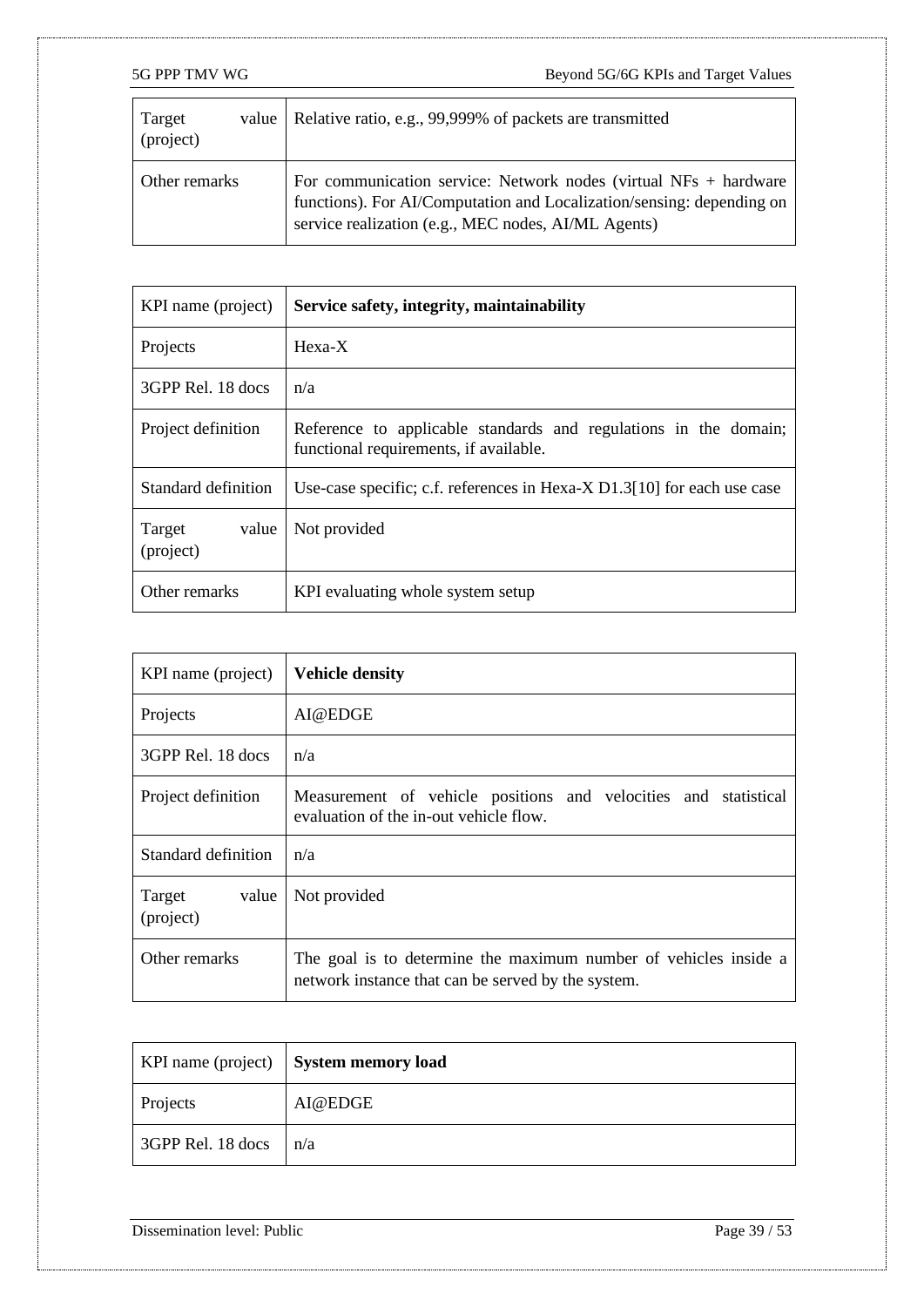| Target value (project) | Relative ratio, e.g., 99,999% of packets are transmitted |
|---|---|
| Other remarks | For communication service: Network nodes (virtual NFs + hardware functions). For AI/Computation and Localization/sensing: depending on service realization (e.g., MEC nodes, AI/ML Agents) |

| KPI name (project) | **Service safety, integrity, maintainability** |
|---|---|
| Projects | Hexa-X |
| 3GPP Rel. 18 docs | n/a |
| Project definition | Reference to applicable standards and regulations in the domain; functional requirements, if available. |
| Standard definition | Use-case specific; c.f. references in Hexa-X D1.3[10] for each use case |
| Target value (project) | Not provided |
| Other remarks | KPI evaluating whole system setup |

| KPI name (project) | **Vehicle density** |
|---|---|
| Projects | AI@EDGE |
| 3GPP Rel. 18 docs | n/a |
| Project definition | Measurement of vehicle positions and velocities and statistical evaluation of the in-out vehicle flow. |
| Standard definition | n/a |
| Target value (project) | Not provided |
| Other remarks | The goal is to determine the maximum number of vehicles inside a network instance that can be served by the system. |

| KPI name (project) | **System memory load** |
|---|---|
| Projects | AI@EDGE |
| 3GPP Rel. 18 docs | n/a |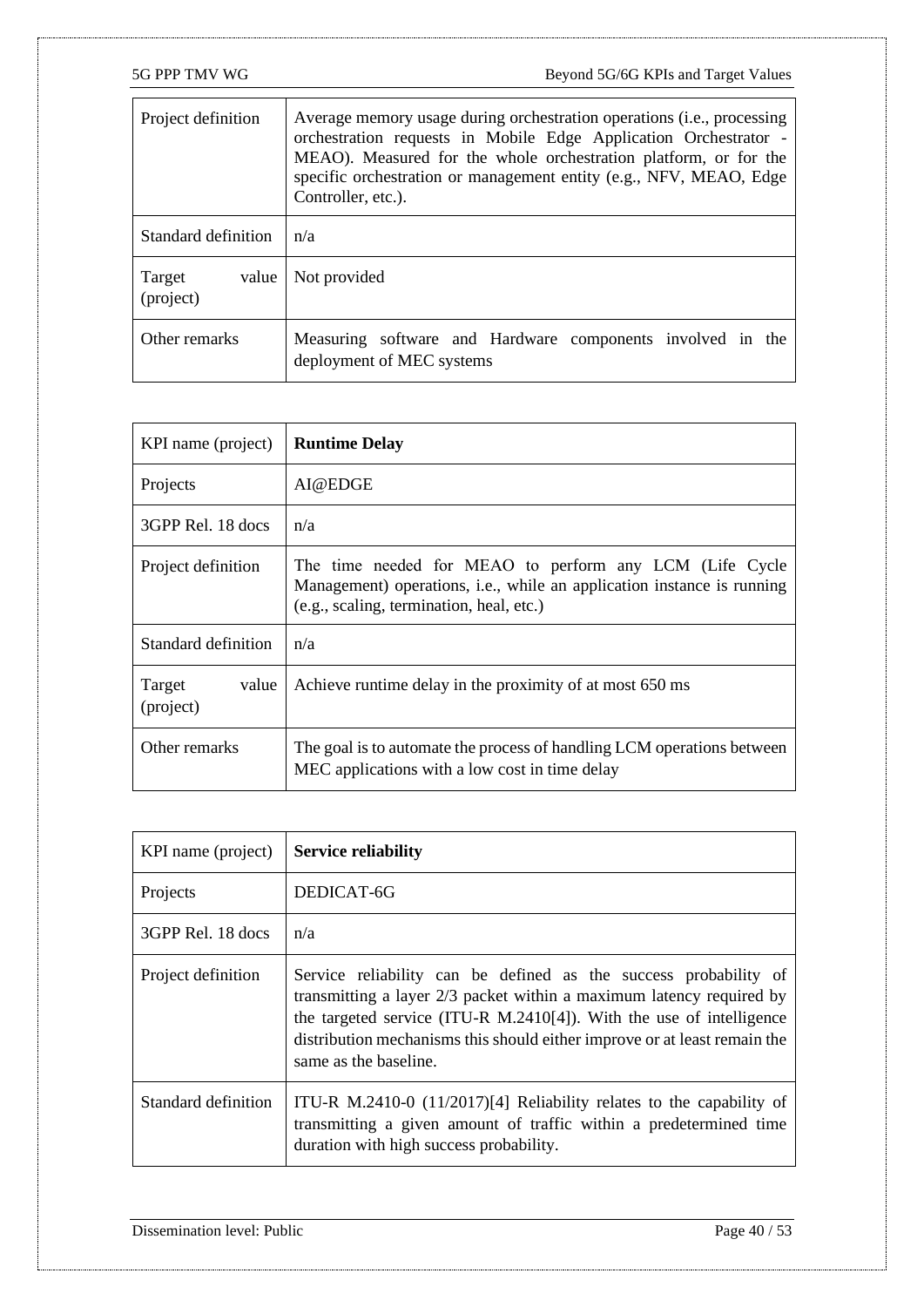| Project definition | Average memory usage during orchestration operations (i.e., processing orchestration requests in Mobile Edge Application Orchestrator - MEAO). Measured for the whole orchestration platform, or for the specific orchestration or management entity (e.g., NFV, MEAO, Edge Controller, etc.). |
|---|---|
| Standard definition | n/a |
| Target value (project) | Not provided |
| Other remarks | Measuring software and Hardware components involved in the deployment of MEC systems |

| KPI name (project) | **Runtime Delay** |
|---|---|
| Projects | AI@EDGE |
| 3GPP Rel. 18 docs | n/a |
| Project definition | The time needed for MEAO to perform any LCM (Life Cycle Management) operations, i.e., while an application instance is running (e.g., scaling, termination, heal, etc.) |
| Standard definition | n/a |
| Target value (project) | Achieve runtime delay in the proximity of at most 650 ms |
| Other remarks | The goal is to automate the process of handling LCM operations between MEC applications with a low cost in time delay |

| KPI name (project) | **Service reliability** |
|---|---|
| Projects | DEDICAT-6G |
| 3GPP Rel. 18 docs | n/a |
| Project definition | Service reliability can be defined as the success probability of transmitting a layer 2/3 packet within a maximum latency required by the targeted service (ITU-R M.2410[4]). With the use of intelligence distribution mechanisms this should either improve or at least remain the same as the baseline. |
| Standard definition | ITU-R M.2410-0 (11/2017)[4] Reliability relates to the capability of transmitting a given amount of traffic within a predetermined time duration with high success probability. |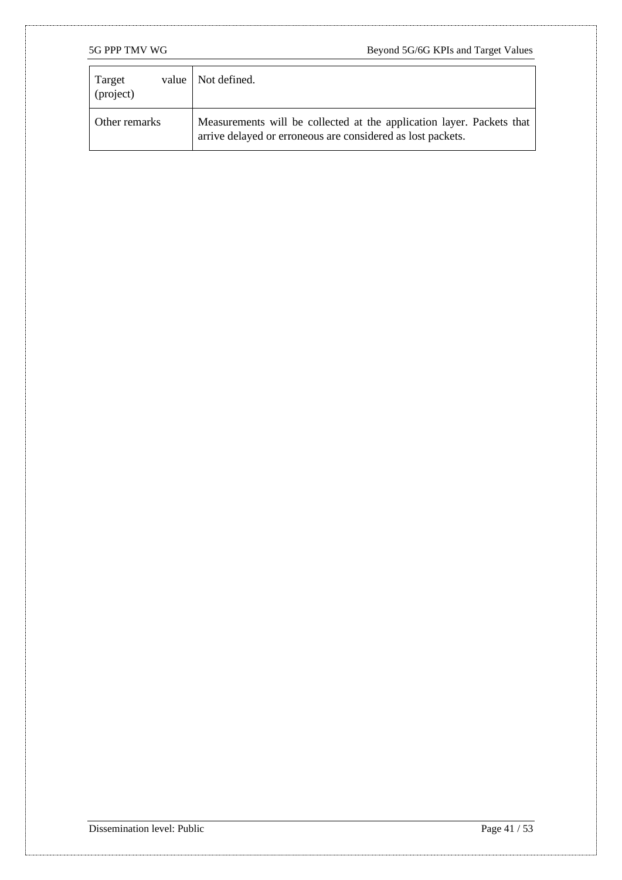| | |
|---|---|
| Target value (project) | Not defined. |
| Other remarks | Measurements will be collected at the application layer. Packets that arrive delayed or erroneous are considered as lost packets. |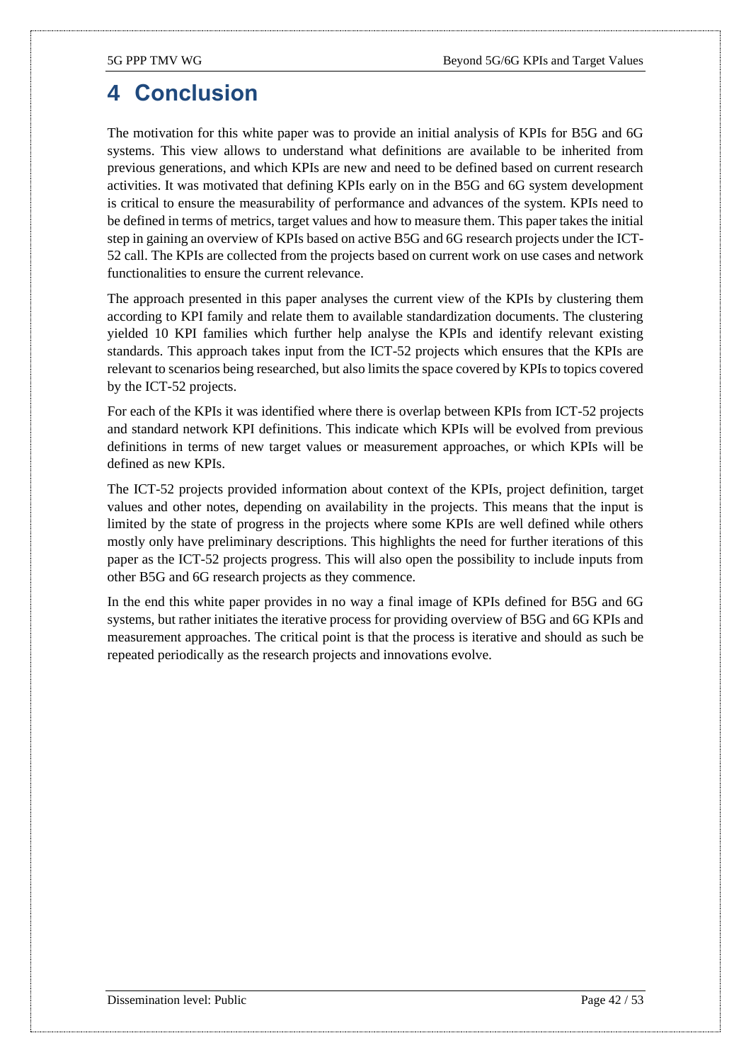# 4 Conclusion

The motivation for this white paper was to provide an initial analysis of KPIs for B5G and 6G systems. This view allows to understand what definitions are available to be inherited from previous generations, and which KPIs are new and need to be defined based on current research activities. It was motivated that defining KPIs early on in the B5G and 6G system development is critical to ensure the measurability of performance and advances of the system. KPIs need to be defined in terms of metrics, target values and how to measure them. This paper takes the initial step in gaining an overview of KPIs based on active B5G and 6G research projects under the ICT-52 call. The KPIs are collected from the projects based on current work on use cases and network functionalities to ensure the current relevance.

The approach presented in this paper analyses the current view of the KPIs by clustering them according to KPI family and relate them to available standardization documents. The clustering yielded 10 KPI families which further help analyse the KPIs and identify relevant existing standards. This approach takes input from the ICT-52 projects which ensures that the KPIs are relevant to scenarios being researched, but also limits the space covered by KPIs to topics covered by the ICT-52 projects.

For each of the KPIs it was identified where there is overlap between KPIs from ICT-52 projects and standard network KPI definitions. This indicate which KPIs will be evolved from previous definitions in terms of new target values or measurement approaches, or which KPIs will be defined as new KPIs.

The ICT-52 projects provided information about context of the KPIs, project definition, target values and other notes, depending on availability in the projects. This means that the input is limited by the state of progress in the projects where some KPIs are well defined while others mostly only have preliminary descriptions. This highlights the need for further iterations of this paper as the ICT-52 projects progress. This will also open the possibility to include inputs from other B5G and 6G research projects as they commence.

In the end this white paper provides in no way a final image of KPIs defined for B5G and 6G systems, but rather initiates the iterative process for providing overview of B5G and 6G KPIs and measurement approaches. The critical point is that the process is iterative and should as such be repeated periodically as the research projects and innovations evolve.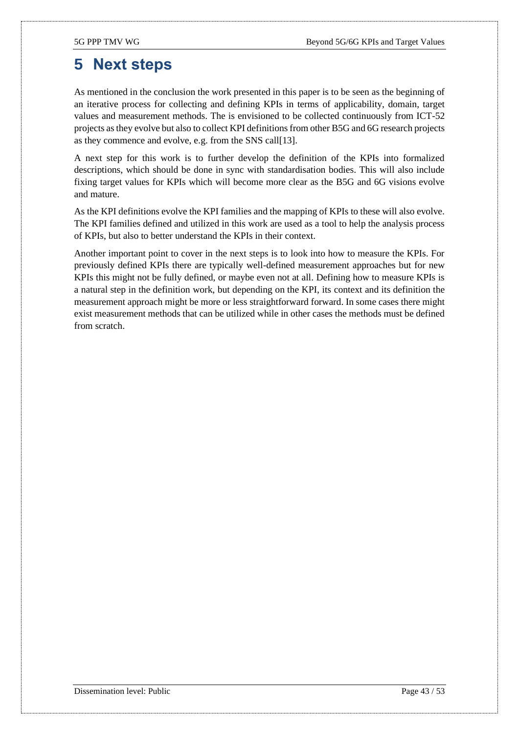# 5 Next steps

As mentioned in the conclusion the work presented in this paper is to be seen as the beginning of an iterative process for collecting and defining KPIs in terms of applicability, domain, target values and measurement methods. The is envisioned to be collected continuously from ICT-52 projects as they evolve but also to collect KPI definitions from other B5G and 6G research projects as they commence and evolve, e.g. from the SNS call[13].

A next step for this work is to further develop the definition of the KPIs into formalized descriptions, which should be done in sync with standardisation bodies. This will also include fixing target values for KPIs which will become more clear as the B5G and 6G visions evolve and mature.

As the KPI definitions evolve the KPI families and the mapping of KPIs to these will also evolve. The KPI families defined and utilized in this work are used as a tool to help the analysis process of KPIs, but also to better understand the KPIs in their context.

Another important point to cover in the next steps is to look into how to measure the KPIs. For previously defined KPIs there are typically well-defined measurement approaches but for new KPIs this might not be fully defined, or maybe even not at all. Defining how to measure KPIs is a natural step in the definition work, but depending on the KPI, its context and its definition the measurement approach might be more or less straightforward forward. In some cases there might exist measurement methods that can be utilized while in other cases the methods must be defined from scratch.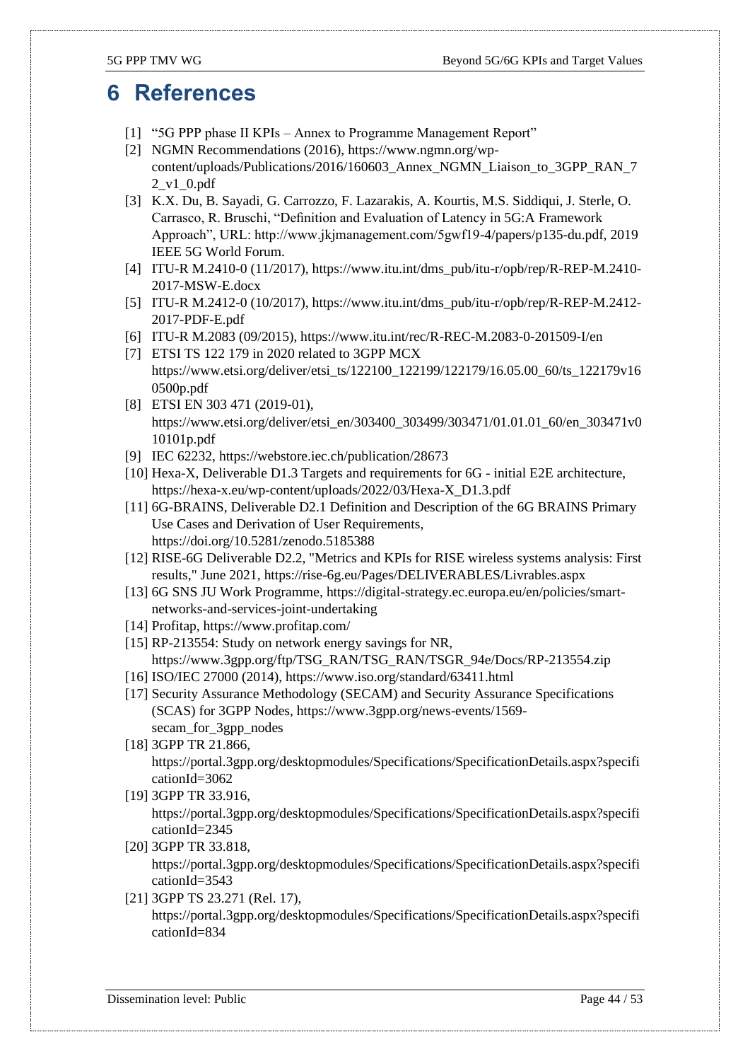# 6 References

[1] "5G PPP phase II KPIs – Annex to Programme Management Report"

[2] NGMN Recommendations (2016), https://www.ngmn.org/wp-content/uploads/Publications/2016/160603_Annex_NGMN_Liaison_to_3GPP_RAN_72_v1_0.pdf

[3] K.X. Du, B. Sayadi, G. Carrozzo, F. Lazarakis, A. Kourtis, M.S. Siddiqui, J. Sterle, O. Carrasco, R. Bruschi, "Definition and Evaluation of Latency in 5G:A Framework Approach", URL: http://www.jkjmanagement.com/5gwf19-4/papers/p135-du.pdf, 2019 IEEE 5G World Forum.

[4] ITU-R M.2410-0 (11/2017), https://www.itu.int/dms_pub/itu-r/opb/rep/R-REP-M.2410-2017-MSW-E.docx

[5] ITU-R M.2412-0 (10/2017), https://www.itu.int/dms_pub/itu-r/opb/rep/R-REP-M.2412-2017-PDF-E.pdf

[6] ITU-R M.2083 (09/2015), https://www.itu.int/rec/R-REC-M.2083-0-201509-I/en

[7] ETSI TS 122 179 in 2020 related to 3GPP MCX https://www.etsi.org/deliver/etsi_ts/122100_122199/122179/16.05.00_60/ts_122179v160500p.pdf

[8] ETSI EN 303 471 (2019-01), https://www.etsi.org/deliver/etsi_en/303400_303499/303471/01.01.01_60/en_303471v010101p.pdf

[9] IEC 62232, https://webstore.iec.ch/publication/28673

[10] Hexa-X, Deliverable D1.3 Targets and requirements for 6G - initial E2E architecture, https://hexa-x.eu/wp-content/uploads/2022/03/Hexa-X_D1.3.pdf

[11] 6G-BRAINS, Deliverable D2.1 Definition and Description of the 6G BRAINS Primary Use Cases and Derivation of User Requirements, https://doi.org/10.5281/zenodo.5185388

[12] RISE-6G Deliverable D2.2, "Metrics and KPIs for RISE wireless systems analysis: First results," June 2021, https://rise-6g.eu/Pages/DELIVERABLES/Livrables.aspx

[13] 6G SNS JU Work Programme, https://digital-strategy.ec.europa.eu/en/policies/smart-networks-and-services-joint-undertaking

[14] Profitap, https://www.profitap.com/

[15] RP-213554: Study on network energy savings for NR, https://www.3gpp.org/ftp/TSG_RAN/TSG_RAN/TSGR_94e/Docs/RP-213554.zip

[16] ISO/IEC 27000 (2014), https://www.iso.org/standard/63411.html

[17] Security Assurance Methodology (SECAM) and Security Assurance Specifications (SCAS) for 3GPP Nodes, https://www.3gpp.org/news-events/1569-secam_for_3gpp_nodes

[18] 3GPP TR 21.866, https://portal.3gpp.org/desktopmodules/Specifications/SpecificationDetails.aspx?specificationId=3062

[19] 3GPP TR 33.916, https://portal.3gpp.org/desktopmodules/Specifications/SpecificationDetails.aspx?specificationId=2345

[20] 3GPP TR 33.818, https://portal.3gpp.org/desktopmodules/Specifications/SpecificationDetails.aspx?specificationId=3543

[21] 3GPP TS 23.271 (Rel. 17), https://portal.3gpp.org/desktopmodules/Specifications/SpecificationDetails.aspx?specificationId=834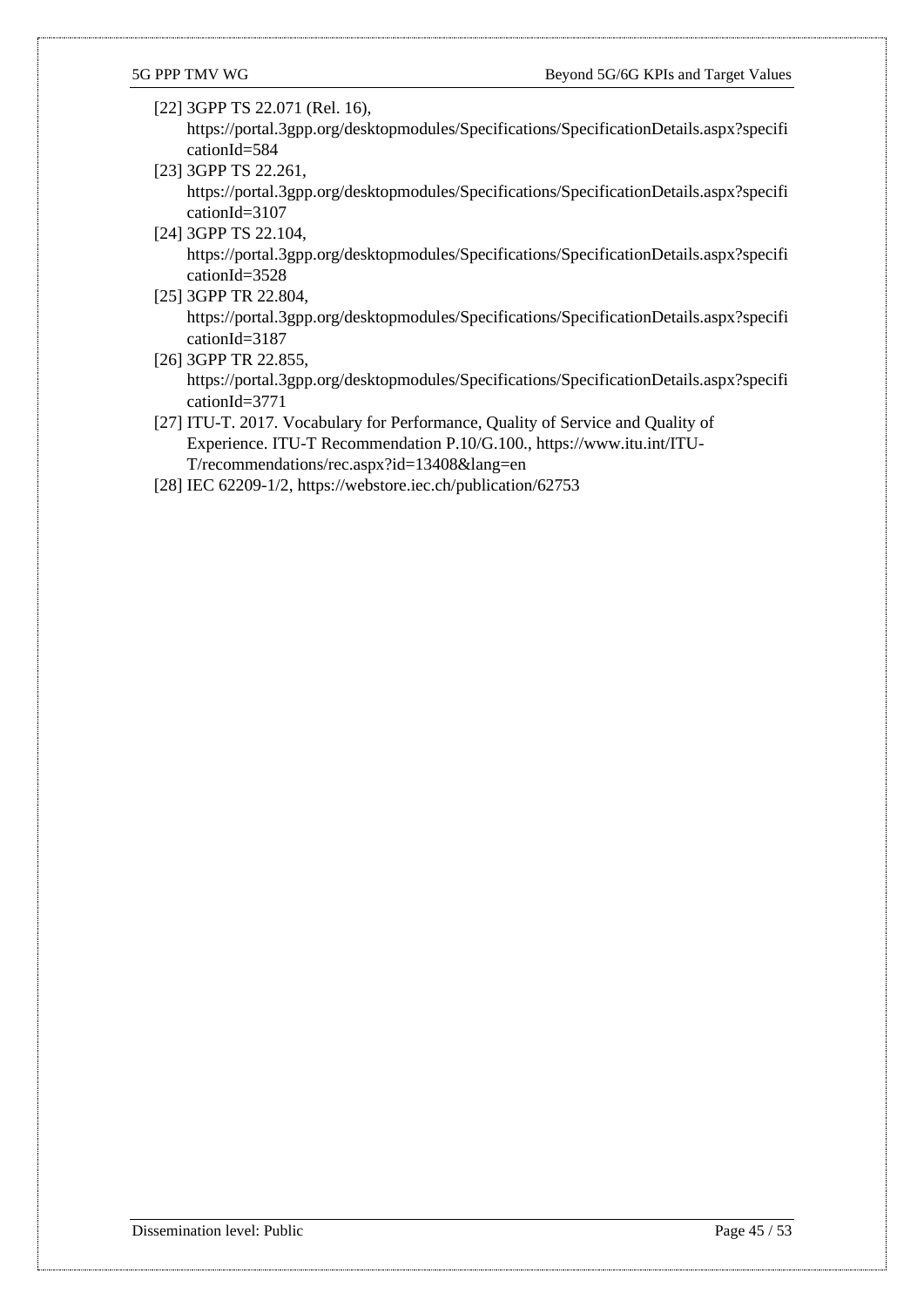[22] 3GPP TS 22.071 (Rel. 16), https://portal.3gpp.org/desktopmodules/Specifications/SpecificationDetails.aspx?specificationId=584

[23] 3GPP TS 22.261, https://portal.3gpp.org/desktopmodules/Specifications/SpecificationDetails.aspx?specificationId=3107

[24] 3GPP TS 22.104, https://portal.3gpp.org/desktopmodules/Specifications/SpecificationDetails.aspx?specificationId=3528

[25] 3GPP TR 22.804, https://portal.3gpp.org/desktopmodules/Specifications/SpecificationDetails.aspx?specificationId=3187

[26] 3GPP TR 22.855, https://portal.3gpp.org/desktopmodules/Specifications/SpecificationDetails.aspx?specificationId=3771

[27] ITU-T. 2017. Vocabulary for Performance, Quality of Service and Quality of Experience. ITU-T Recommendation P.10/G.100., https://www.itu.int/ITU-T/recommendations/rec.aspx?id=13408&lang=en

[28] IEC 62209-1/2, https://webstore.iec.ch/publication/62753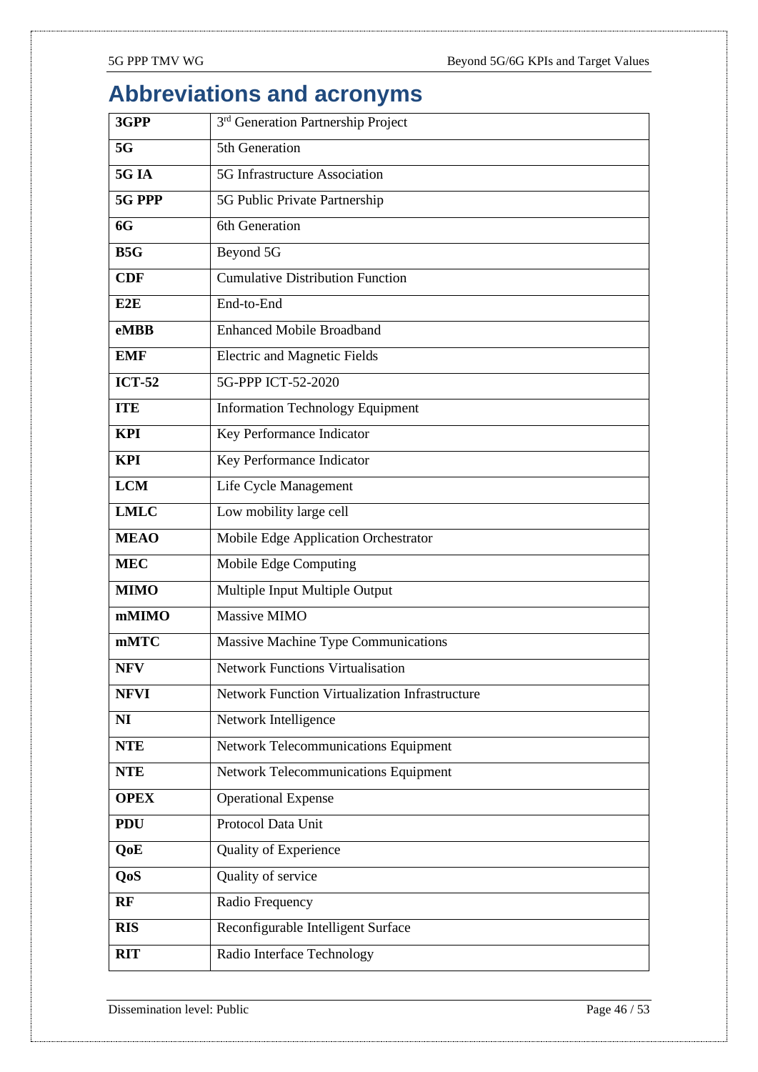# Abbreviations and acronyms

| | |
|---|---|
| **3GPP** | 3rd Generation Partnership Project |
| **5G** | 5th Generation |
| **5G IA** | 5G Infrastructure Association |
| **5G PPP** | 5G Public Private Partnership |
| **6G** | 6th Generation |
| **B5G** | Beyond 5G |
| **CDF** | Cumulative Distribution Function |
| **E2E** | End-to-End |
| **eMBB** | Enhanced Mobile Broadband |
| **EMF** | Electric and Magnetic Fields |
| **ICT-52** | 5G-PPP ICT-52-2020 |
| **ITE** | Information Technology Equipment |
| **KPI** | Key Performance Indicator |
| **KPI** | Key Performance Indicator |
| **LCM** | Life Cycle Management |
| **LMLC** | Low mobility large cell |
| **MEAO** | Mobile Edge Application Orchestrator |
| **MEC** | Mobile Edge Computing |
| **MIMO** | Multiple Input Multiple Output |
| **mMIMO** | Massive MIMO |
| **mMTC** | Massive Machine Type Communications |
| **NFV** | Network Functions Virtualisation |
| **NFVI** | Network Function Virtualization Infrastructure |
| **NI** | Network Intelligence |
| **NTE** | Network Telecommunications Equipment |
| **NTE** | Network Telecommunications Equipment |
| **OPEX** | Operational Expense |
| **PDU** | Protocol Data Unit |
| **QoE** | Quality of Experience |
| **QoS** | Quality of service |
| **RF** | Radio Frequency |
| **RIS** | Reconfigurable Intelligent Surface |
| **RIT** | Radio Interface Technology |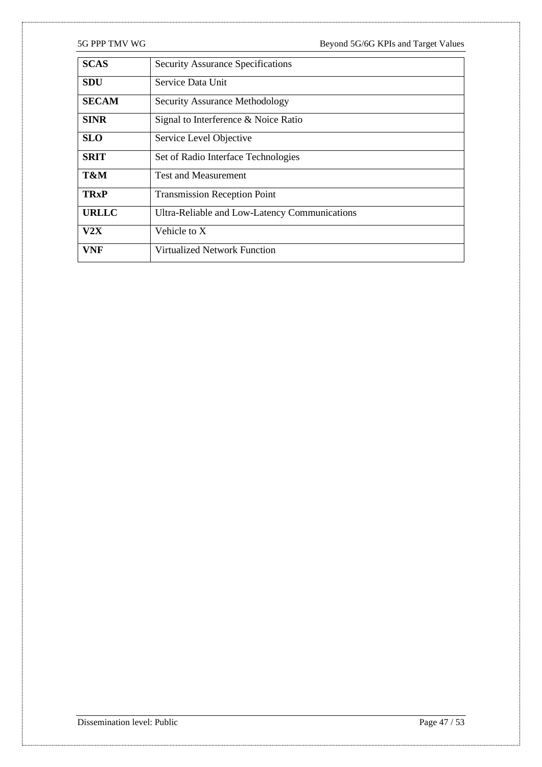| | |
|---|---|
| **SCAS** | Security Assurance Specifications |
| **SDU** | Service Data Unit |
| **SECAM** | Security Assurance Methodology |
| **SINR** | Signal to Interference & Noice Ratio |
| **SLO** | Service Level Objective |
| **SRIT** | Set of Radio Interface Technologies |
| **T&M** | Test and Measurement |
| **TRxP** | Transmission Reception Point |
| **URLLC** | Ultra-Reliable and Low-Latency Communications |
| **V2X** | Vehicle to X |
| **VNF** | Virtualized Network Function |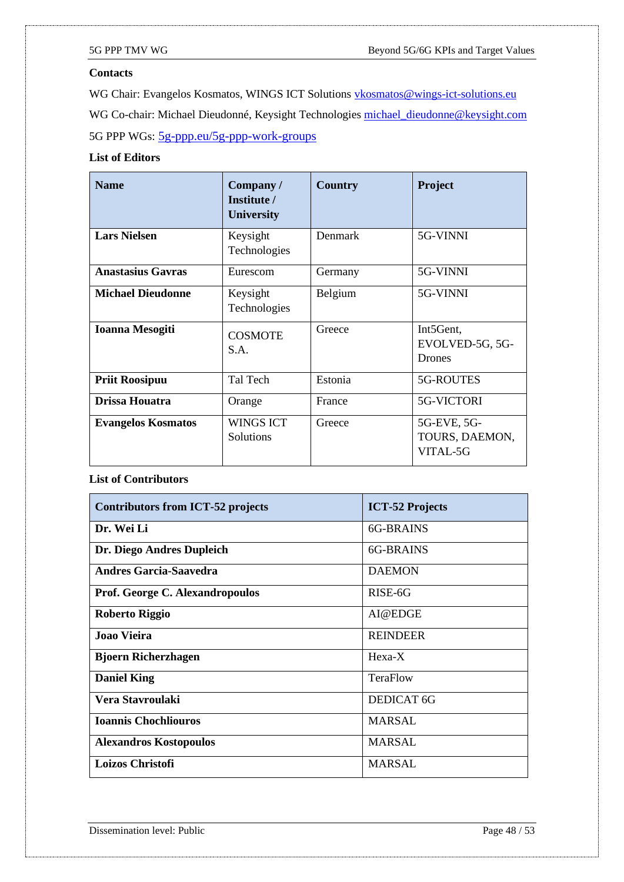**Contacts**

WG Chair: Evangelos Kosmatos, WINGS ICT Solutions vkosmatos@wings-ict-solutions.eu

WG Co-chair: Michael Dieudonné, Keysight Technologies michael_dieudonne@keysight.com

5G PPP WGs: 5g-ppp.eu/5g-ppp-work-groups

**List of Editors**

| Name | Company / Institute / University | Country | Project |
|---|---|---|---|
| **Lars Nielsen** | Keysight Technologies | Denmark | 5G-VINNI |
| **Anastasius Gavras** | Eurescom | Germany | 5G-VINNI |
| **Michael Dieudonne** | Keysight Technologies | Belgium | 5G-VINNI |
| **Ioanna Mesogiti** | COSMOTE S.A. | Greece | Int5Gent, EVOLVED-5G, 5G-Drones |
| **Priit Roosipuu** | Tal Tech | Estonia | 5G-ROUTES |
| **Drissa Houatra** | Orange | France | 5G-VICTORI |
| **Evangelos Kosmatos** | WINGS ICT Solutions | Greece | 5G-EVE, 5G-TOURS, DAEMON, VITAL-5G |

**List of Contributors**

| Contributors from ICT-52 projects | ICT-52 Projects |
|---|---|
| **Dr. Wei Li** | 6G-BRAINS |
| **Dr. Diego Andres Dupleich** | 6G-BRAINS |
| **Andres Garcia-Saavedra** | DAEMON |
| **Prof. George C. Alexandropoulos** | RISE-6G |
| **Roberto Riggio** | AI@EDGE |
| **Joao Vieira** | REINDEER |
| **Bjoern Richerzhagen** | Hexa-X |
| **Daniel King** | TeraFlow |
| **Vera Stavroulaki** | DEDICAT 6G |
| **Ioannis Chochliouros** | MARSAL |
| **Alexandros Kostopoulos** | MARSAL |
| **Loizos Christofi** | MARSAL |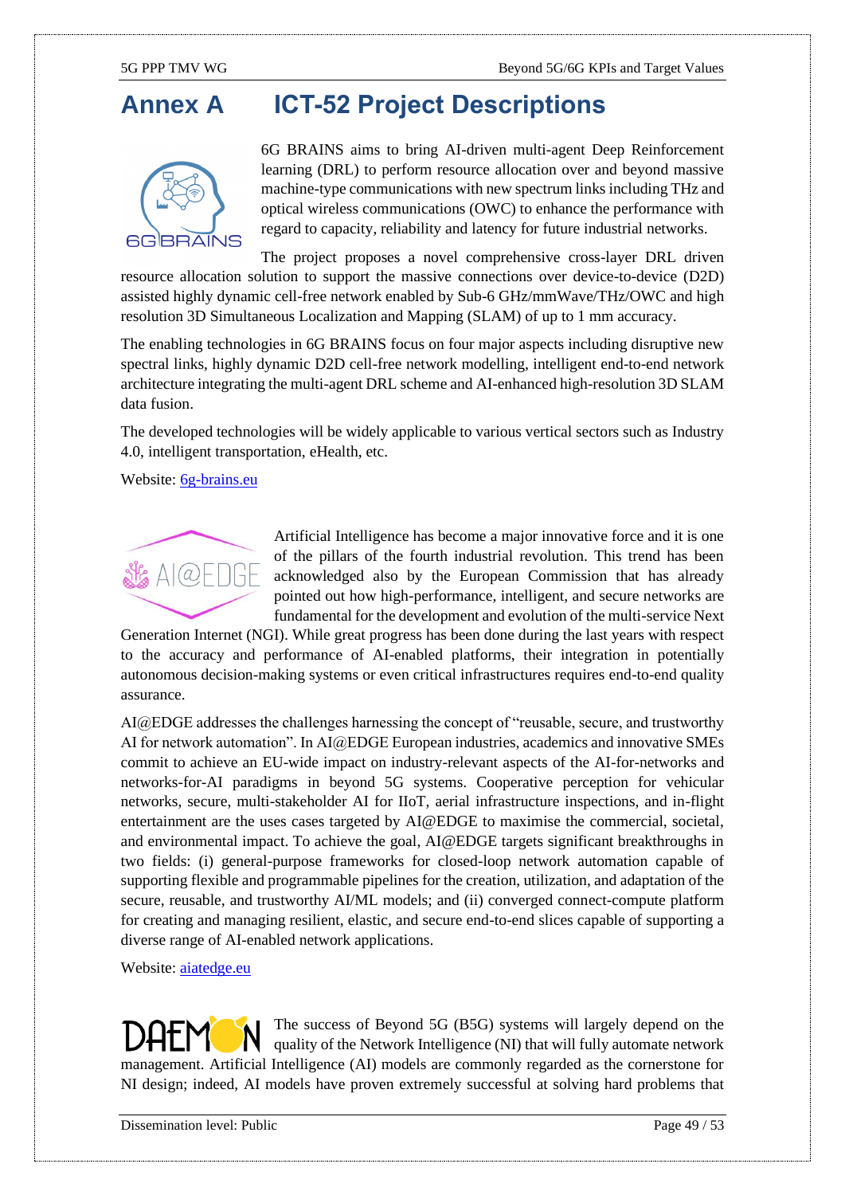# Annex A ICT-52 Project Descriptions

6G BRAINS aims to bring AI-driven multi-agent Deep Reinforcement learning (DRL) to perform resource allocation over and beyond massive machine-type communications with new spectrum links including THz and optical wireless communications (OWC) to enhance the performance with regard to capacity, reliability and latency for future industrial networks.

The project proposes a novel comprehensive cross-layer DRL driven resource allocation solution to support the massive connections over device-to-device (D2D) assisted highly dynamic cell-free network enabled by Sub-6 GHz/mmWave/THz/OWC and high resolution 3D Simultaneous Localization and Mapping (SLAM) of up to 1 mm accuracy.

The enabling technologies in 6G BRAINS focus on four major aspects including disruptive new spectral links, highly dynamic D2D cell-free network modelling, intelligent end-to-end network architecture integrating the multi-agent DRL scheme and AI-enhanced high-resolution 3D SLAM data fusion.

The developed technologies will be widely applicable to various vertical sectors such as Industry 4.0, intelligent transportation, eHealth, etc.

Website: [6g-brains.eu](6g-brains.eu)

Artificial Intelligence has become a major innovative force and it is one of the pillars of the fourth industrial revolution. This trend has been acknowledged also by the European Commission that has already pointed out how high-performance, intelligent, and secure networks are fundamental for the development and evolution of the multi-service Next Generation Internet (NGI). While great progress has been done during the last years with respect to the accuracy and performance of AI-enabled platforms, their integration in potentially autonomous decision-making systems or even critical infrastructures requires end-to-end quality assurance.

AI@EDGE addresses the challenges harnessing the concept of "reusable, secure, and trustworthy AI for network automation". In AI@EDGE European industries, academics and innovative SMEs commit to achieve an EU-wide impact on industry-relevant aspects of the AI-for-networks and networks-for-AI paradigms in beyond 5G systems. Cooperative perception for vehicular networks, secure, multi-stakeholder AI for IIoT, aerial infrastructure inspections, and in-flight entertainment are the uses cases targeted by AI@EDGE to maximise the commercial, societal, and environmental impact. To achieve the goal, AI@EDGE targets significant breakthroughs in two fields: (i) general-purpose frameworks for closed-loop network automation capable of supporting flexible and programmable pipelines for the creation, utilization, and adaptation of the secure, reusable, and trustworthy AI/ML models; and (ii) converged connect-compute platform for creating and managing resilient, elastic, and secure end-to-end slices capable of supporting a diverse range of AI-enabled network applications.

Website: [aiatedge.eu](aiatedge.eu)

The success of Beyond 5G (B5G) systems will largely depend on the quality of the Network Intelligence (NI) that will fully automate network management. Artificial Intelligence (AI) models are commonly regarded as the cornerstone for NI design; indeed, AI models have proven extremely successful at solving hard problems that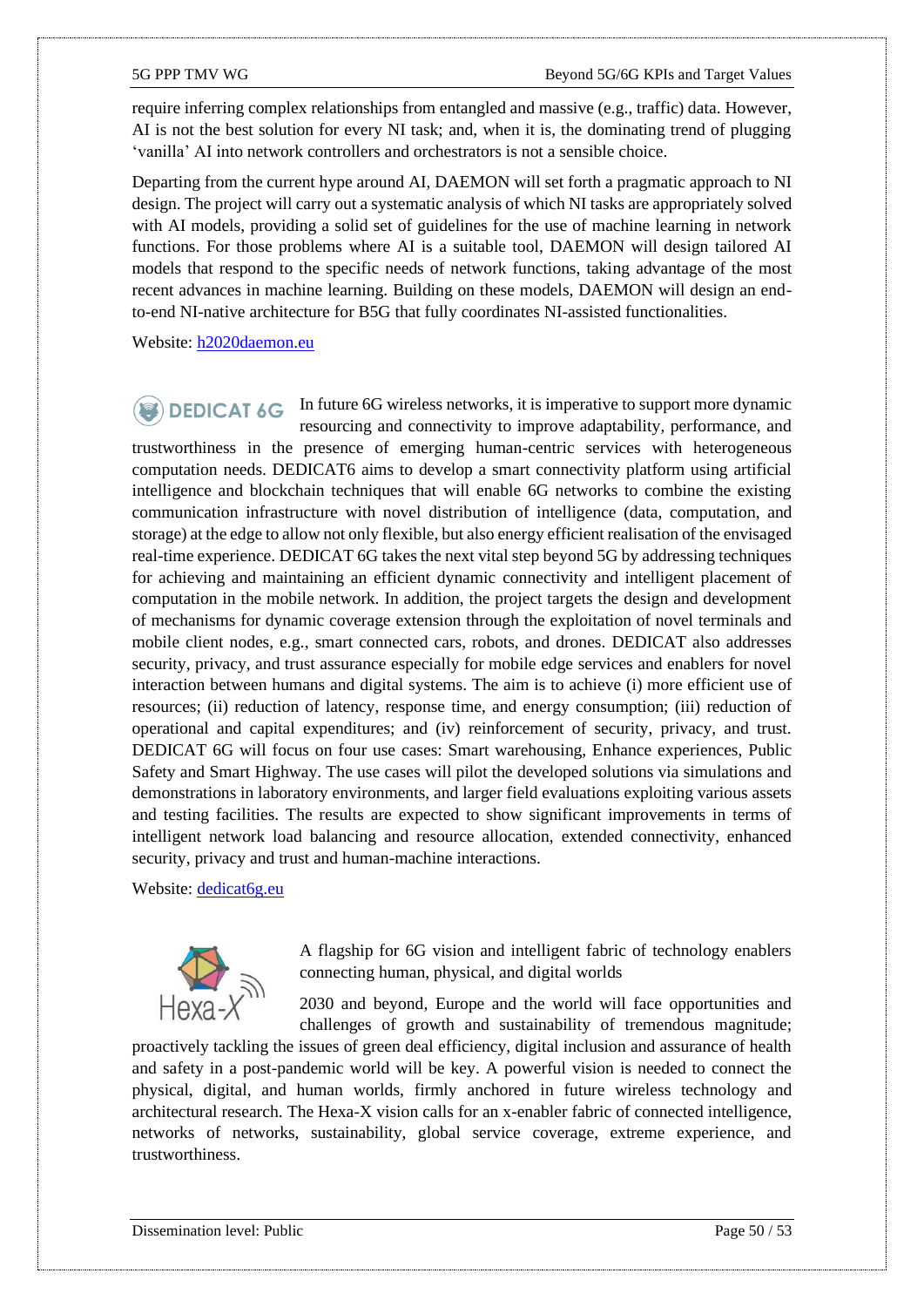require inferring complex relationships from entangled and massive (e.g., traffic) data. However, AI is not the best solution for every NI task; and, when it is, the dominating trend of plugging 'vanilla' AI into network controllers and orchestrators is not a sensible choice.

Departing from the current hype around AI, DAEMON will set forth a pragmatic approach to NI design. The project will carry out a systematic analysis of which NI tasks are appropriately solved with AI models, providing a solid set of guidelines for the use of machine learning in network functions. For those problems where AI is a suitable tool, DAEMON will design tailored AI models that respond to the specific needs of network functions, taking advantage of the most recent advances in machine learning. Building on these models, DAEMON will design an end-to-end NI-native architecture for B5G that fully coordinates NI-assisted functionalities.

Website: [h2020daemon.eu](h2020daemon.eu)

DEDICAT 6G

In future 6G wireless networks, it is imperative to support more dynamic resourcing and connectivity to improve adaptability, performance, and trustworthiness in the presence of emerging human-centric services with heterogeneous computation needs. DEDICAT6 aims to develop a smart connectivity platform using artificial intelligence and blockchain techniques that will enable 6G networks to combine the existing communication infrastructure with novel distribution of intelligence (data, computation, and storage) at the edge to allow not only flexible, but also energy efficient realisation of the envisaged real-time experience. DEDICAT 6G takes the next vital step beyond 5G by addressing techniques for achieving and maintaining an efficient dynamic connectivity and intelligent placement of computation in the mobile network. In addition, the project targets the design and development of mechanisms for dynamic coverage extension through the exploitation of novel terminals and mobile client nodes, e.g., smart connected cars, robots, and drones. DEDICAT also addresses security, privacy, and trust assurance especially for mobile edge services and enablers for novel interaction between humans and digital systems. The aim is to achieve (i) more efficient use of resources; (ii) reduction of latency, response time, and energy consumption; (iii) reduction of operational and capital expenditures; and (iv) reinforcement of security, privacy, and trust. DEDICAT 6G will focus on four use cases: Smart warehousing, Enhance experiences, Public Safety and Smart Highway. The use cases will pilot the developed solutions via simulations and demonstrations in laboratory environments, and larger field evaluations exploiting various assets and testing facilities. The results are expected to show significant improvements in terms of intelligent network load balancing and resource allocation, extended connectivity, enhanced security, privacy and trust and human-machine interactions.

Website: [dedicat6g.eu](dedicat6g.eu)

Hexa-X

A flagship for 6G vision and intelligent fabric of technology enablers connecting human, physical, and digital worlds

2030 and beyond, Europe and the world will face opportunities and challenges of growth and sustainability of tremendous magnitude; proactively tackling the issues of green deal efficiency, digital inclusion and assurance of health and safety in a post-pandemic world will be key. A powerful vision is needed to connect the physical, digital, and human worlds, firmly anchored in future wireless technology and architectural research. The Hexa-X vision calls for an x-enabler fabric of connected intelligence, networks of networks, sustainability, global service coverage, extreme experience, and trustworthiness.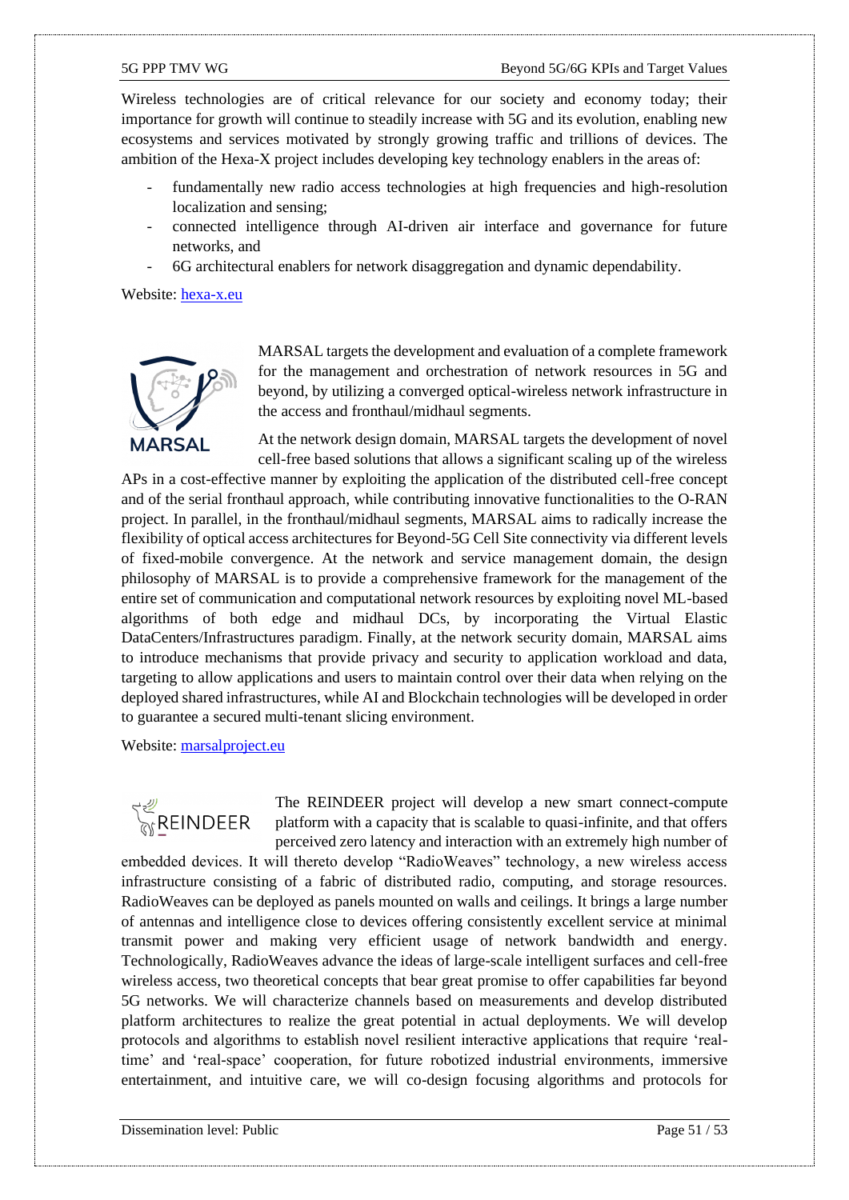Wireless technologies are of critical relevance for our society and economy today; their importance for growth will continue to steadily increase with 5G and its evolution, enabling new ecosystems and services motivated by strongly growing traffic and trillions of devices. The ambition of the Hexa-X project includes developing key technology enablers in the areas of:

- fundamentally new radio access technologies at high frequencies and high-resolution localization and sensing;
- connected intelligence through AI-driven air interface and governance for future networks, and
- 6G architectural enablers for network disaggregation and dynamic dependability.

Website: [hexa-x.eu](hexa-x.eu)

MARSAL

MARSAL targets the development and evaluation of a complete framework for the management and orchestration of network resources in 5G and beyond, by utilizing a converged optical-wireless network infrastructure in the access and fronthaul/midhaul segments.

At the network design domain, MARSAL targets the development of novel cell-free based solutions that allows a significant scaling up of the wireless APs in a cost-effective manner by exploiting the application of the distributed cell-free concept and of the serial fronthaul approach, while contributing innovative functionalities to the O-RAN project. In parallel, in the fronthaul/midhaul segments, MARSAL aims to radically increase the flexibility of optical access architectures for Beyond-5G Cell Site connectivity via different levels of fixed-mobile convergence. At the network and service management domain, the design philosophy of MARSAL is to provide a comprehensive framework for the management of the entire set of communication and computational network resources by exploiting novel ML-based algorithms of both edge and midhaul DCs, by incorporating the Virtual Elastic DataCenters/Infrastructures paradigm. Finally, at the network security domain, MARSAL aims to introduce mechanisms that provide privacy and security to application workload and data, targeting to allow applications and users to maintain control over their data when relying on the deployed shared infrastructures, while AI and Blockchain technologies will be developed in order to guarantee a secured multi-tenant slicing environment.

Website: [marsalproject.eu](marsalproject.eu)

REINDEER

The REINDEER project will develop a new smart connect-compute platform with a capacity that is scalable to quasi-infinite, and that offers perceived zero latency and interaction with an extremely high number of embedded devices. It will thereto develop "RadioWeaves" technology, a new wireless access infrastructure consisting of a fabric of distributed radio, computing, and storage resources. RadioWeaves can be deployed as panels mounted on walls and ceilings. It brings a large number of antennas and intelligence close to devices offering consistently excellent service at minimal transmit power and making very efficient usage of network bandwidth and energy. Technologically, RadioWeaves advance the ideas of large-scale intelligent surfaces and cell-free wireless access, two theoretical concepts that bear great promise to offer capabilities far beyond 5G networks. We will characterize channels based on measurements and develop distributed platform architectures to realize the great potential in actual deployments. We will develop protocols and algorithms to establish novel resilient interactive applications that require 'real-time' and 'real-space' cooperation, for future robotized industrial environments, immersive entertainment, and intuitive care, we will co-design focusing algorithms and protocols for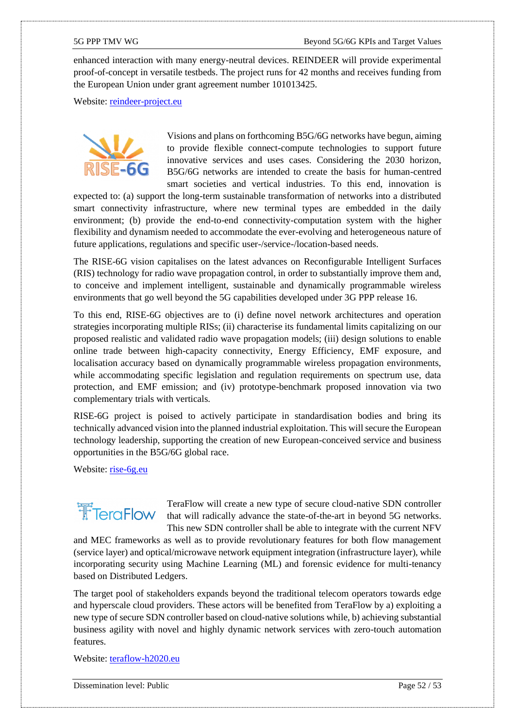enhanced interaction with many energy-neutral devices. REINDEER will provide experimental proof-of-concept in versatile testbeds. The project runs for 42 months and receives funding from the European Union under grant agreement number 101013425.

Website: [reindeer-project.eu](reindeer-project.eu)

Visions and plans on forthcoming B5G/6G networks have begun, aiming to provide flexible connect-compute technologies to support future innovative services and uses cases. Considering the 2030 horizon, B5G/6G networks are intended to create the basis for human-centred smart societies and vertical industries. To this end, innovation is expected to: (a) support the long-term sustainable transformation of networks into a distributed smart connectivity infrastructure, where new terminal types are embedded in the daily environment; (b) provide the end-to-end connectivity-computation system with the higher flexibility and dynamism needed to accommodate the ever-evolving and heterogeneous nature of future applications, regulations and specific user-/service-/location-based needs.

The RISE-6G vision capitalises on the latest advances on Reconfigurable Intelligent Surfaces (RIS) technology for radio wave propagation control, in order to substantially improve them and, to conceive and implement intelligent, sustainable and dynamically programmable wireless environments that go well beyond the 5G capabilities developed under 3G PPP release 16.

To this end, RISE-6G objectives are to (i) define novel network architectures and operation strategies incorporating multiple RISs; (ii) characterise its fundamental limits capitalizing on our proposed realistic and validated radio wave propagation models; (iii) design solutions to enable online trade between high-capacity connectivity, Energy Efficiency, EMF exposure, and localisation accuracy based on dynamically programmable wireless propagation environments, while accommodating specific legislation and regulation requirements on spectrum use, data protection, and EMF emission; and (iv) prototype-benchmark proposed innovation via two complementary trials with verticals.

RISE-6G project is poised to actively participate in standardisation bodies and bring its technically advanced vision into the planned industrial exploitation. This will secure the European technology leadership, supporting the creation of new European-conceived service and business opportunities in the B5G/6G global race.

Website: [rise-6g.eu](rise-6g.eu)

TeraFlow will create a new type of secure cloud-native SDN controller that will radically advance the state-of-the-art in beyond 5G networks. This new SDN controller shall be able to integrate with the current NFV and MEC frameworks as well as to provide revolutionary features for both flow management (service layer) and optical/microwave network equipment integration (infrastructure layer), while incorporating security using Machine Learning (ML) and forensic evidence for multi-tenancy based on Distributed Ledgers.

The target pool of stakeholders expands beyond the traditional telecom operators towards edge and hyperscale cloud providers. These actors will be benefited from TeraFlow by a) exploiting a new type of secure SDN controller based on cloud-native solutions while, b) achieving substantial business agility with novel and highly dynamic network services with zero-touch automation features.

Website: [teraflow-h2020.eu](teraflow-h2020.eu)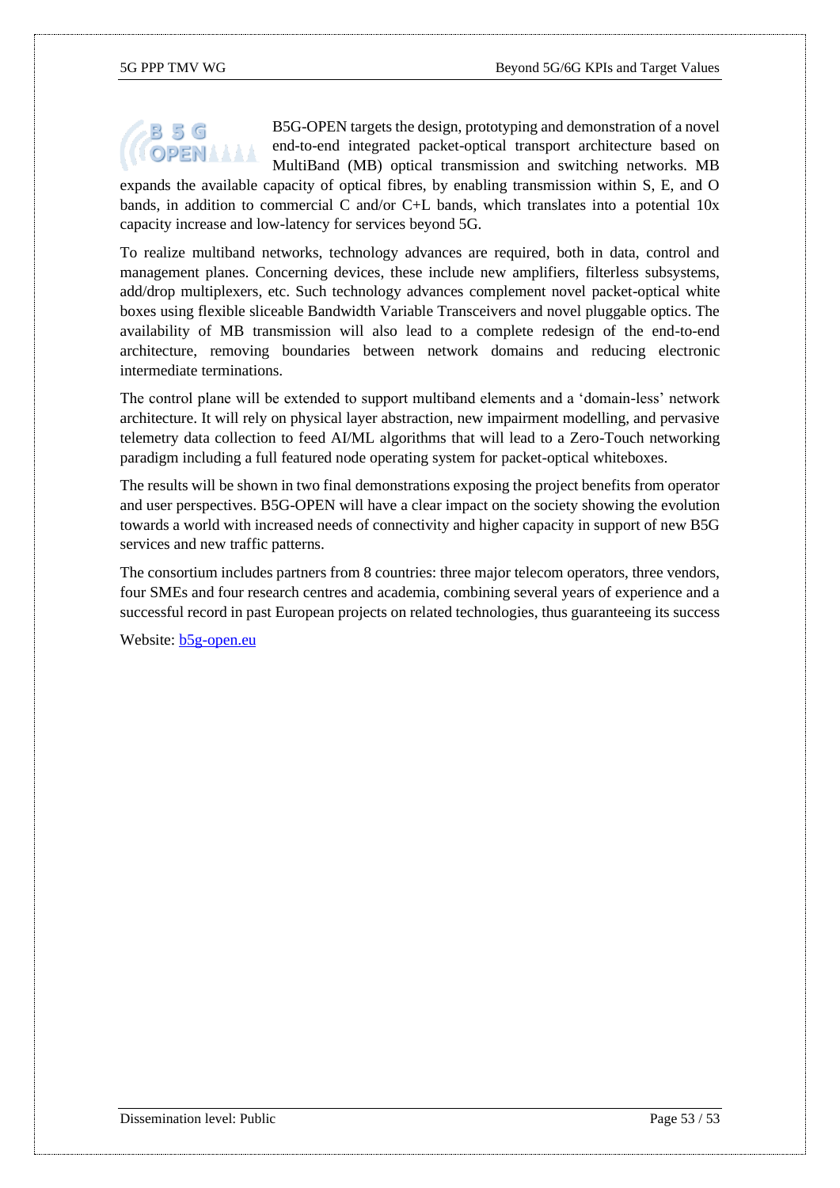B5G-OPEN targets the design, prototyping and demonstration of a novel end-to-end integrated packet-optical transport architecture based on MultiBand (MB) optical transmission and switching networks. MB expands the available capacity of optical fibres, by enabling transmission within S, E, and O bands, in addition to commercial C and/or C+L bands, which translates into a potential 10x capacity increase and low-latency for services beyond 5G.

To realize multiband networks, technology advances are required, both in data, control and management planes. Concerning devices, these include new amplifiers, filterless subsystems, add/drop multiplexers, etc. Such technology advances complement novel packet-optical white boxes using flexible sliceable Bandwidth Variable Transceivers and novel pluggable optics. The availability of MB transmission will also lead to a complete redesign of the end-to-end architecture, removing boundaries between network domains and reducing electronic intermediate terminations.

The control plane will be extended to support multiband elements and a 'domain-less' network architecture. It will rely on physical layer abstraction, new impairment modelling, and pervasive telemetry data collection to feed AI/ML algorithms that will lead to a Zero-Touch networking paradigm including a full featured node operating system for packet-optical whiteboxes.

The results will be shown in two final demonstrations exposing the project benefits from operator and user perspectives. B5G-OPEN will have a clear impact on the society showing the evolution towards a world with increased needs of connectivity and higher capacity in support of new B5G services and new traffic patterns.

The consortium includes partners from 8 countries: three major telecom operators, three vendors, four SMEs and four research centres and academia, combining several years of experience and a successful record in past European projects on related technologies, thus guaranteeing its success

Website: [b5g-open.eu](b5g-open.eu)